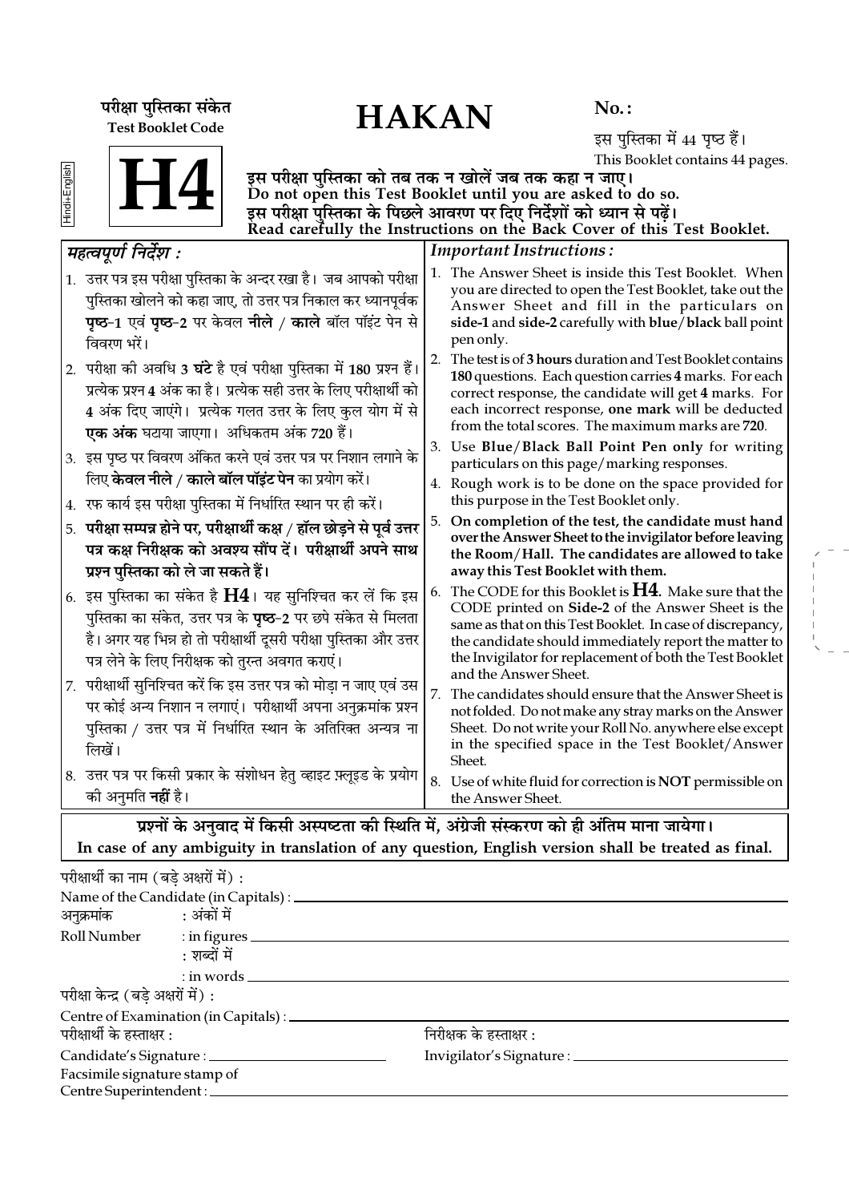परीक्षा पुस्तिका संकेत
Test Booklet Code

# HAKAN

No.:

इस पुस्तिका में 44 पृष्ठ हैं।
This Booklet contains 44 pages.

Hindi+English

# H4

**इस परीक्षा पुस्तिका को तब तक न खोलें जब तक कहा न जाए।**
**Do not open this Test Booklet until you are asked to do so.**
**इस परीक्षा पुस्तिका के पिछले आवरण पर दिए निर्देशों को ध्यान से पढ़ें।**
**Read carefully the Instructions on the Back Cover of this Test Booklet.**

### *महत्वपूर्ण निर्देश :*

1. उत्तर पत्र इस परीक्षा पुस्तिका के अन्दर रखा है। जब आपको परीक्षा पुस्तिका खोलने को कहा जाए, तो उत्तर पत्र निकाल कर ध्यानपूर्वक **पृष्ठ-1** एवं **पृष्ठ-2** पर केवल **नीले** / **काले** बॉल पॉइंट पेन से विवरण भरें।
2. परीक्षा की अवधि **3 घंटे** है एवं परीक्षा पुस्तिका में **180** प्रश्न हैं। प्रत्येक प्रश्न **4** अंक का है। प्रत्येक सही उत्तर के लिए परीक्षार्थी को **4** अंक दिए जाएंगे। प्रत्येक गलत उत्तर के लिए कुल योग में से **एक अंक** घटाया जाएगा। अधिकतम अंक **720** हैं।
3. इस पृष्ठ पर विवरण अंकित करने एवं उत्तर पत्र पर निशान लगाने के लिए **केवल नीले / काले बॉल पॉइंट पेन** का प्रयोग करें।
4. रफ कार्य इस परीक्षा पुस्तिका में निर्धारित स्थान पर ही करें।
5. **परीक्षा सम्पन्न होने पर, परीक्षार्थी कक्ष / हॉल छोड़ने से पूर्व उत्तर पत्र कक्ष निरीक्षक को अवश्य सौंप दें। परीक्षार्थी अपने साथ प्रश्न पुस्तिका को ले जा सकते हैं।**
6. इस पुस्तिका का संकेत है **H4**। यह सुनिश्चित कर लें कि इस पुस्तिका का संकेत, उत्तर पत्र के **पृष्ठ-2** पर छपे संकेत से मिलता है। अगर यह भिन्न हो तो परीक्षार्थी दूसरी परीक्षा पुस्तिका और उत्तर पत्र लेने के लिए निरीक्षक को तुरन्त अवगत कराएं।
7. परीक्षार्थी सुनिश्चित करें कि इस उत्तर पत्र को मोड़ा न जाए एवं उस पर कोई अन्य निशान न लगाएं। परीक्षार्थी अपना अनुक्रमांक प्रश्न पुस्तिका / उत्तर पत्र में निर्धारित स्थान के अतिरिक्त अन्यत्र ना लिखें।
8. उत्तर पत्र पर किसी प्रकार के संशोधन हेतु व्हाइट फ़्लूइड के प्रयोग की अनुमति **नहीं** है।

### *Important Instructions :*

1. The Answer Sheet is inside this Test Booklet. When you are directed to open the Test Booklet, take out the Answer Sheet and fill in the particulars on **side-1** and **side-2** carefully with **blue**/**black** ball point pen only.
2. The test is of **3 hours** duration and Test Booklet contains **180** questions. Each question carries **4** marks. For each correct response, the candidate will get **4** marks. For each incorrect response, **one mark** will be deducted from the total scores. The maximum marks are **720**.
3. Use **Blue/Black Ball Point Pen only** for writing particulars on this page/marking responses.
4. Rough work is to be done on the space provided for this purpose in the Test Booklet only.
5. **On completion of the test, the candidate must hand over the Answer Sheet to the invigilator before leaving the Room/Hall. The candidates are allowed to take away this Test Booklet with them.**
6. The CODE for this Booklet is **H4**. Make sure that the CODE printed on **Side-2** of the Answer Sheet is the same as that on this Test Booklet. In case of discrepancy, the candidate should immediately report the matter to the Invigilator for replacement of both the Test Booklet and the Answer Sheet.
7. The candidates should ensure that the Answer Sheet is not folded. Do not make any stray marks on the Answer Sheet. Do not write your Roll No. anywhere else except in the specified space in the Test Booklet/Answer Sheet.
8. Use of white fluid for correction is **NOT** permissible on the Answer Sheet.

**प्रश्नों के अनुवाद में किसी अस्पष्टता की स्थिति में, अंग्रेजी संस्करण को ही अंतिम माना जायेगा।**
**In case of any ambiguity in translation of any question, English version shall be treated as final.**

परीक्षार्थी का नाम (बड़े अक्षरों में) :
Name of the Candidate (in Capitals) : ____________________

अनुक्रमांक : अंकों में
Roll Number : in figures ____________________
: शब्दों में
: in words ____________________

परीक्षा केन्द्र (बड़े अक्षरों में) :
Centre of Examination (in Capitals) : ____________________

परीक्षार्थी के हस्ताक्षर :
Candidate's Signature : ____________________

निरीक्षक के हस्ताक्षर :
Invigilator's Signature : ____________________

Facsimile signature stamp of
Centre Superintendent : ____________________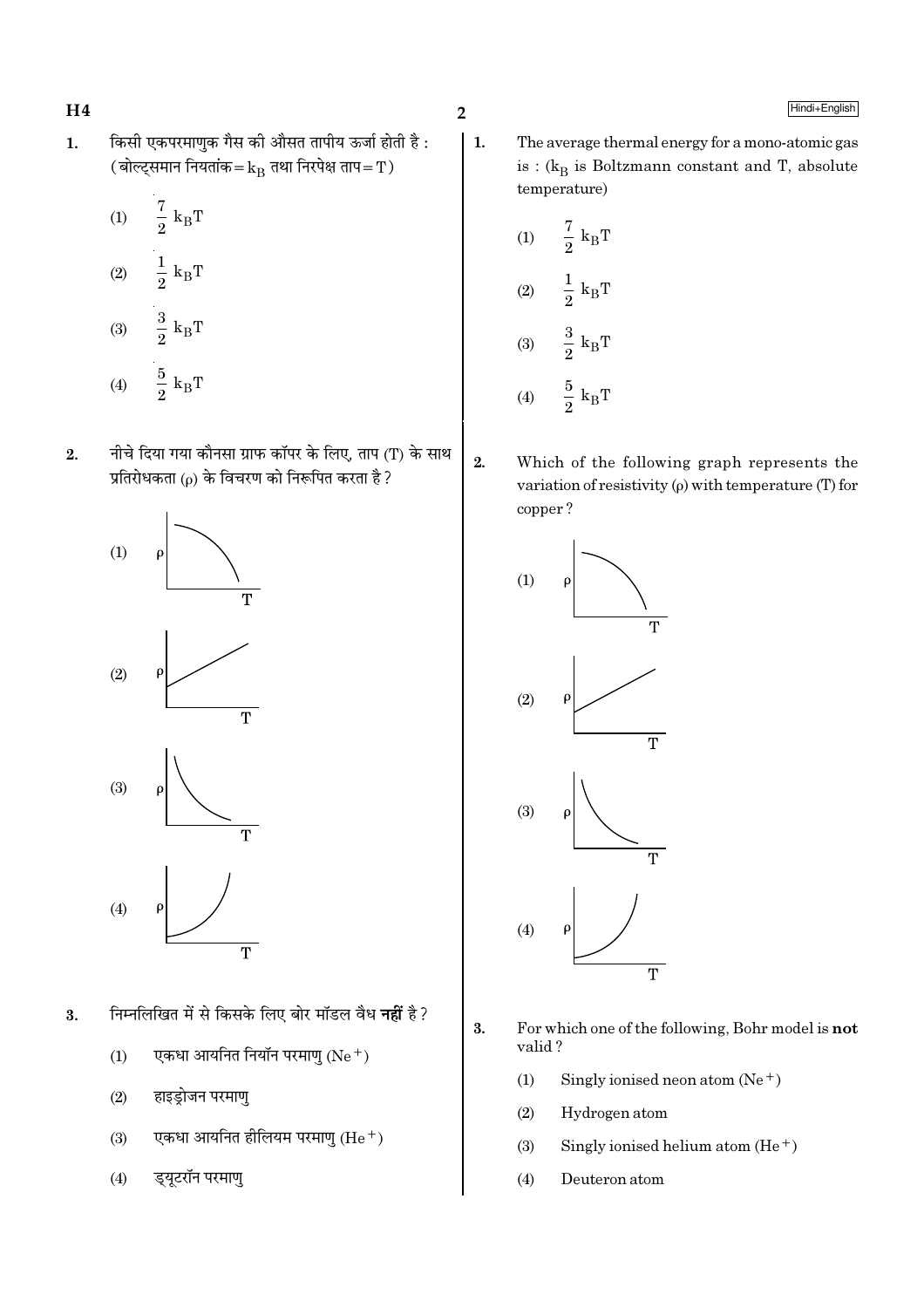1. किसी एकपरमाणुक गैस की औसत तापीय ऊर्जा होती है : (बोल्ट्समान नियतांक $= k_B$ तथा निरपेक्ष ताप $= T$)

   (1) $\frac{7}{2}\ k_B T$

   (2) $\frac{1}{2}\ k_B T$

   (3) $\frac{3}{2}\ k_B T$

   (4) $\frac{5}{2}\ k_B T$

2. नीचे दिया गया कौनसा ग्राफ कॉपर के लिए, ताप (T) के साथ प्रतिरोधकता ($\rho$) के विचरण को निरूपित करता है ?

   (1)

   (2)

   (3)

   (4)

3. निम्नलिखित में से किसके लिए बोर मॉडल वैध **नहीं** है ?

   (1) एकधा आयनित नियॉन परमाणु ($Ne^+$)

   (2) हाइड्रोजन परमाणु

   (3) एकधा आयनित हीलियम परमाणु ($He^+$)

   (4) ड्यूटरॉन परमाणु

1. The average thermal energy for a mono-atomic gas is : ($k_B$ is Boltzmann constant and T, absolute temperature)

   (1) $\frac{7}{2}\ k_B T$

   (2) $\frac{1}{2}\ k_B T$

   (3) $\frac{3}{2}\ k_B T$

   (4) $\frac{5}{2}\ k_B T$

2. Which of the following graph represents the variation of resistivity ($\rho$) with temperature (T) for copper ?

   (1)

   (2)

   (3)

   (4)

3. For which one of the following, Bohr model is **not** valid ?

   (1) Singly ionised neon atom ($Ne^+$)

   (2) Hydrogen atom

   (3) Singly ionised helium atom ($He^+$)

   (4) Deuteron atom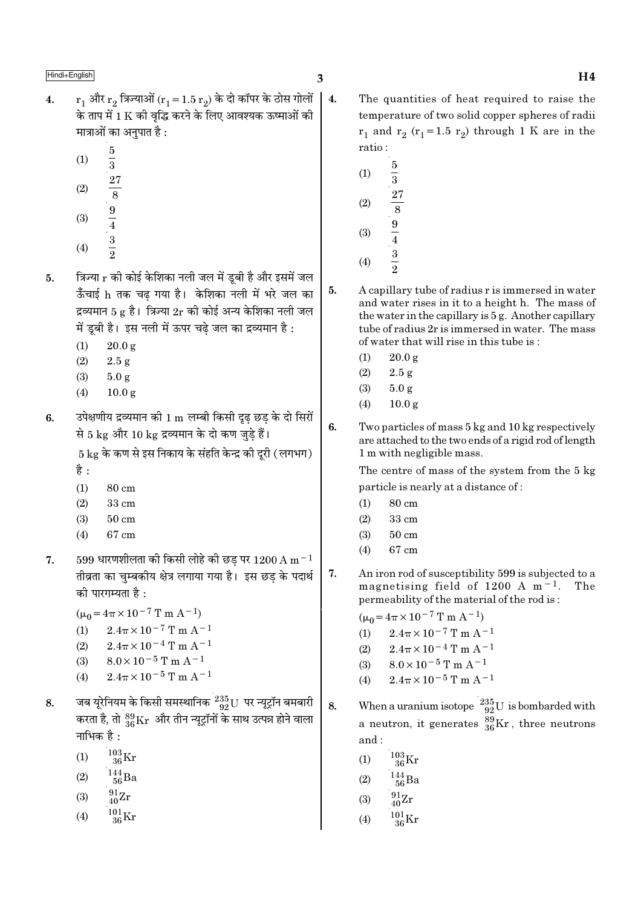4. $r_1$ और $r_2$ त्रिज्याओं ($r_1 = 1.5\, r_2$) के दो कॉपर के ठोस गोलों के ताप में 1 K की वृद्धि करने के लिए आवश्यक ऊष्माओं की मात्राओं का अनुपात है :

   (1) $\frac{5}{3}$

   (2) $\frac{27}{8}$

   (3) $\frac{9}{4}$

   (4) $\frac{3}{2}$

5. त्रिज्या r की कोई केशिका नली जल में डूबी है और इसमें जल ऊँचाई h तक चढ़ गया है। केशिका नली में भरे जल का द्रव्यमान 5 g है। त्रिज्या 2r की कोई अन्य केशिका नली जल में डूबी है। इस नली में ऊपर चढ़े जल का द्रव्यमान है :

   (1) 20.0 g

   (2) 2.5 g

   (3) 5.0 g

   (4) 10.0 g

6. उपेक्षणीय द्रव्यमान की 1 m लम्बी किसी दृढ़ छड़ के दो सिरों से 5 kg और 10 kg द्रव्यमान के दो कण जुड़े हैं।

   5 kg के कण से इस निकाय के संहति केन्द्र की दूरी (लगभग) है :

   (1) 80 cm

   (2) 33 cm

   (3) 50 cm

   (4) 67 cm

7. 599 धारणशीलता की किसी लोहे की छड़ पर 1200 A $m^{-1}$ तीव्रता का चुम्बकीय क्षेत्र लगाया गया है। इस छड़ के पदार्थ की पारगम्यता है :

   ($\mu_0 = 4\pi \times 10^{-7}$ T m $A^{-1}$)

   (1) $2.4\pi \times 10^{-7}$ T m $A^{-1}$

   (2) $2.4\pi \times 10^{-4}$ T m $A^{-1}$

   (3) $8.0 \times 10^{-5}$ T m $A^{-1}$

   (4) $2.4\pi \times 10^{-5}$ T m $A^{-1}$

8. जब यूरेनियम के किसी समस्थानिक ${}^{235}_{92}U$ पर न्यूट्रॉन बमबारी करता है, तो ${}^{89}_{36}Kr$ और तीन न्यूट्रॉनों के साथ उत्पन्न होने वाला नाभिक है :

   (1) ${}^{103}_{36}Kr$

   (2) ${}^{144}_{56}Ba$

   (3) ${}^{91}_{40}Zr$

   (4) ${}^{101}_{36}Kr$

4. The quantities of heat required to raise the temperature of two solid copper spheres of radii $r_1$ and $r_2$ ($r_1 = 1.5\, r_2$) through 1 K are in the ratio :

   (1) $\frac{5}{3}$

   (2) $\frac{27}{8}$

   (3) $\frac{9}{4}$

   (4) $\frac{3}{2}$

5. A capillary tube of radius r is immersed in water and water rises in it to a height h. The mass of the water in the capillary is 5 g. Another capillary tube of radius 2r is immersed in water. The mass of water that will rise in this tube is :

   (1) 20.0 g

   (2) 2.5 g

   (3) 5.0 g

   (4) 10.0 g

6. Two particles of mass 5 kg and 10 kg respectively are attached to the two ends of a rigid rod of length 1 m with negligible mass.

   The centre of mass of the system from the 5 kg particle is nearly at a distance of :

   (1) 80 cm

   (2) 33 cm

   (3) 50 cm

   (4) 67 cm

7. An iron rod of susceptibility 599 is subjected to a magnetising field of 1200 A $m^{-1}$. The permeability of the material of the rod is :

   ($\mu_0 = 4\pi \times 10^{-7}$ T m $A^{-1}$)

   (1) $2.4\pi \times 10^{-7}$ T m $A^{-1}$

   (2) $2.4\pi \times 10^{-4}$ T m $A^{-1}$

   (3) $8.0 \times 10^{-5}$ T m $A^{-1}$

   (4) $2.4\pi \times 10^{-5}$ T m $A^{-1}$

8. When a uranium isotope ${}^{235}_{92}U$ is bombarded with a neutron, it generates ${}^{89}_{36}Kr$, three neutrons and :

   (1) ${}^{103}_{36}Kr$

   (2) ${}^{144}_{56}Ba$

   (3) ${}^{91}_{40}Zr$

   (4) ${}^{101}_{36}Kr$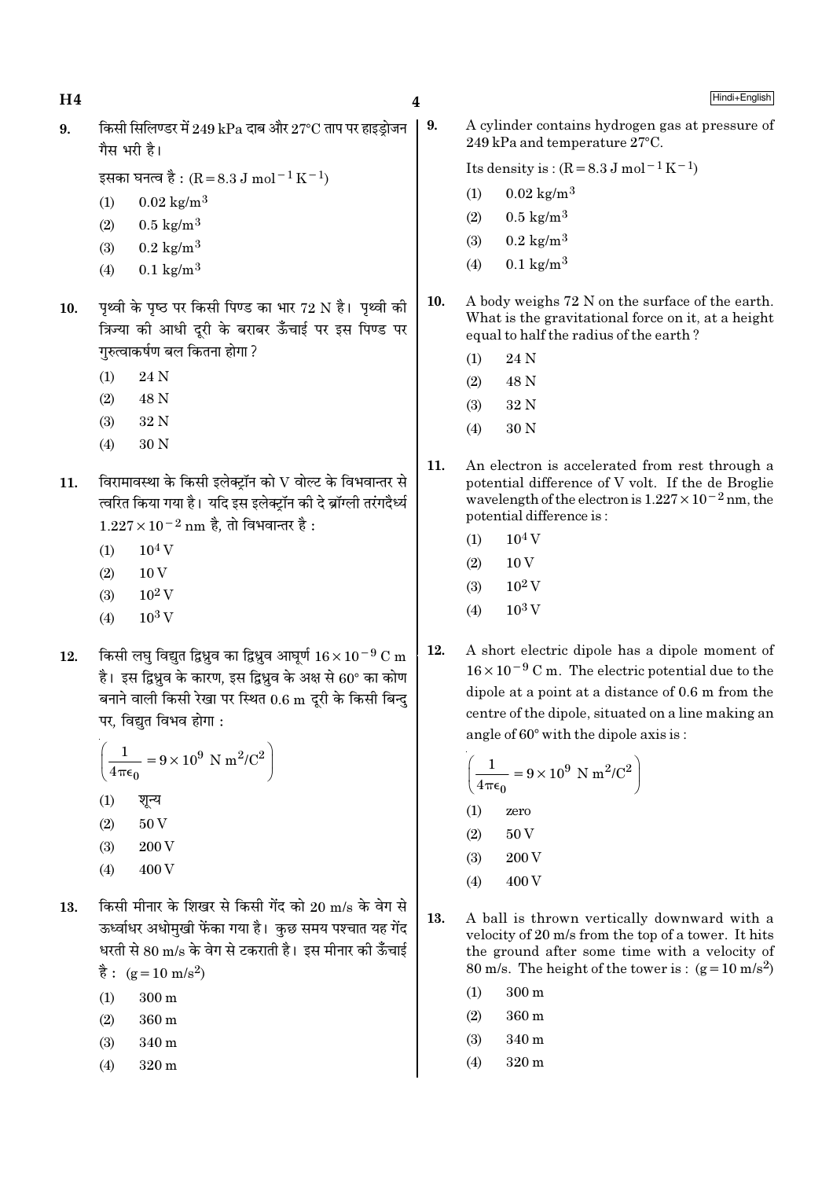9. किसी सिलिण्डर में 249 kPa दाब और 27°C ताप पर हाइड्रोजन गैस भरी है।

इसका घनत्व है : $(R = 8.3\ J\ mol^{-1} K^{-1})$

(1) $0.02\ kg/m^3$
(2) $0.5\ kg/m^3$
(3) $0.2\ kg/m^3$
(4) $0.1\ kg/m^3$

10. पृथ्वी के पृष्ठ पर किसी पिण्ड का भार 72 N है। पृथ्वी की त्रिज्या की आधी दूरी के बराबर ऊँचाई पर इस पिण्ड पर गुरुत्वाकर्षण बल कितना होगा ?

(1) 24 N
(2) 48 N
(3) 32 N
(4) 30 N

11. विरामावस्था के किसी इलेक्ट्रॉन को V वोल्ट के विभवान्तर से त्वरित किया गया है। यदि इस इलेक्ट्रॉन की दे ब्रॉग्ली तरंगदैर्ध्य $1.227 \times 10^{-2}$ nm है, तो विभवान्तर है :

(1) $10^4$ V
(2) 10 V
(3) $10^2$ V
(4) $10^3$ V

12. किसी लघु विद्युत द्विध्रुव का द्विध्रुव आघूर्ण $16 \times 10^{-9}$ C m है। इस द्विध्रुव के कारण, इस द्विध्रुव के अक्ष से 60° का कोण बनाने वाली किसी रेखा पर स्थित 0.6 m दूरी के किसी बिन्दु पर, विद्युत विभव होगा :

$$\left(\frac{1}{4\pi\epsilon_0} = 9 \times 10^9\ N\ m^2/C^2\right)$$

(1) शून्य
(2) 50 V
(3) 200 V
(4) 400 V

13. किसी मीनार के शिखर से किसी गेंद को 20 m/s के वेग से ऊर्ध्वाधर अधोमुखी फेंका गया है। कुछ समय पश्चात यह गेंद धरती से 80 m/s के वेग से टकराती है। इस मीनार की ऊँचाई है : $(g = 10\ m/s^2)$

(1) 300 m
(2) 360 m
(3) 340 m
(4) 320 m

9. A cylinder contains hydrogen gas at pressure of 249 kPa and temperature 27°C.

Its density is : $(R = 8.3\ J\ mol^{-1} K^{-1})$

(1) $0.02\ kg/m^3$
(2) $0.5\ kg/m^3$
(3) $0.2\ kg/m^3$
(4) $0.1\ kg/m^3$

10. A body weighs 72 N on the surface of the earth. What is the gravitational force on it, at a height equal to half the radius of the earth ?

(1) 24 N
(2) 48 N
(3) 32 N
(4) 30 N

11. An electron is accelerated from rest through a potential difference of V volt. If the de Broglie wavelength of the electron is $1.227 \times 10^{-2}$ nm, the potential difference is :

(1) $10^4$ V
(2) 10 V
(3) $10^2$ V
(4) $10^3$ V

12. A short electric dipole has a dipole moment of $16 \times 10^{-9}$ C m. The electric potential due to the dipole at a point at a distance of 0.6 m from the centre of the dipole, situated on a line making an angle of 60° with the dipole axis is :

$$\left(\frac{1}{4\pi\epsilon_0} = 9 \times 10^9\ N\ m^2/C^2\right)$$

(1) zero
(2) 50 V
(3) 200 V
(4) 400 V

13. A ball is thrown vertically downward with a velocity of 20 m/s from the top of a tower. It hits the ground after some time with a velocity of 80 m/s. The height of the tower is : $(g = 10\ m/s^2)$

(1) 300 m
(2) 360 m
(3) 340 m
(4) 320 m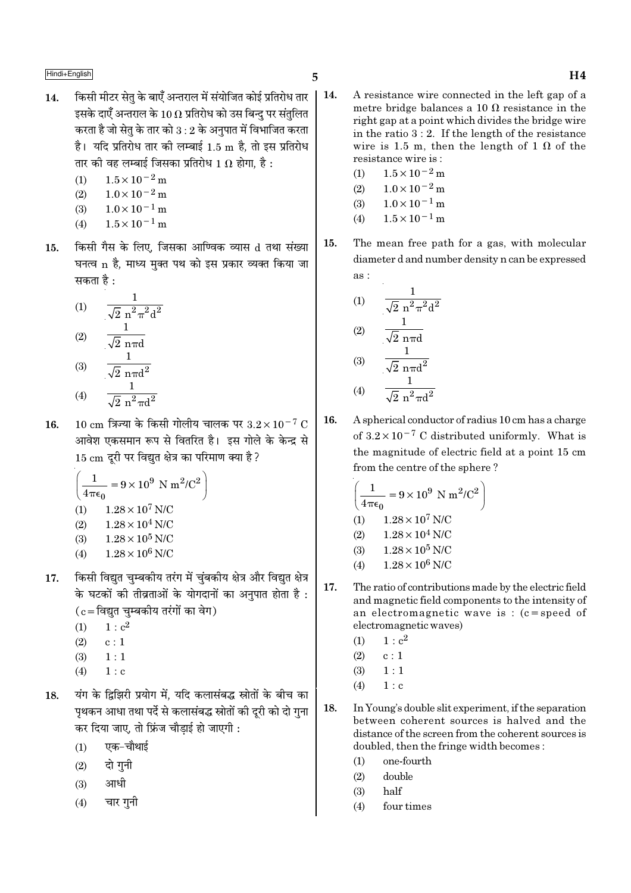14. किसी मीटर सेतु के बाएँ अन्तराल में संयोजित कोई प्रतिरोध तार इसके दाएँ अन्तराल के $10\ \Omega$ प्रतिरोध को उस बिन्दु पर संतुलित करता है जो सेतु के तार को $3:2$ के अनुपात में विभाजित करता है। यदि प्रतिरोध तार की लम्बाई 1.5 m है, तो इस प्रतिरोध तार की वह लम्बाई जिसका प्रतिरोध $1\ \Omega$ होगा, है :

(1) $1.5 \times 10^{-2}$ m
(2) $1.0 \times 10^{-2}$ m
(3) $1.0 \times 10^{-1}$ m
(4) $1.5 \times 10^{-1}$ m

15. किसी गैस के लिए, जिसका आण्विक व्यास d तथा संख्या घनत्व n है, माध्य मुक्त पथ को इस प्रकार व्यक्त किया जा सकता है :

(1) $\dfrac{1}{\sqrt{2}\ n^2 \pi^2 d^2}$
(2) $\dfrac{1}{\sqrt{2}\ n \pi d}$
(3) $\dfrac{1}{\sqrt{2}\ n \pi d^2}$
(4) $\dfrac{1}{\sqrt{2}\ n^2 \pi d^2}$

16. 10 cm त्रिज्या के किसी गोलीय चालक पर $3.2 \times 10^{-7}$ C आवेश एकसमान रूप से वितरित है। इस गोले के केन्द्र से 15 cm दूरी पर विद्युत क्षेत्र का परिमाण क्या है?

$\left(\dfrac{1}{4\pi\epsilon_0} = 9 \times 10^9\ \text{N m}^2/\text{C}^2\right)$

(1) $1.28 \times 10^7$ N/C
(2) $1.28 \times 10^4$ N/C
(3) $1.28 \times 10^5$ N/C
(4) $1.28 \times 10^6$ N/C

17. किसी विद्युत चुम्बकीय तरंग में चुंबकीय क्षेत्र और विद्युत क्षेत्र के घटकों की तीव्रताओं के योगदानों का अनुपात होता है : (c = विद्युत चुम्बकीय तरंगों का वेग)

(1) $1 : c^2$
(2) $c : 1$
(3) $1 : 1$
(4) $1 : c$

18. यंग के द्विझिरी प्रयोग में, यदि कलासंबद्ध स्रोतों के बीच का पृथकन आधा तथा पर्दे से कलासंबद्ध स्रोतों की दूरी को दो गुना कर दिया जाए, तो फ्रिंज चौड़ाई हो जाएगी :

(1) एक-चौथाई
(2) दो गुनी
(3) आधी
(4) चार गुनी

---

14. A resistance wire connected in the left gap of a metre bridge balances a $10\ \Omega$ resistance in the right gap at a point which divides the bridge wire in the ratio $3 : 2$. If the length of the resistance wire is 1.5 m, then the length of $1\ \Omega$ of the resistance wire is :

(1) $1.5 \times 10^{-2}$ m
(2) $1.0 \times 10^{-2}$ m
(3) $1.0 \times 10^{-1}$ m
(4) $1.5 \times 10^{-1}$ m

15. The mean free path for a gas, with molecular diameter d and number density n can be expressed as :

(1) $\dfrac{1}{\sqrt{2}\ n^2 \pi^2 d^2}$
(2) $\dfrac{1}{\sqrt{2}\ n \pi d}$
(3) $\dfrac{1}{\sqrt{2}\ n \pi d^2}$
(4) $\dfrac{1}{\sqrt{2}\ n^2 \pi d^2}$

16. A spherical conductor of radius 10 cm has a charge of $3.2 \times 10^{-7}$ C distributed uniformly. What is the magnitude of electric field at a point 15 cm from the centre of the sphere ?

$\left(\dfrac{1}{4\pi\epsilon_0} = 9 \times 10^9\ \text{N m}^2/\text{C}^2\right)$

(1) $1.28 \times 10^7$ N/C
(2) $1.28 \times 10^4$ N/C
(3) $1.28 \times 10^5$ N/C
(4) $1.28 \times 10^6$ N/C

17. The ratio of contributions made by the electric field and magnetic field components to the intensity of an electromagnetic wave is : (c = speed of electromagnetic waves)

(1) $1 : c^2$
(2) $c : 1$
(3) $1 : 1$
(4) $1 : c$

18. In Young's double slit experiment, if the separation between coherent sources is halved and the distance of the screen from the coherent sources is doubled, then the fringe width becomes :

(1) one-fourth
(2) double
(3) half
(4) four times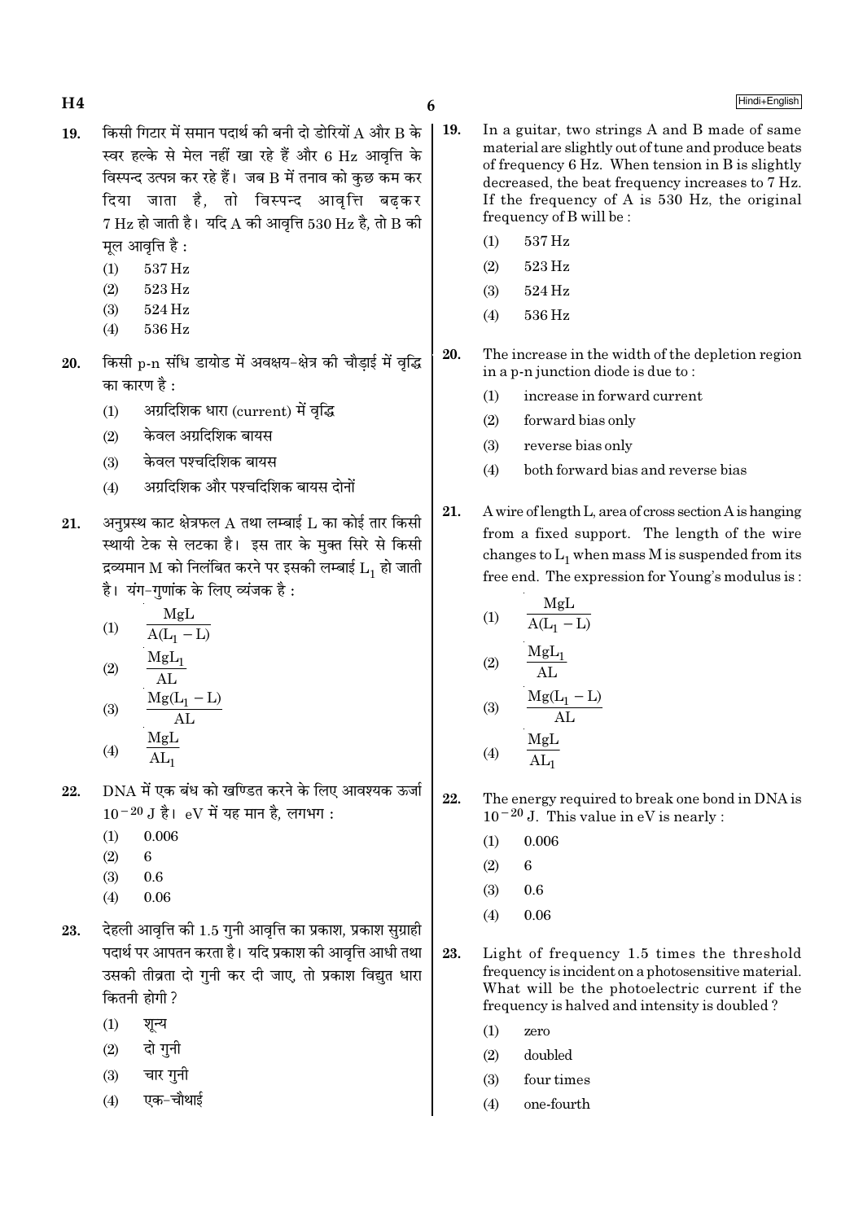19. किसी गिटार में समान पदार्थ की बनी दो डोरियों A और B के स्वर हल्के से मेल नहीं खा रहे हैं और 6 Hz आवृत्ति के विस्पन्द उत्पन्न कर रहे हैं। जब B में तनाव को कुछ कम कर दिया जाता है, तो विस्पन्द आवृत्ति बढ़कर 7 Hz हो जाती है। यदि A की आवृत्ति 530 Hz है, तो B की मूल आवृत्ति है :

    (1) 537 Hz
    (2) 523 Hz
    (3) 524 Hz
    (4) 536 Hz

20. किसी p-n संधि डायोड में अवक्षय-क्षेत्र की चौड़ाई में वृद्धि का कारण है :

    (1) अग्रदिशिक धारा (current) में वृद्धि
    (2) केवल अग्रदिशिक बायस
    (3) केवल पश्चदिशिक बायस
    (4) अग्रदिशिक और पश्चदिशिक बायस दोनों

21. अनुप्रस्थ काट क्षेत्रफल A तथा लम्बाई L का कोई तार किसी स्थायी टेक से लटका है। इस तार के मुक्त सिरे से किसी द्रव्यमान M को निलंबित करने पर इसकी लम्बाई $L_1$ हो जाती है। यंग-गुणांक के लिए व्यंजक है :

    (1) $\frac{MgL}{A(L_1 - L)}$
    (2) $\frac{MgL_1}{AL}$
    (3) $\frac{Mg(L_1 - L)}{AL}$
    (4) $\frac{MgL}{AL_1}$

22. DNA में एक बंध को खण्डित करने के लिए आवश्यक ऊर्जा $10^{-20}$ J है। eV में यह मान है, लगभग :

    (1) 0.006
    (2) 6
    (3) 0.6
    (4) 0.06

23. देहली आवृत्ति की 1.5 गुनी आवृत्ति का प्रकाश, प्रकाश सुग्राही पदार्थ पर आपतन करता है। यदि प्रकाश की आवृत्ति आधी तथा उसकी तीव्रता दो गुनी कर दी जाए, तो प्रकाश विद्युत धारा कितनी होगी ?

    (1) शून्य
    (2) दो गुनी
    (3) चार गुनी
    (4) एक-चौथाई

19. In a guitar, two strings A and B made of same material are slightly out of tune and produce beats of frequency 6 Hz. When tension in B is slightly decreased, the beat frequency increases to 7 Hz. If the frequency of A is 530 Hz, the original frequency of B will be :

    (1) 537 Hz
    (2) 523 Hz
    (3) 524 Hz
    (4) 536 Hz

20. The increase in the width of the depletion region in a p-n junction diode is due to :

    (1) increase in forward current
    (2) forward bias only
    (3) reverse bias only
    (4) both forward bias and reverse bias

21. A wire of length L, area of cross section A is hanging from a fixed support. The length of the wire changes to $L_1$ when mass M is suspended from its free end. The expression for Young's modulus is :

    (1) $\frac{MgL}{A(L_1 - L)}$
    (2) $\frac{MgL_1}{AL}$
    (3) $\frac{Mg(L_1 - L)}{AL}$
    (4) $\frac{MgL}{AL_1}$

22. The energy required to break one bond in DNA is $10^{-20}$ J. This value in eV is nearly :

    (1) 0.006
    (2) 6
    (3) 0.6
    (4) 0.06

23. Light of frequency 1.5 times the threshold frequency is incident on a photosensitive material. What will be the photoelectric current if the frequency is halved and intensity is doubled ?

    (1) zero
    (2) doubled
    (3) four times
    (4) one-fourth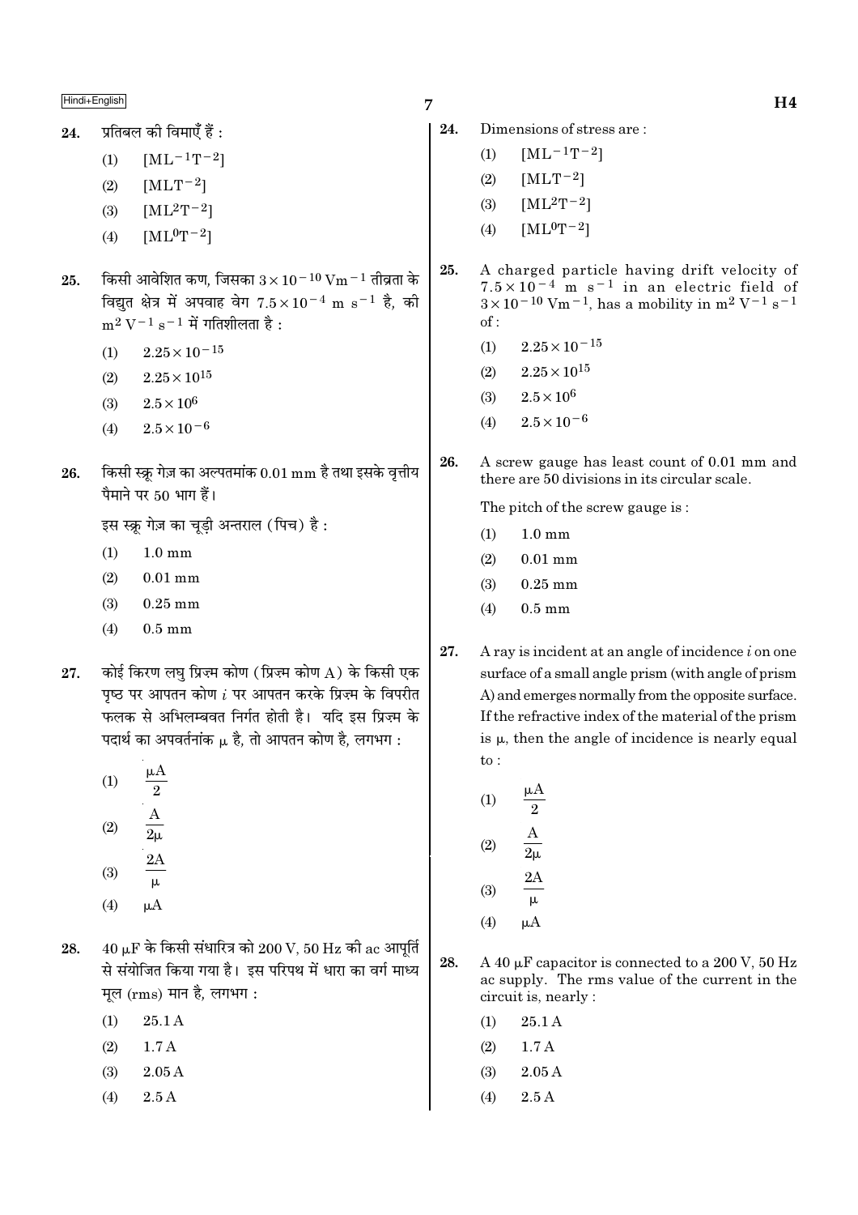24. प्रतिबल की विमाएँ हैं :

(1) $[ML^{-1}T^{-2}]$

(2) $[MLT^{-2}]$

(3) $[ML^2T^{-2}]$

(4) $[ML^0T^{-2}]$

25. किसी आवेशित कण, जिसका $3 \times 10^{-10}\ Vm^{-1}$ तीव्रता के विद्युत क्षेत्र में अपवाह वेग $7.5 \times 10^{-4}\ m\ s^{-1}$ है, की $m^2\ V^{-1}\ s^{-1}$ में गतिशीलता है :

(1) $2.25 \times 10^{-15}$

(2) $2.25 \times 10^{15}$

(3) $2.5 \times 10^{6}$

(4) $2.5 \times 10^{-6}$

26. किसी स्क्रू गेज़ का अल्पतमांक 0.01 mm है तथा इसके वृत्तीय पैमाने पर 50 भाग हैं।

इस स्क्रू गेज़ का चूड़ी अन्तराल (पिच) है :

(1) 1.0 mm

(2) 0.01 mm

(3) 0.25 mm

(4) 0.5 mm

27. कोई किरण लघु प्रिज़्म कोण (प्रिज़्म कोण A) के किसी एक पृष्ठ पर आपतन कोण $i$ पर आपतन करके प्रिज़्म के विपरीत फलक से अभिलम्बवत निर्गत होती है। यदि इस प्रिज़्म के पदार्थ का अपवर्तनांक $\mu$ है, तो आपतन कोण है, लगभग :

(1) $\frac{\mu A}{2}$

(2) $\frac{A}{2\mu}$

(3) $\frac{2A}{\mu}$

(4) $\mu A$

28. $40\ \mu F$ के किसी संधारित्र को 200 V, 50 Hz की ac आपूर्ति से संयोजित किया गया है। इस परिपथ में धारा का वर्ग माध्य मूल (rms) मान है, लगभग :

(1) 25.1 A

(2) 1.7 A

(3) 2.05 A

(4) 2.5 A

24. Dimensions of stress are :

(1) $[ML^{-1}T^{-2}]$

(2) $[MLT^{-2}]$

(3) $[ML^2T^{-2}]$

(4) $[ML^0T^{-2}]$

25. A charged particle having drift velocity of $7.5 \times 10^{-4}\ m\ s^{-1}$ in an electric field of $3 \times 10^{-10}\ Vm^{-1}$, has a mobility in $m^2\ V^{-1}\ s^{-1}$ of :

(1) $2.25 \times 10^{-15}$

(2) $2.25 \times 10^{15}$

(3) $2.5 \times 10^{6}$

(4) $2.5 \times 10^{-6}$

26. A screw gauge has least count of 0.01 mm and there are 50 divisions in its circular scale.

The pitch of the screw gauge is :

(1) 1.0 mm

(2) 0.01 mm

(3) 0.25 mm

(4) 0.5 mm

27. A ray is incident at an angle of incidence $i$ on one surface of a small angle prism (with angle of prism A) and emerges normally from the opposite surface. If the refractive index of the material of the prism is $\mu$, then the angle of incidence is nearly equal to :

(1) $\frac{\mu A}{2}$

(2) $\frac{A}{2\mu}$

(3) $\frac{2A}{\mu}$

(4) $\mu A$

28. A $40\ \mu F$ capacitor is connected to a 200 V, 50 Hz ac supply. The rms value of the current in the circuit is, nearly :

(1) 25.1 A

(2) 1.7 A

(3) 2.05 A

(4) 2.5 A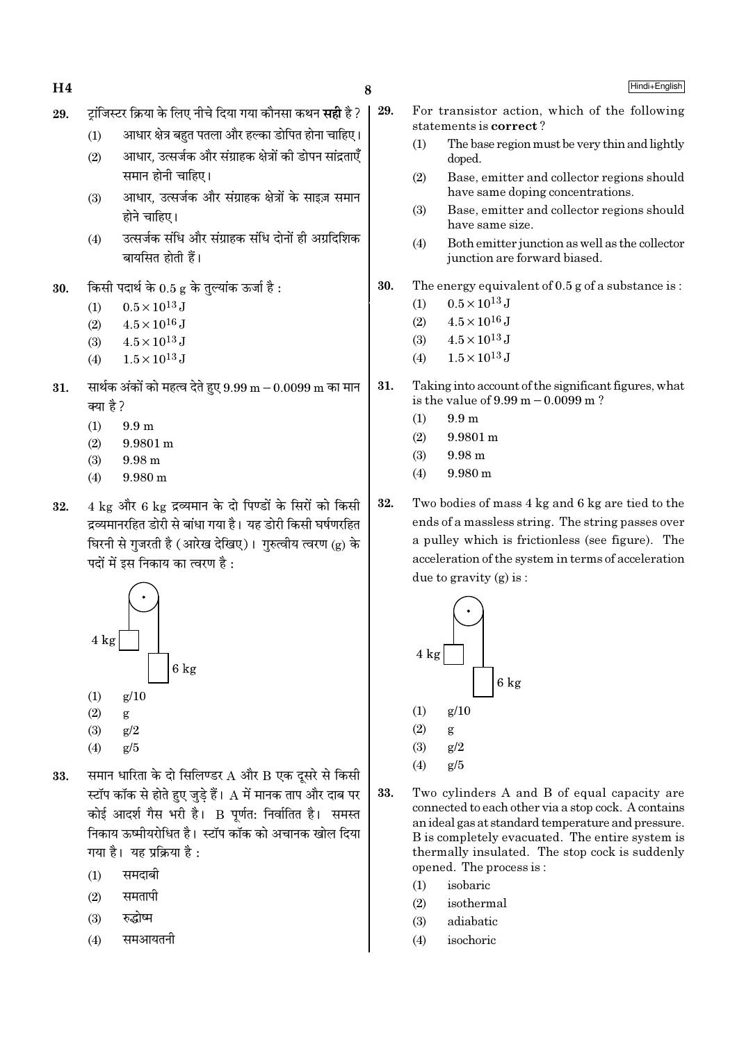29. ट्रांजिस्टर क्रिया के लिए नीचे दिया गया कौनसा कथन **सही** है ?
   (1) आधार क्षेत्र बहुत पतला और हल्का डोपित होना चाहिए।
   (2) आधार, उत्सर्जक और संग्राहक क्षेत्रों की डोपन सांद्रताएँ समान होनी चाहिए।
   (3) आधार, उत्सर्जक और संग्राहक क्षेत्रों के साइज़ समान होने चाहिए।
   (4) उत्सर्जक संधि और संग्राहक संधि दोनों ही अग्रदिशिक बायसित होती हैं।

30. किसी पदार्थ के 0.5 g के तुल्यांक ऊर्जा है :
   (1) $0.5 \times 10^{13}$ J
   (2) $4.5 \times 10^{16}$ J
   (3) $4.5 \times 10^{13}$ J
   (4) $1.5 \times 10^{13}$ J

31. सार्थक अंकों को महत्व देते हुए 9.99 m − 0.0099 m का मान क्या है ?
   (1) 9.9 m
   (2) 9.9801 m
   (3) 9.98 m
   (4) 9.980 m

32. 4 kg और 6 kg द्रव्यमान के दो पिण्डों के सिरों को किसी द्रव्यमानरहित डोरी से बांधा गया है। यह डोरी किसी घर्षणरहित घिरनी से गुजरती है (आरेख देखिए)। गुरुत्वीय त्वरण (g) के पदों में इस निकाय का त्वरण है :
   (1) g/10
   (2) g
   (3) g/2
   (4) g/5

33. समान धारिता के दो सिलिण्डर A और B एक दूसरे से किसी स्टॉप कॉक से होते हुए जुड़े हैं। A में मानक ताप और दाब पर कोई आदर्श गैस भरी है। B पूर्णतः निर्वातित है। समस्त निकाय ऊष्मीयरोधित है। स्टॉप कॉक को अचानक खोल दिया गया है। यह प्रक्रिया है :
   (1) समदाबी
   (2) समतापी
   (3) रुद्धोष्म
   (4) समआयतनी

29. For transistor action, which of the following statements is **correct** ?
   (1) The base region must be very thin and lightly doped.
   (2) Base, emitter and collector regions should have same doping concentrations.
   (3) Base, emitter and collector regions should have same size.
   (4) Both emitter junction as well as the collector junction are forward biased.

30. The energy equivalent of 0.5 g of a substance is :
   (1) $0.5 \times 10^{13}$ J
   (2) $4.5 \times 10^{16}$ J
   (3) $4.5 \times 10^{13}$ J
   (4) $1.5 \times 10^{13}$ J

31. Taking into account of the significant figures, what is the value of 9.99 m − 0.0099 m ?
   (1) 9.9 m
   (2) 9.9801 m
   (3) 9.98 m
   (4) 9.980 m

32. Two bodies of mass 4 kg and 6 kg are tied to the ends of a massless string. The string passes over a pulley which is frictionless (see figure). The acceleration of the system in terms of acceleration due to gravity (g) is :
   (1) g/10
   (2) g
   (3) g/2
   (4) g/5

33. Two cylinders A and B of equal capacity are connected to each other via a stop cock. A contains an ideal gas at standard temperature and pressure. B is completely evacuated. The entire system is thermally insulated. The stop cock is suddenly opened. The process is :
   (1) isobaric
   (2) isothermal
   (3) adiabatic
   (4) isochoric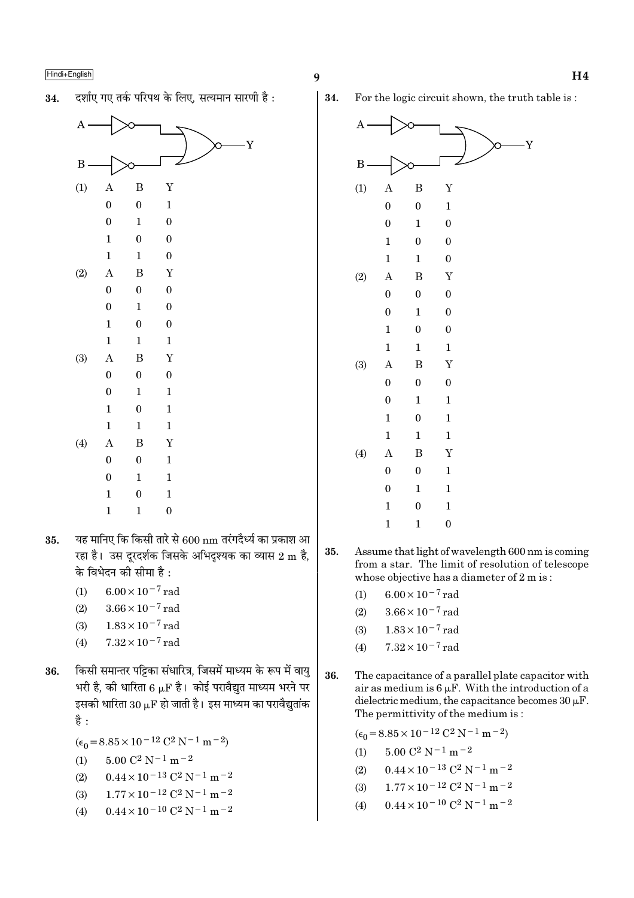34. दर्शाए गए तर्क परिपथ के लिए, सत्यमान सारणी है :

(1)

| A | B | Y |
|---|---|---|
| 0 | 0 | 1 |
| 0 | 1 | 0 |
| 1 | 0 | 0 |
| 1 | 1 | 0 |

(2)

| A | B | Y |
|---|---|---|
| 0 | 0 | 0 |
| 0 | 1 | 0 |
| 1 | 0 | 0 |
| 1 | 1 | 1 |

(3)

| A | B | Y |
|---|---|---|
| 0 | 0 | 0 |
| 0 | 1 | 1 |
| 1 | 0 | 1 |
| 1 | 1 | 1 |

(4)

| A | B | Y |
|---|---|---|
| 0 | 0 | 1 |
| 0 | 1 | 1 |
| 1 | 0 | 1 |
| 1 | 1 | 0 |

35. यह मानिए कि किसी तारे से 600 nm तरंगदैर्ध्य का प्रकाश आ रहा है। उस दूरदर्शक जिसके अभिदृश्यक का व्यास 2 m है, के विभेदन की सीमा है :

(1) $6.00 \times 10^{-7}$ rad
(2) $3.66 \times 10^{-7}$ rad
(3) $1.83 \times 10^{-7}$ rad
(4) $7.32 \times 10^{-7}$ rad

36. किसी समान्तर पट्टिका संधारित्र, जिसमें माध्यम के रूप में वायु भरी है, की धारिता 6 $\mu$F है। कोई परावैद्युत माध्यम भरने पर इसकी धारिता 30 $\mu$F हो जाती है। इस माध्यम का परावैद्युतांक है :

($\epsilon_0 = 8.85 \times 10^{-12}\ C^2\ N^{-1}\ m^{-2}$)

(1) $5.00\ C^2\ N^{-1}\ m^{-2}$
(2) $0.44 \times 10^{-13}\ C^2\ N^{-1}\ m^{-2}$
(3) $1.77 \times 10^{-12}\ C^2\ N^{-1}\ m^{-2}$
(4) $0.44 \times 10^{-10}\ C^2\ N^{-1}\ m^{-2}$

34. For the logic circuit shown, the truth table is :

(1)

| A | B | Y |
|---|---|---|
| 0 | 0 | 1 |
| 0 | 1 | 0 |
| 1 | 0 | 0 |
| 1 | 1 | 0 |

(2)

| A | B | Y |
|---|---|---|
| 0 | 0 | 0 |
| 0 | 1 | 0 |
| 1 | 0 | 0 |
| 1 | 1 | 1 |

(3)

| A | B | Y |
|---|---|---|
| 0 | 0 | 0 |
| 0 | 1 | 1 |
| 1 | 0 | 1 |
| 1 | 1 | 1 |

(4)

| A | B | Y |
|---|---|---|
| 0 | 0 | 1 |
| 0 | 1 | 1 |
| 1 | 0 | 1 |
| 1 | 1 | 0 |

35. Assume that light of wavelength 600 nm is coming from a star. The limit of resolution of telescope whose objective has a diameter of 2 m is :

(1) $6.00 \times 10^{-7}$ rad
(2) $3.66 \times 10^{-7}$ rad
(3) $1.83 \times 10^{-7}$ rad
(4) $7.32 \times 10^{-7}$ rad

36. The capacitance of a parallel plate capacitor with air as medium is 6 $\mu$F. With the introduction of a dielectric medium, the capacitance becomes 30 $\mu$F. The permittivity of the medium is :

($\epsilon_0 = 8.85 \times 10^{-12}\ C^2\ N^{-1}\ m^{-2}$)

(1) $5.00\ C^2\ N^{-1}\ m^{-2}$
(2) $0.44 \times 10^{-13}\ C^2\ N^{-1}\ m^{-2}$
(3) $1.77 \times 10^{-12}\ C^2\ N^{-1}\ m^{-2}$
(4) $0.44 \times 10^{-10}\ C^2\ N^{-1}\ m^{-2}$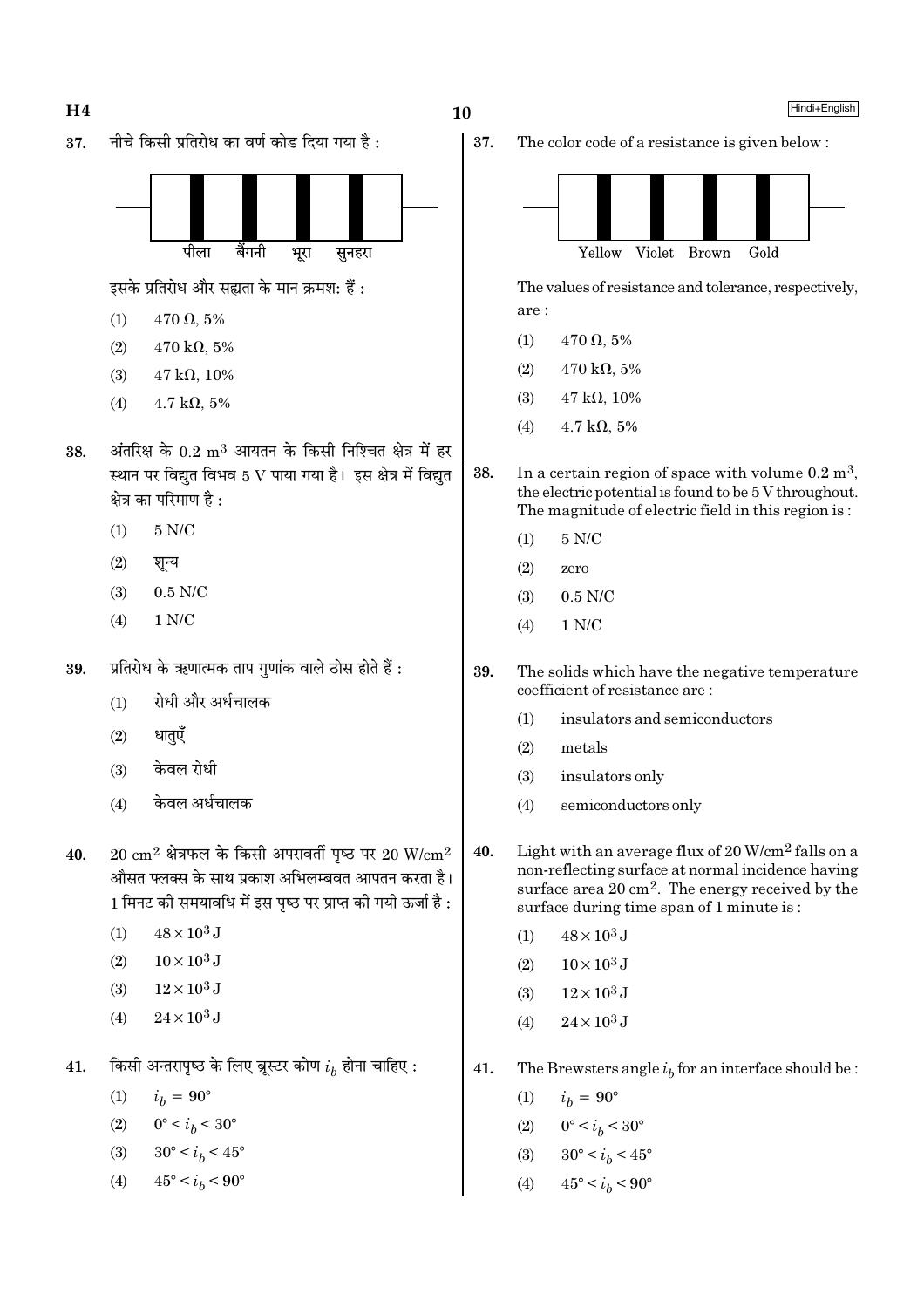37. नीचे किसी प्रतिरोध का वर्ण कोड दिया गया है :

पीला बैंगनी भूरा सुनहरा

इसके प्रतिरोध और सह्यता के मान क्रमशः हैं :

(1) $470\ \Omega$, 5%

(2) $470\ k\Omega$, 5%

(3) $47\ k\Omega$, 10%

(4) $4.7\ k\Omega$, 5%

38. अंतरिक्ष के $0.2\ m^3$ आयतन के किसी निश्चित क्षेत्र में हर स्थान पर विद्युत विभव 5 V पाया गया है। इस क्षेत्र में विद्युत क्षेत्र का परिमाण है :

(1) 5 N/C

(2) शून्य

(3) 0.5 N/C

(4) 1 N/C

39. प्रतिरोध के ऋणात्मक ताप गुणांक वाले ठोस होते हैं :

(1) रोधी और अर्धचालक

(2) धातुएँ

(3) केवल रोधी

(4) केवल अर्धचालक

40. $20\ cm^2$ क्षेत्रफल के किसी अपरावर्ती पृष्ठ पर $20\ W/cm^2$ औसत फ्लक्स के साथ प्रकाश अभिलम्बवत आपतन करता है। 1 मिनट की समयावधि में इस पृष्ठ पर प्राप्त की गयी ऊर्जा है :

(1) $48 \times 10^3$ J

(2) $10 \times 10^3$ J

(3) $12 \times 10^3$ J

(4) $24 \times 10^3$ J

41. किसी अन्तरापृष्ठ के लिए ब्रूस्टर कोण $i_b$ होना चाहिए :

(1) $i_b = 90°$

(2) $0° < i_b < 30°$

(3) $30° < i_b < 45°$

(4) $45° < i_b < 90°$

---

37. The color code of a resistance is given below :

Yellow Violet Brown Gold

The values of resistance and tolerance, respectively, are :

(1) $470\ \Omega$, 5%

(2) $470\ k\Omega$, 5%

(3) $47\ k\Omega$, 10%

(4) $4.7\ k\Omega$, 5%

38. In a certain region of space with volume $0.2\ m^3$, the electric potential is found to be 5 V throughout. The magnitude of electric field in this region is :

(1) 5 N/C

(2) zero

(3) 0.5 N/C

(4) 1 N/C

39. The solids which have the negative temperature coefficient of resistance are :

(1) insulators and semiconductors

(2) metals

(3) insulators only

(4) semiconductors only

40. Light with an average flux of $20\ W/cm^2$ falls on a non-reflecting surface at normal incidence having surface area $20\ cm^2$. The energy received by the surface during time span of 1 minute is :

(1) $48 \times 10^3$ J

(2) $10 \times 10^3$ J

(3) $12 \times 10^3$ J

(4) $24 \times 10^3$ J

41. The Brewsters angle $i_b$ for an interface should be :

(1) $i_b = 90°$

(2) $0° < i_b < 30°$

(3) $30° < i_b < 45°$

(4) $45° < i_b < 90°$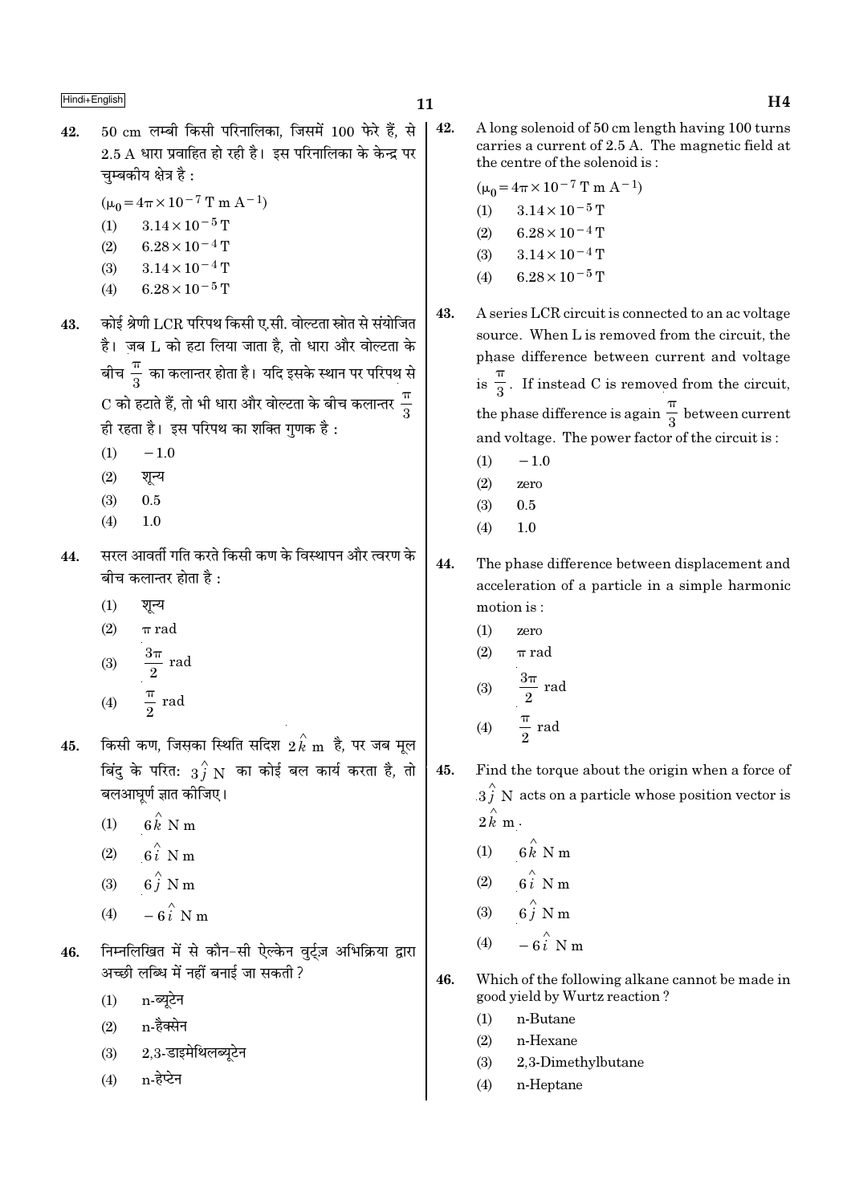42. 50 cm लम्बी किसी परिनालिका, जिसमें 100 फेरे हैं, से 2.5 A धारा प्रवाहित हो रही है। इस परिनालिका के केन्द्र पर चुम्बकीय क्षेत्र है :

($\mu_0 = 4\pi \times 10^{-7}$ T m $A^{-1}$)

(1) $3.14 \times 10^{-5}$ T
(2) $6.28 \times 10^{-4}$ T
(3) $3.14 \times 10^{-4}$ T
(4) $6.28 \times 10^{-5}$ T

43. कोई श्रेणी LCR परिपथ किसी ए.सी. वोल्टता स्रोत से संयोजित है। जब L को हटा लिया जाता है, तो धारा और वोल्टता के बीच $\frac{\pi}{3}$ का कलान्तर होता है। यदि इसके स्थान पर परिपथ से C को हटाते हैं, तो भी धारा और वोल्टता के बीच कलान्तर $\frac{\pi}{3}$ ही रहता है। इस परिपथ का शक्ति गुणक है :

(1) $-1.0$
(2) शून्य
(3) 0.5
(4) 1.0

44. सरल आवर्ती गति करते किसी कण के विस्थापन और त्वरण के बीच कलान्तर होता है :

(1) शून्य
(2) $\pi$ rad
(3) $\frac{3\pi}{2}$ rad
(4) $\frac{\pi}{2}$ rad

45. किसी कण, जिसका स्थिति सदिश $2\hat{k}$ m है, पर जब मूल बिंदु के परितः $3\hat{j}$ N का कोई बल कार्य करता है, तो बलआघूर्ण ज्ञात कीजिए।

(1) $6\hat{k}$ N m
(2) $6\hat{i}$ N m
(3) $6\hat{j}$ N m
(4) $-6\hat{i}$ N m

46. निम्नलिखित में से कौन-सी ऐल्केन वुर्ट्ज़ अभिक्रिया द्वारा अच्छी लब्धि में नहीं बनाई जा सकती ?

(1) n-ब्यूटेन
(2) n-हैक्सेन
(3) 2,3-डाइमेथिलब्यूटेन
(4) n-हेप्टेन

42. A long solenoid of 50 cm length having 100 turns carries a current of 2.5 A. The magnetic field at the centre of the solenoid is :

($\mu_0 = 4\pi \times 10^{-7}$ T m $A^{-1}$)

(1) $3.14 \times 10^{-5}$ T
(2) $6.28 \times 10^{-4}$ T
(3) $3.14 \times 10^{-4}$ T
(4) $6.28 \times 10^{-5}$ T

43. A series LCR circuit is connected to an ac voltage source. When L is removed from the circuit, the phase difference between current and voltage is $\frac{\pi}{3}$. If instead C is removed from the circuit, the phase difference is again $\frac{\pi}{3}$ between current and voltage. The power factor of the circuit is :

(1) $-1.0$
(2) zero
(3) 0.5
(4) 1.0

44. The phase difference between displacement and acceleration of a particle in a simple harmonic motion is :

(1) zero
(2) $\pi$ rad
(3) $\frac{3\pi}{2}$ rad
(4) $\frac{\pi}{2}$ rad

45. Find the torque about the origin when a force of $3\hat{j}$ N acts on a particle whose position vector is $2\hat{k}$ m.

(1) $6\hat{k}$ N m
(2) $6\hat{i}$ N m
(3) $6\hat{j}$ N m
(4) $-6\hat{i}$ N m

46. Which of the following alkane cannot be made in good yield by Wurtz reaction ?

(1) n-Butane
(2) n-Hexane
(3) 2,3-Dimethylbutane
(4) n-Heptane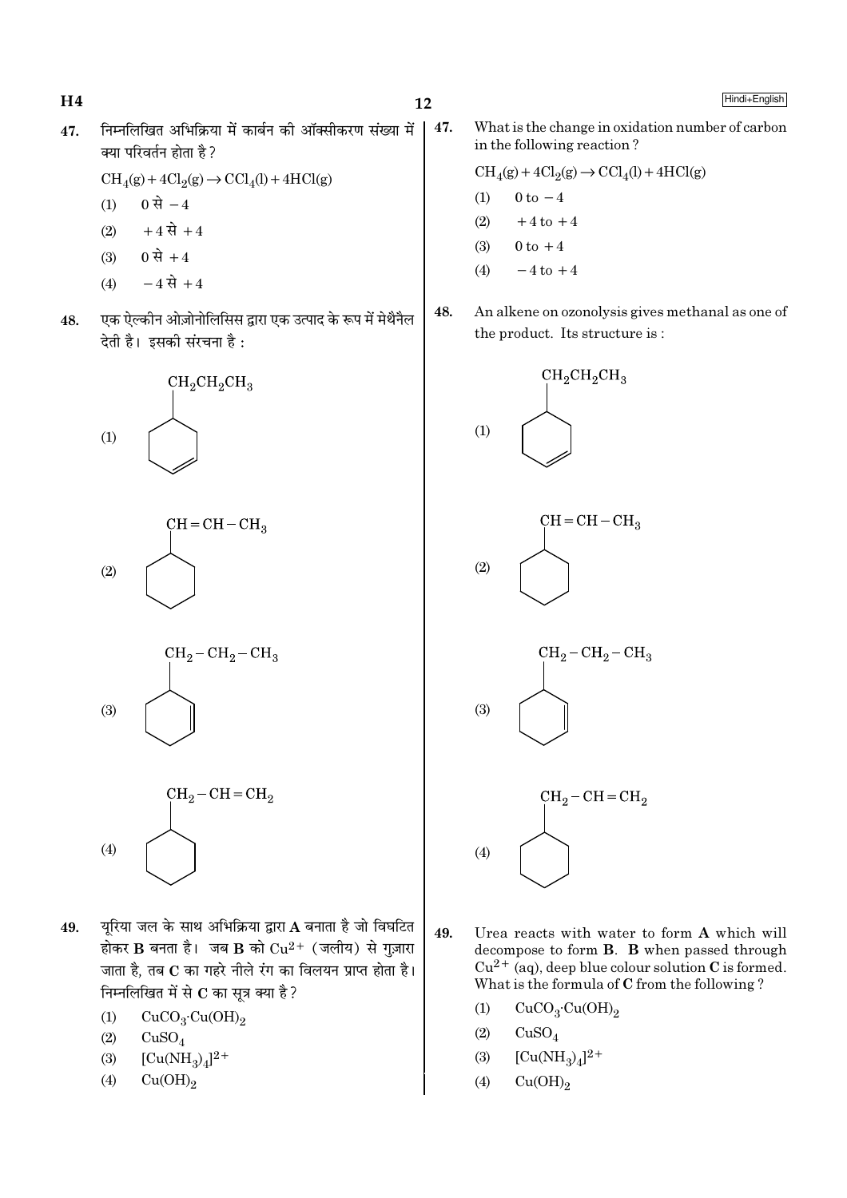47. निम्नलिखित अभिक्रिया में कार्बन की ऑक्सीकरण संख्या में क्या परिवर्तन होता है ?

$$CH_4(g) + 4Cl_2(g) \rightarrow CCl_4(l) + 4HCl(g)$$

(1) 0 से $-4$
(2) $+4$ से $+4$
(3) 0 से $+4$
(4) $-4$ से $+4$

48. एक ऐल्कीन ओज़ोनोलिसिस द्वारा एक उत्पाद के रूप में मेथैनल देती है। इसकी संरचना है :

(1) Cyclohexene ring with substituent $CH_2CH_2CH_3$ (double bond in ring, not adjacent to substituted carbon)
(2) Cyclohexane ring with substituent $CH=CH-CH_3$
(3) Cyclohexene ring with substituent $CH_2-CH_2-CH_3$ (double bond adjacent to substituted carbon)
(4) Cyclohexane ring with substituent $CH_2-CH=CH_2$

49. यूरिया जल के साथ अभिक्रिया द्वारा **A** बनाता है जो विघटित होकर **B** बनता है। जब **B** को $Cu^{2+}$ (जलीय) से गुज़ारा जाता है, तब **C** का गहरे नीले रंग का विलयन प्राप्त होता है। निम्नलिखित में से **C** का सूत्र क्या है ?

(1) $CuCO_3 \cdot Cu(OH)_2$
(2) $CuSO_4$
(3) $[Cu(NH_3)_4]^{2+}$
(4) $Cu(OH)_2$

---

47. What is the change in oxidation number of carbon in the following reaction ?

$$CH_4(g) + 4Cl_2(g) \rightarrow CCl_4(l) + 4HCl(g)$$

(1) 0 to $-4$
(2) $+4$ to $+4$
(3) 0 to $+4$
(4) $-4$ to $+4$

48. An alkene on ozonolysis gives methanal as one of the product. Its structure is :

(1) Cyclohexene ring with substituent $CH_2CH_2CH_3$ (double bond in ring, not adjacent to substituted carbon)
(2) Cyclohexane ring with substituent $CH=CH-CH_3$
(3) Cyclohexene ring with substituent $CH_2-CH_2-CH_3$ (double bond adjacent to substituted carbon)
(4) Cyclohexane ring with substituent $CH_2-CH=CH_2$

49. Urea reacts with water to form **A** which will decompose to form **B**. **B** when passed through $Cu^{2+}$ (aq), deep blue colour solution **C** is formed. What is the formula of **C** from the following ?

(1) $CuCO_3 \cdot Cu(OH)_2$
(2) $CuSO_4$
(3) $[Cu(NH_3)_4]^{2+}$
(4) $Cu(OH)_2$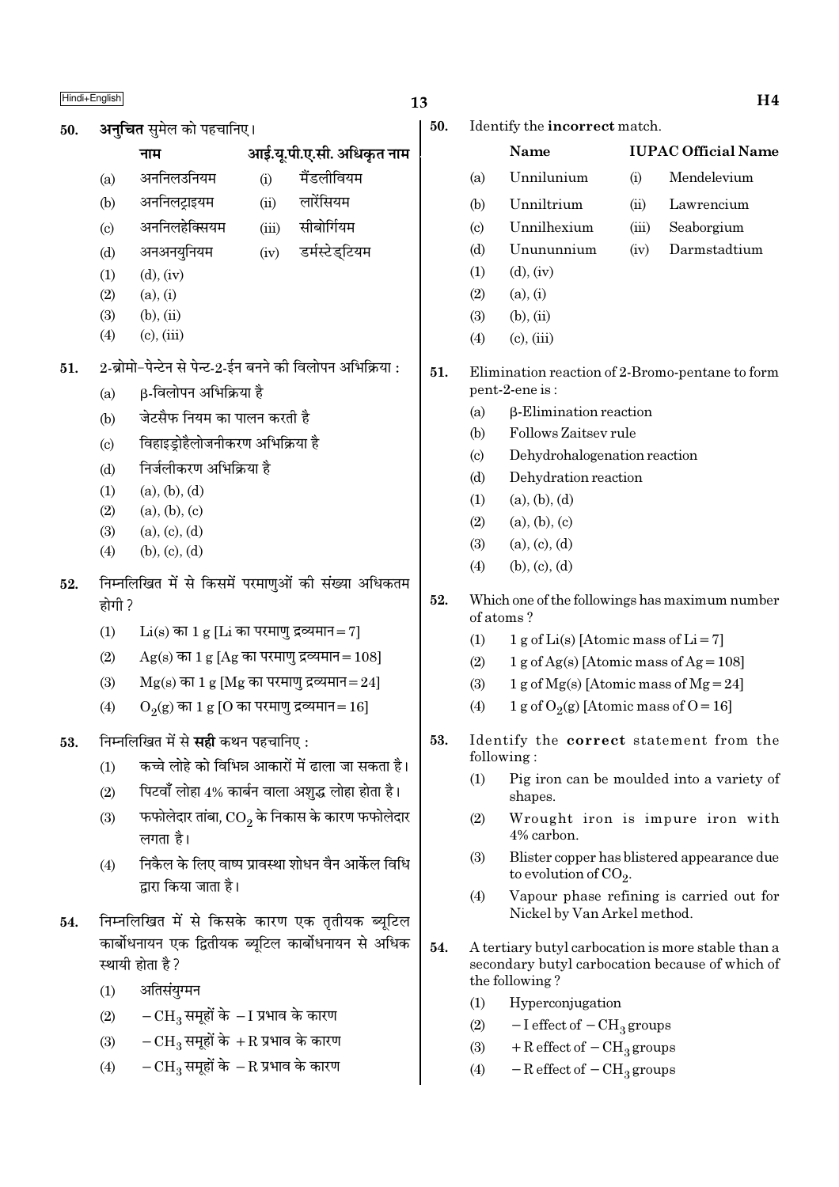**50.** **अनुचित** सुमेल को पहचानिए।

| | नाम | | आई.यू.पी.ए.सी. अधिकृत नाम |
|---|---|---|---|
| (a) | अननिलउनियम | (i) | मैंडलीवियम |
| (b) | अननिलट्राइयम | (ii) | लारेंसियम |
| (c) | अननिलहेक्सियम | (iii) | सीबोर्गियम |
| (d) | अनअनयुनियम | (iv) | डर्मस्टेड्टियम |

(1) (d), (iv)
(2) (a), (i)
(3) (b), (ii)
(4) (c), (iii)

**51.** 2-ब्रोमो-पेन्टेन से पेन्ट-2-ईन बनने की विलोपन अभिक्रिया :

(a) β-विलोपन अभिक्रिया है
(b) जेटसैफ नियम का पालन करती है
(c) विहाइड्रोहैलोजनीकरण अभिक्रिया है
(d) निर्जलीकरण अभिक्रिया है

(1) (a), (b), (d)
(2) (a), (b), (c)
(3) (a), (c), (d)
(4) (b), (c), (d)

**52.** निम्नलिखित में से किसमें परमाणुओं की संख्या अधिकतम होगी ?

(1) Li(s) का 1 g [Li का परमाणु द्रव्यमान = 7]
(2) Ag(s) का 1 g [Ag का परमाणु द्रव्यमान = 108]
(3) Mg(s) का 1 g [Mg का परमाणु द्रव्यमान = 24]
(4) $O_2(g)$ का 1 g [O का परमाणु द्रव्यमान = 16]

**53.** निम्नलिखित में से **सही** कथन पहचानिए :

(1) कच्चे लोहे को विभिन्न आकारों में ढाला जा सकता है।
(2) पिटवाँ लोहा 4% कार्बन वाला अशुद्ध लोहा होता है।
(3) फफोलेदार तांबा, $CO_2$ के निकास के कारण फफोलेदार लगता है।
(4) निकैल के लिए वाष्प प्रावस्था शोधन वैन आर्केल विधि द्वारा किया जाता है।

**54.** निम्नलिखित में से किसके कारण एक तृतीयक ब्यूटिल कार्बोधनायन एक द्वितीयक ब्यूटिल कार्बोधनायन से अधिक स्थायी होता है ?

(1) अतिसंयुग्मन
(2) $-CH_3$ समूहों के $-I$ प्रभाव के कारण
(3) $-CH_3$ समूहों के $+R$ प्रभाव के कारण
(4) $-CH_3$ समूहों के $-R$ प्रभाव के कारण

**50.** Identify the **incorrect** match.

| | Name | | IUPAC Official Name |
|---|---|---|---|
| (a) | Unnilunium | (i) | Mendelevium |
| (b) | Unniltrium | (ii) | Lawrencium |
| (c) | Unnilhexium | (iii) | Seaborgium |
| (d) | Unununnium | (iv) | Darmstadtium |

(1) (d), (iv)
(2) (a), (i)
(3) (b), (ii)
(4) (c), (iii)

**51.** Elimination reaction of 2-Bromo-pentane to form pent-2-ene is :

(a) β-Elimination reaction
(b) Follows Zaitsev rule
(c) Dehydrohalogenation reaction
(d) Dehydration reaction

(1) (a), (b), (d)
(2) (a), (b), (c)
(3) (a), (c), (d)
(4) (b), (c), (d)

**52.** Which one of the followings has maximum number of atoms ?

(1) 1 g of Li(s) [Atomic mass of Li = 7]
(2) 1 g of Ag(s) [Atomic mass of Ag = 108]
(3) 1 g of Mg(s) [Atomic mass of Mg = 24]
(4) 1 g of $O_2(g)$ [Atomic mass of O = 16]

**53.** Identify the **correct** statement from the following :

(1) Pig iron can be moulded into a variety of shapes.
(2) Wrought iron is impure iron with 4% carbon.
(3) Blister copper has blistered appearance due to evolution of $CO_2$.
(4) Vapour phase refining is carried out for Nickel by Van Arkel method.

**54.** A tertiary butyl carbocation is more stable than a secondary butyl carbocation because of which of the following ?

(1) Hyperconjugation
(2) $-I$ effect of $-CH_3$ groups
(3) $+R$ effect of $-CH_3$ groups
(4) $-R$ effect of $-CH_3$ groups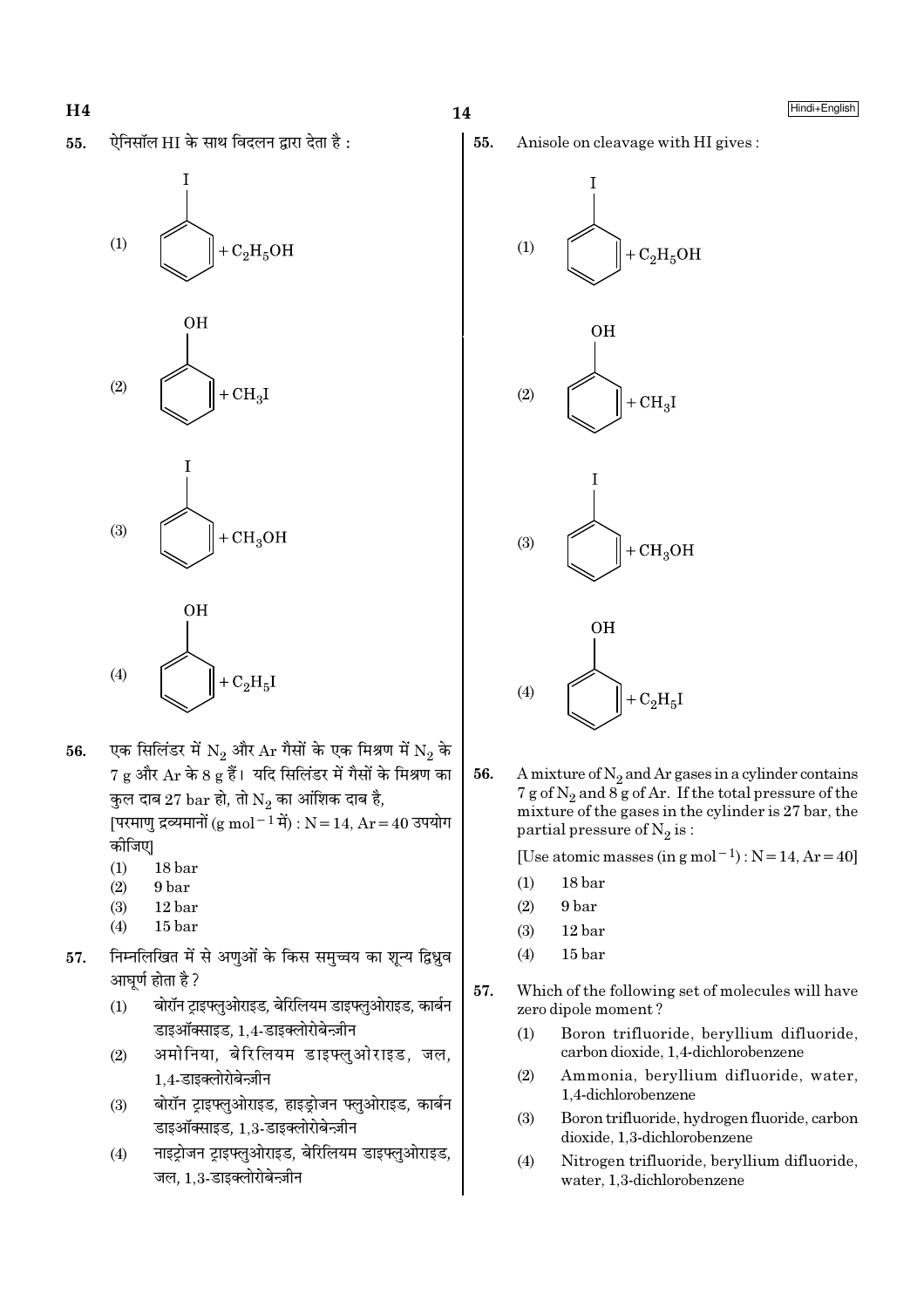55. ऐनिसॉल HI के साथ विदलन द्वारा देता है :

(1) Iodobenzene (benzene ring with I) $+ C_2H_5OH$

(2) Phenol (benzene ring with OH) $+ CH_3I$

(3) Iodobenzene (benzene ring with I) $+ CH_3OH$

(4) Phenol (benzene ring with OH) $+ C_2H_5I$

56. एक सिलिंडर में $N_2$ और Ar गैसों के एक मिश्रण में $N_2$ के 7 g और Ar के 8 g हैं। यदि सिलिंडर में गैसों के मिश्रण का कुल दाब 27 bar हो, तो $N_2$ का आंशिक दाब है,
[परमाणु द्रव्यमानों ($g\ mol^{-1}$ में) : N = 14, Ar = 40 उपयोग कीजिए]

(1) 18 bar
(2) 9 bar
(3) 12 bar
(4) 15 bar

57. निम्नलिखित में से अणुओं के किस समुच्चय का शून्य द्विध्रुव आघूर्ण होता है ?

(1) बोरॉन ट्राइफ्लुओराइड, बेरिलियम डाइफ्लुओराइड, कार्बन डाइऑक्साइड, 1,4-डाइक्लोरोबेन्ज़ीन
(2) अमोनिया, बेरिलियम डाइफ्लुओराइड, जल, 1,4-डाइक्लोरोबेन्ज़ीन
(3) बोरॉन ट्राइफ्लुओराइड, हाइड्रोजन फ्लुओराइड, कार्बन डाइऑक्साइड, 1,3-डाइक्लोरोबेन्ज़ीन
(4) नाइट्रोजन ट्राइफ्लुओराइड, बेरिलियम डाइफ्लुओराइड, जल, 1,3-डाइक्लोरोबेन्ज़ीन

55. Anisole on cleavage with HI gives :

(1) Iodobenzene (benzene ring with I) $+ C_2H_5OH$

(2) Phenol (benzene ring with OH) $+ CH_3I$

(3) Iodobenzene (benzene ring with I) $+ CH_3OH$

(4) Phenol (benzene ring with OH) $+ C_2H_5I$

56. A mixture of $N_2$ and Ar gases in a cylinder contains 7 g of $N_2$ and 8 g of Ar. If the total pressure of the mixture of the gases in the cylinder is 27 bar, the partial pressure of $N_2$ is :

[Use atomic masses (in $g\ mol^{-1}$) : N = 14, Ar = 40]

(1) 18 bar
(2) 9 bar
(3) 12 bar
(4) 15 bar

57. Which of the following set of molecules will have zero dipole moment ?

(1) Boron trifluoride, beryllium difluoride, carbon dioxide, 1,4-dichlorobenzene
(2) Ammonia, beryllium difluoride, water, 1,4-dichlorobenzene
(3) Boron trifluoride, hydrogen fluoride, carbon dioxide, 1,3-dichlorobenzene
(4) Nitrogen trifluoride, beryllium difluoride, water, 1,3-dichlorobenzene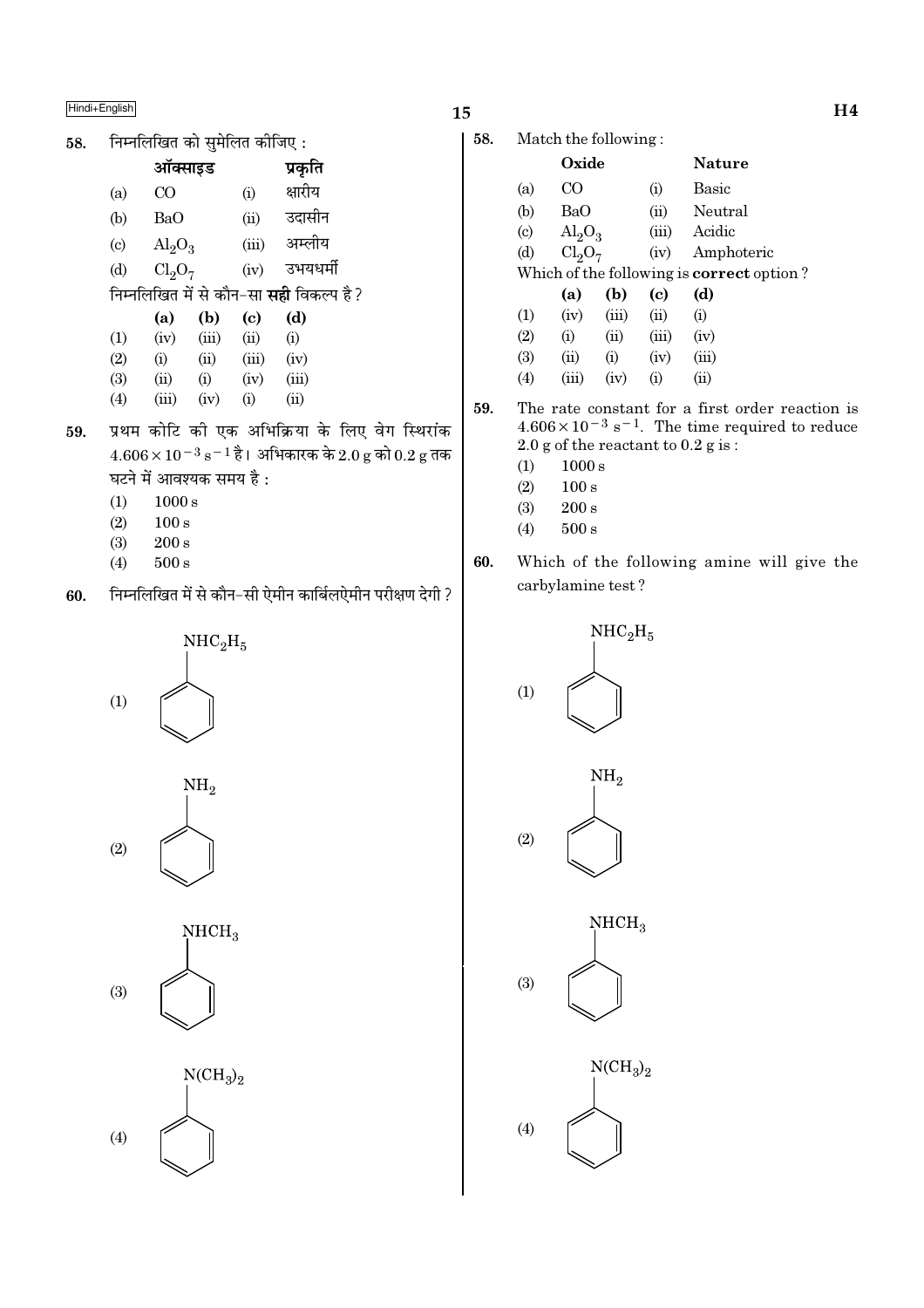58. निम्नलिखित को सुमेलित कीजिए :

| | ऑक्साइड | | प्रकृति |
|---|---|---|---|
| (a) | CO | (i) | क्षारीय |
| (b) | BaO | (ii) | उदासीन |
| (c) | $Al_2O_3$ | (iii) | अम्लीय |
| (d) | $Cl_2O_7$ | (iv) | उभयधर्मी |

निम्नलिखित में से कौन-सा **सही** विकल्प है ?

| | (a) | (b) | (c) | (d) |
|---|---|---|---|---|
| (1) | (iv) | (iii) | (ii) | (i) |
| (2) | (i) | (ii) | (iii) | (iv) |
| (3) | (ii) | (i) | (iv) | (iii) |
| (4) | (iii) | (iv) | (i) | (ii) |

59. प्रथम कोटि की एक अभिक्रिया के लिए वेग स्थिरांक $4.606 \times 10^{-3}\ s^{-1}$ है। अभिकारक के 2.0 g को 0.2 g तक घटने में आवश्यक समय है :

(1) 1000 s
(2) 100 s
(3) 200 s
(4) 500 s

60. निम्नलिखित में से कौन-सी ऐमीन कार्बिलऐमीन परीक्षण देगी ?

(1) $C_6H_5-NHC_2H_5$
(2) $C_6H_5-NH_2$
(3) $C_6H_5-NHCH_3$
(4) $C_6H_5-N(CH_3)_2$

58. Match the following :

| | Oxide | | Nature |
|---|---|---|---|
| (a) | CO | (i) | Basic |
| (b) | BaO | (ii) | Neutral |
| (c) | $Al_2O_3$ | (iii) | Acidic |
| (d) | $Cl_2O_7$ | (iv) | Amphoteric |

Which of the following is **correct** option ?

| | (a) | (b) | (c) | (d) |
|---|---|---|---|---|
| (1) | (iv) | (iii) | (ii) | (i) |
| (2) | (i) | (ii) | (iii) | (iv) |
| (3) | (ii) | (i) | (iv) | (iii) |
| (4) | (iii) | (iv) | (i) | (ii) |

59. The rate constant for a first order reaction is $4.606 \times 10^{-3}\ s^{-1}$. The time required to reduce 2.0 g of the reactant to 0.2 g is :

(1) 1000 s
(2) 100 s
(3) 200 s
(4) 500 s

60. Which of the following amine will give the carbylamine test ?

(1) $C_6H_5-NHC_2H_5$
(2) $C_6H_5-NH_2$
(3) $C_6H_5-NHCH_3$
(4) $C_6H_5-N(CH_3)_2$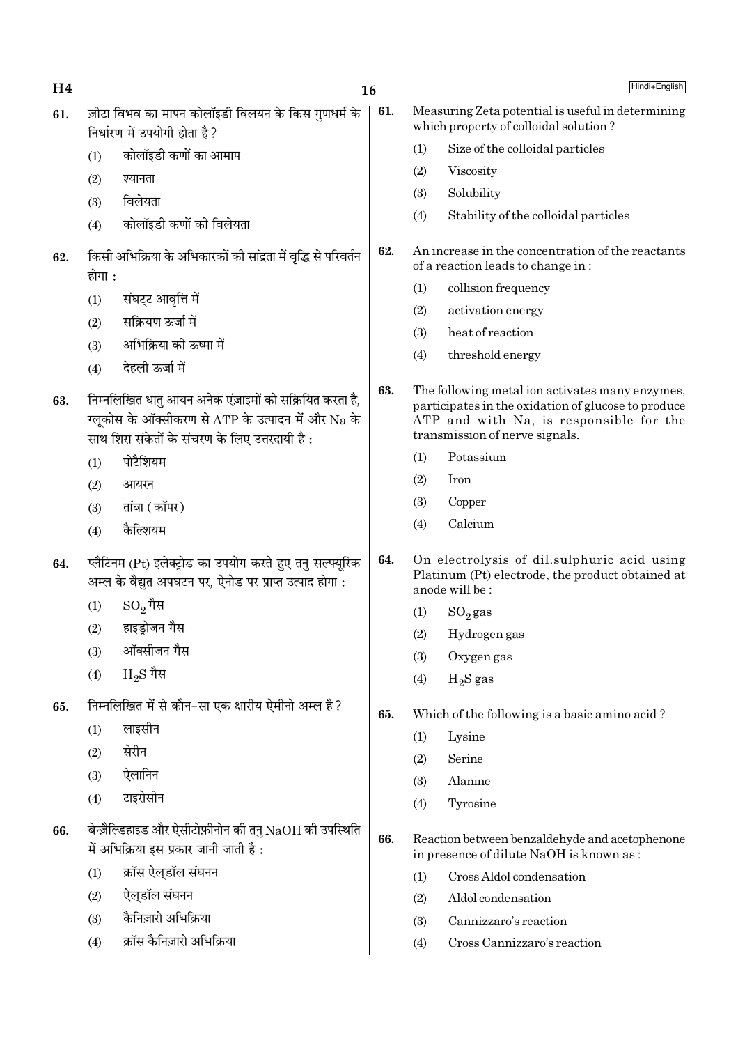61. ज़ीटा विभव का मापन कोलॉइडी विलयन के किस गुणधर्म के निर्धारण में उपयोगी होता है ?
   (1) कोलॉइडी कणों का आमाप
   (2) श्यानता
   (3) विलेयता
   (4) कोलॉइडी कणों की विलेयता

62. किसी अभिक्रिया के अभिकारकों की सांद्रता में वृद्धि से परिवर्तन होगा :
   (1) संघट्ट आवृत्ति में
   (2) सक्रियण ऊर्जा में
   (3) अभिक्रिया की ऊष्मा में
   (4) देहली ऊर्जा में

63. निम्नलिखित धातु आयन अनेक एंज़ाइमों को सक्रियित करता है, ग्लूकोस के ऑक्सीकरण से ATP के उत्पादन में और Na के साथ शिरा संकेतों के संचरण के लिए उत्तरदायी है :
   (1) पोटैशियम
   (2) आयरन
   (3) तांबा (कॉपर)
   (4) कैल्शियम

64. प्लैटिनम (Pt) इलेक्ट्रोड का उपयोग करते हुए तनु सल्फ्यूरिक अम्ल के वैद्युत अपघटन पर, ऐनोड पर प्राप्त उत्पाद होगा :
   (1) $SO_2$ गैस
   (2) हाइड्रोजन गैस
   (3) ऑक्सीजन गैस
   (4) $H_2S$ गैस

65. निम्नलिखित में से कौन-सा एक क्षारीय ऐमीनो अम्ल है ?
   (1) लाइसीन
   (2) सेरीन
   (3) ऐलानिन
   (4) टाइरोसीन

66. बेन्ज़ैल्डिहाइड और ऐसीटोफ़ीनोन की तनु NaOH की उपस्थिति में अभिक्रिया इस प्रकार जानी जाती है :
   (1) क्रॉस ऐल्डॉल संघनन
   (2) ऐल्डॉल संघनन
   (3) कैनिज़ारो अभिक्रिया
   (4) क्रॉस कैनिज़ारो अभिक्रिया

61. Measuring Zeta potential is useful in determining which property of colloidal solution ?
   (1) Size of the colloidal particles
   (2) Viscosity
   (3) Solubility
   (4) Stability of the colloidal particles

62. An increase in the concentration of the reactants of a reaction leads to change in :
   (1) collision frequency
   (2) activation energy
   (3) heat of reaction
   (4) threshold energy

63. The following metal ion activates many enzymes, participates in the oxidation of glucose to produce ATP and with Na, is responsible for the transmission of nerve signals.
   (1) Potassium
   (2) Iron
   (3) Copper
   (4) Calcium

64. On electrolysis of dil.sulphuric acid using Platinum (Pt) electrode, the product obtained at anode will be :
   (1) $SO_2$ gas
   (2) Hydrogen gas
   (3) Oxygen gas
   (4) $H_2S$ gas

65. Which of the following is a basic amino acid ?
   (1) Lysine
   (2) Serine
   (3) Alanine
   (4) Tyrosine

66. Reaction between benzaldehyde and acetophenone in presence of dilute NaOH is known as :
   (1) Cross Aldol condensation
   (2) Aldol condensation
   (3) Cannizzaro's reaction
   (4) Cross Cannizzaro's reaction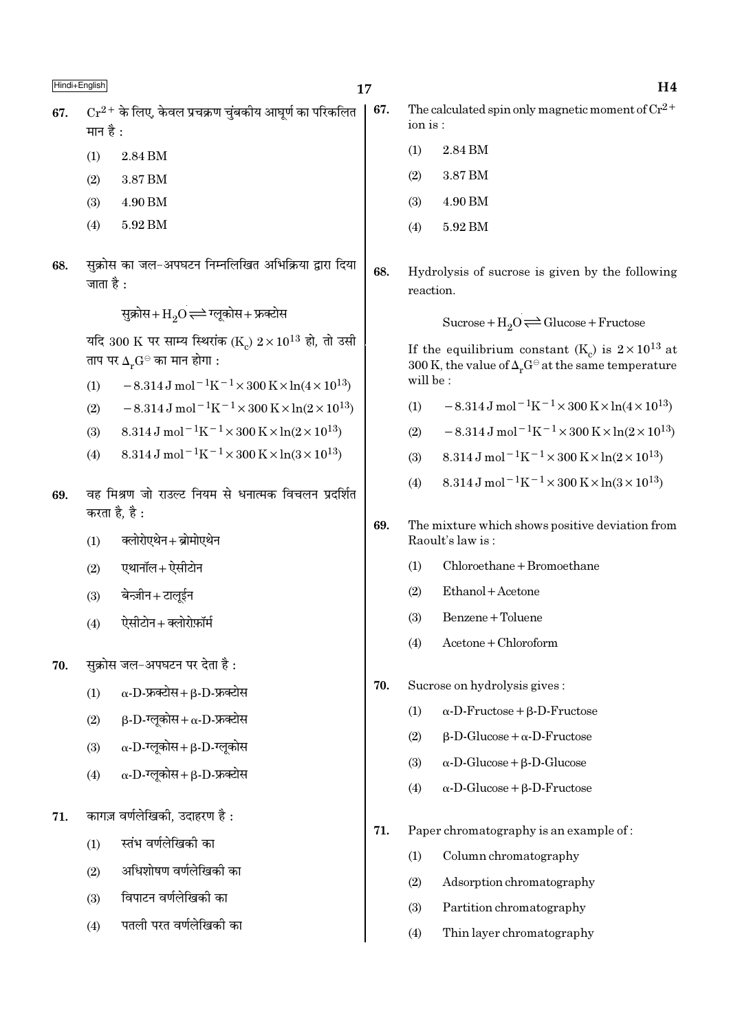67. $Cr^{2+}$ के लिए, केवल प्रचक्रण चुंबकीय आघूर्ण का परिकलित मान है :

(1) 2.84 BM

(2) 3.87 BM

(3) 4.90 BM

(4) 5.92 BM

68. सुक्रोस का जल-अपघटन निम्नलिखित अभिक्रिया द्वारा दिया जाता है :

$$\text{सुक्रोस} + H_2O \rightleftharpoons \text{ग्लूकोस} + \text{फ्रक्टोस}$$

यदि 300 K पर साम्य स्थिरांक ($K_c$) $2 \times 10^{13}$ हो, तो उसी ताप पर $\Delta_r G^\ominus$ का मान होगा :

(1) $-8.314\ J\ mol^{-1}K^{-1} \times 300\ K \times \ln(4 \times 10^{13})$

(2) $-8.314\ J\ mol^{-1}K^{-1} \times 300\ K \times \ln(2 \times 10^{13})$

(3) $8.314\ J\ mol^{-1}K^{-1} \times 300\ K \times \ln(2 \times 10^{13})$

(4) $8.314\ J\ mol^{-1}K^{-1} \times 300\ K \times \ln(3 \times 10^{13})$

69. वह मिश्रण जो राउल्ट नियम से धनात्मक विचलन प्रदर्शित करता है, है :

(1) क्लोरोएथेन + ब्रोमोएथेन

(2) एथानॉल + ऐसीटोन

(3) बेन्ज़ीन + टालूईन

(4) ऐसीटोन + क्लोरोफ़ॉर्म

70. सुक्रोस जल-अपघटन पर देता है :

(1) α-D-फ्रक्टोस + β-D-फ्रक्टोस

(2) β-D-ग्लूकोस + α-D-फ्रक्टोस

(3) α-D-ग्लूकोस + β-D-ग्लूकोस

(4) α-D-ग्लूकोस + β-D-फ्रक्टोस

71. कागज़ वर्णलेखिकी, उदाहरण है :

(1) स्तंभ वर्णलेखिकी का

(2) अधिशोषण वर्णलेखिकी का

(3) विपाटन वर्णलेखिकी का

(4) पतली परत वर्णलेखिकी का

67. The calculated spin only magnetic moment of $Cr^{2+}$ ion is :

(1) 2.84 BM

(2) 3.87 BM

(3) 4.90 BM

(4) 5.92 BM

68. Hydrolysis of sucrose is given by the following reaction.

$$\text{Sucrose} + H_2O \rightleftharpoons \text{Glucose} + \text{Fructose}$$

If the equilibrium constant ($K_c$) is $2 \times 10^{13}$ at 300 K, the value of $\Delta_r G^\ominus$ at the same temperature will be :

(1) $-8.314\ J\ mol^{-1}K^{-1} \times 300\ K \times \ln(4 \times 10^{13})$

(2) $-8.314\ J\ mol^{-1}K^{-1} \times 300\ K \times \ln(2 \times 10^{13})$

(3) $8.314\ J\ mol^{-1}K^{-1} \times 300\ K \times \ln(2 \times 10^{13})$

(4) $8.314\ J\ mol^{-1}K^{-1} \times 300\ K \times \ln(3 \times 10^{13})$

69. The mixture which shows positive deviation from Raoult's law is :

(1) Chloroethane + Bromoethane

(2) Ethanol + Acetone

(3) Benzene + Toluene

(4) Acetone + Chloroform

70. Sucrose on hydrolysis gives :

(1) α-D-Fructose + β-D-Fructose

(2) β-D-Glucose + α-D-Fructose

(3) α-D-Glucose + β-D-Glucose

(4) α-D-Glucose + β-D-Fructose

71. Paper chromatography is an example of :

(1) Column chromatography

(2) Adsorption chromatography

(3) Partition chromatography

(4) Thin layer chromatography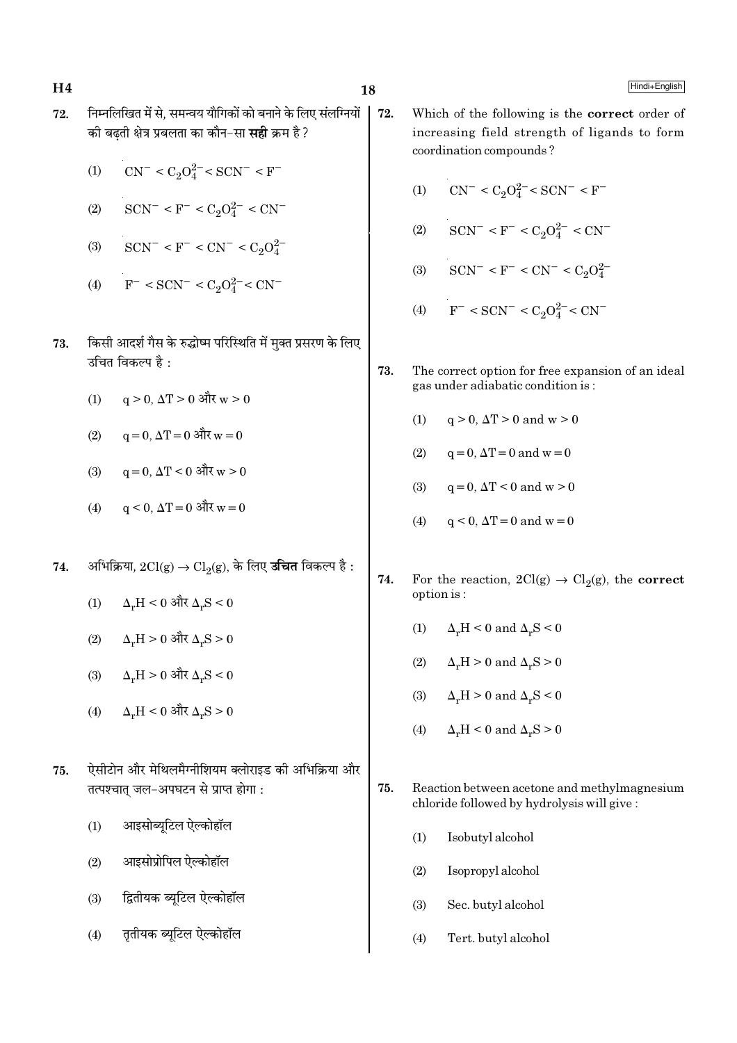72. निम्नलिखित में से, समन्वय यौगिकों को बनाने के लिए संलग्नियों की बढ़ती क्षेत्र प्रबलता का कौन-सा **सही** क्रम है ?

(1) $CN^- < C_2O_4^{2-} < SCN^- < F^-$

(2) $SCN^- < F^- < C_2O_4^{2-} < CN^-$

(3) $SCN^- < F^- < CN^- < C_2O_4^{2-}$

(4) $F^- < SCN^- < C_2O_4^{2-} < CN^-$

73. किसी आदर्श गैस के रुद्धोष्म परिस्थिति में मुक्त प्रसरण के लिए उचित विकल्प है :

(1) $q > 0, \Delta T > 0$ और $w > 0$

(2) $q = 0, \Delta T = 0$ और $w = 0$

(3) $q = 0, \Delta T < 0$ और $w > 0$

(4) $q < 0, \Delta T = 0$ और $w = 0$

74. अभिक्रिया, $2Cl(g) \rightarrow Cl_2(g)$, के लिए **उचित** विकल्प है :

(1) $\Delta_r H < 0$ और $\Delta_r S < 0$

(2) $\Delta_r H > 0$ और $\Delta_r S > 0$

(3) $\Delta_r H > 0$ और $\Delta_r S < 0$

(4) $\Delta_r H < 0$ और $\Delta_r S > 0$

75. ऐसीटोन और मेथिलमैग्नीशियम क्लोराइड की अभिक्रिया और तत्पश्चात् जल-अपघटन से प्राप्त होगा :

(1) आइसोब्यूटिल ऐल्कोहॉल

(2) आइसोप्रोपिल ऐल्कोहॉल

(3) द्वितीयक ब्यूटिल ऐल्कोहॉल

(4) तृतीयक ब्यूटिल ऐल्कोहॉल

72. Which of the following is the **correct** order of increasing field strength of ligands to form coordination compounds ?

(1) $CN^- < C_2O_4^{2-} < SCN^- < F^-$

(2) $SCN^- < F^- < C_2O_4^{2-} < CN^-$

(3) $SCN^- < F^- < CN^- < C_2O_4^{2-}$

(4) $F^- < SCN^- < C_2O_4^{2-} < CN^-$

73. The correct option for free expansion of an ideal gas under adiabatic condition is :

(1) $q > 0, \Delta T > 0$ and $w > 0$

(2) $q = 0, \Delta T = 0$ and $w = 0$

(3) $q = 0, \Delta T < 0$ and $w > 0$

(4) $q < 0, \Delta T = 0$ and $w = 0$

74. For the reaction, $2Cl(g) \rightarrow Cl_2(g)$, the **correct** option is :

(1) $\Delta_r H < 0$ and $\Delta_r S < 0$

(2) $\Delta_r H > 0$ and $\Delta_r S > 0$

(3) $\Delta_r H > 0$ and $\Delta_r S < 0$

(4) $\Delta_r H < 0$ and $\Delta_r S > 0$

75. Reaction between acetone and methylmagnesium chloride followed by hydrolysis will give :

(1) Isobutyl alcohol

(2) Isopropyl alcohol

(3) Sec. butyl alcohol

(4) Tert. butyl alcohol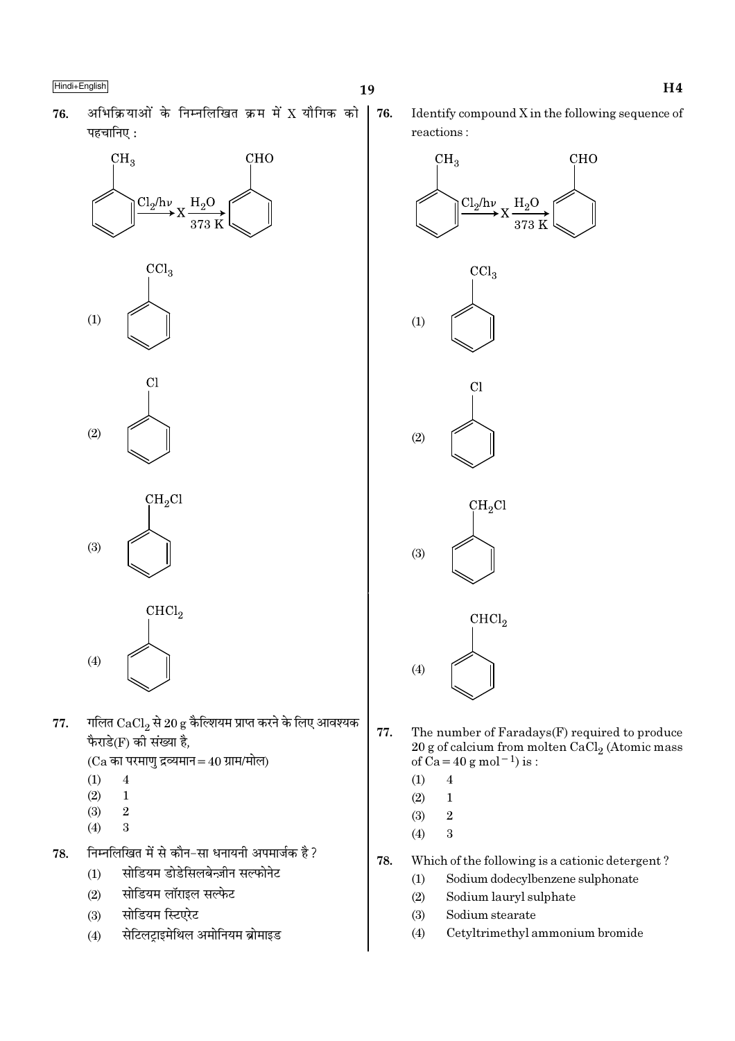76. अभिक्रियाओं के निम्नलिखित क्रम में X यौगिक को पहचानिए :

$$C_6H_5CH_3 \xrightarrow{Cl_2/h\nu} X \xrightarrow[373\ K]{H_2O} C_6H_5CHO$$

(1) $C_6H_5CCl_3$

(2) $C_6H_5Cl$

(3) $C_6H_5CH_2Cl$

(4) $C_6H_5CHCl_2$

77. गलित $CaCl_2$ से 20 g कैल्शियम प्राप्त करने के लिए आवश्यक फैराडे(F) की संख्या है,
(Ca का परमाणु द्रव्यमान = 40 ग्राम/मोल)

(1) 4
(2) 1
(3) 2
(4) 3

78. निम्नलिखित में से कौन-सा धनायनी अपमार्जक है ?

(1) सोडियम डोडेसिलबेन्ज़ीन सल्फोनेट
(2) सोडियम लॉराइल सल्फेट
(3) सोडियम स्टिएरेट
(4) सेटिलट्राइमेथिल अमोनियम ब्रोमाइड

76. Identify compound X in the following sequence of reactions :

$$C_6H_5CH_3 \xrightarrow{Cl_2/h\nu} X \xrightarrow[373\ K]{H_2O} C_6H_5CHO$$

(1) $C_6H_5CCl_3$

(2) $C_6H_5Cl$

(3) $C_6H_5CH_2Cl$

(4) $C_6H_5CHCl_2$

77. The number of Faradays(F) required to produce 20 g of calcium from molten $CaCl_2$ (Atomic mass of Ca = 40 g $mol^{-1}$) is :

(1) 4
(2) 1
(3) 2
(4) 3

78. Which of the following is a cationic detergent ?

(1) Sodium dodecylbenzene sulphonate
(2) Sodium lauryl sulphate
(3) Sodium stearate
(4) Cetyltrimethyl ammonium bromide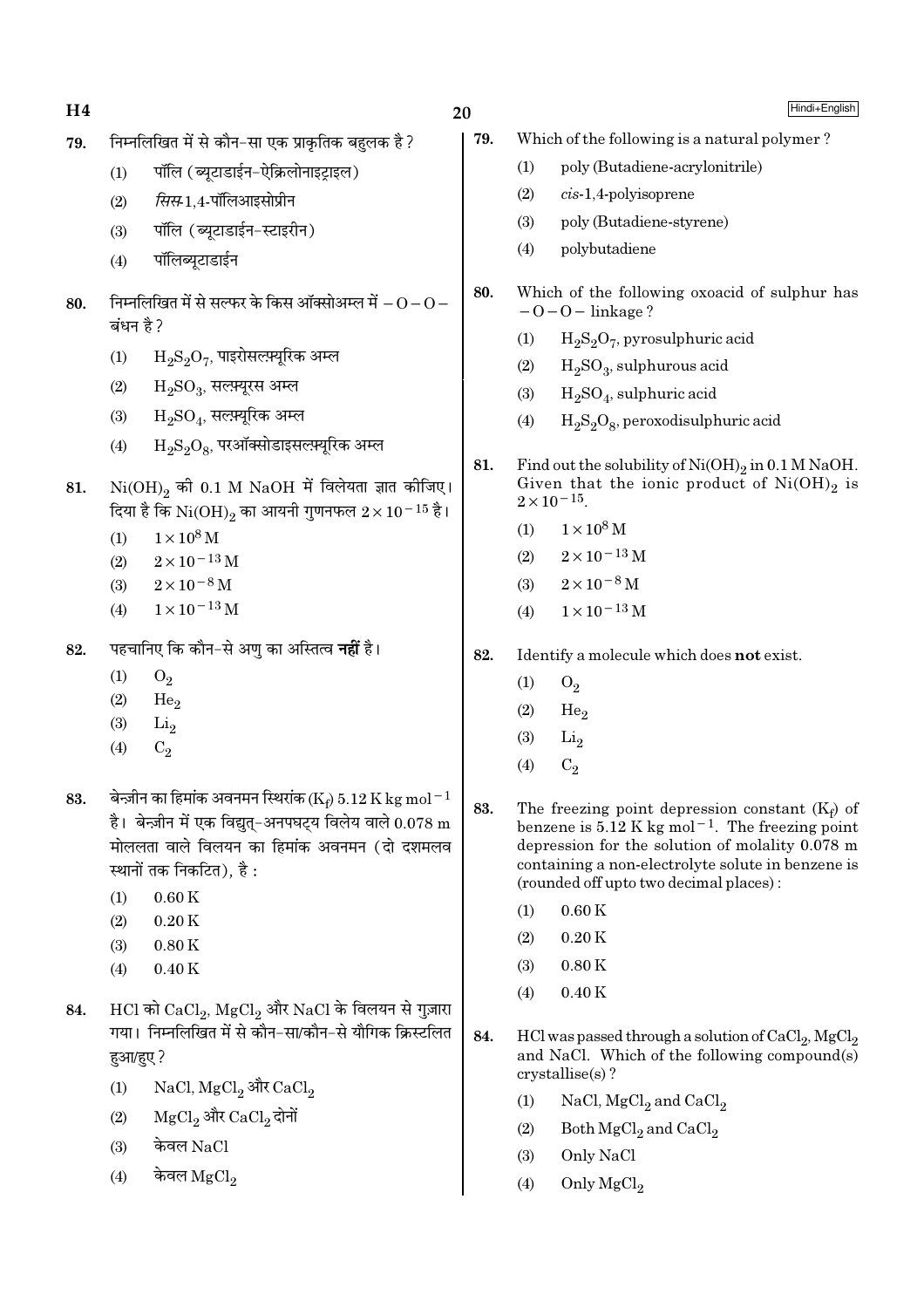79. निम्नलिखित में से कौन-सा एक प्राकृतिक बहुलक है ?

(1) पॉलि (ब्यूटाडाईन-ऐक्रिलोनाइट्राइल)

(2) *सिस*-1,4-पॉलिआइसोप्रीन

(3) पॉलि (ब्यूटाडाईन-स्टाइरीन)

(4) पॉलिब्यूटाडाईन

80. निम्नलिखित में से सल्फर के किस ऑक्सोअम्ल में $-O-O-$ बंधन है ?

(1) $H_2S_2O_7$, पाइरोसल्फ़्यूरिक अम्ल

(2) $H_2SO_3$, सल्फ़्यूरस अम्ल

(3) $H_2SO_4$, सल्फ़्यूरिक अम्ल

(4) $H_2S_2O_8$, परऑक्सोडाइसल्फ़्यूरिक अम्ल

81. $Ni(OH)_2$ की 0.1 M NaOH में विलेयता ज्ञात कीजिए। दिया है कि $Ni(OH)_2$ का आयनी गुणनफल $2\times10^{-15}$ है।

(1) $1\times10^{8}$ M

(2) $2\times10^{-13}$ M

(3) $2\times10^{-8}$ M

(4) $1\times10^{-13}$ M

82. पहचानिए कि कौन-से अणु का अस्तित्व **नहीं** है।

(1) $O_2$

(2) $He_2$

(3) $Li_2$

(4) $C_2$

83. बेन्ज़ीन का हिमांक अवनमन स्थिरांक ($K_f$) 5.12 K kg mol$^{-1}$ है। बेन्ज़ीन में एक विद्युत्-अनपघट्य विलेय वाले 0.078 m मोललता वाले विलयन का हिमांक अवनमन (दो दशमलव स्थानों तक निकटित), है :

(1) 0.60 K

(2) 0.20 K

(3) 0.80 K

(4) 0.40 K

84. HCl को $CaCl_2$, $MgCl_2$ और NaCl के विलयन से गुज़ारा गया। निम्नलिखित में से कौन-सा/कौन-से यौगिक क्रिस्टलित हुआ/हुए ?

(1) NaCl, $MgCl_2$ और $CaCl_2$

(2) $MgCl_2$ और $CaCl_2$ दोनों

(3) केवल NaCl

(4) केवल $MgCl_2$

79. Which of the following is a natural polymer ?

(1) poly (Butadiene-acrylonitrile)

(2) *cis*-1,4-polyisoprene

(3) poly (Butadiene-styrene)

(4) polybutadiene

80. Which of the following oxoacid of sulphur has $-O-O-$ linkage ?

(1) $H_2S_2O_7$, pyrosulphuric acid

(2) $H_2SO_3$, sulphurous acid

(3) $H_2SO_4$, sulphuric acid

(4) $H_2S_2O_8$, peroxodisulphuric acid

81. Find out the solubility of $Ni(OH)_2$ in 0.1 M NaOH. Given that the ionic product of $Ni(OH)_2$ is $2\times10^{-15}$.

(1) $1\times10^{8}$ M

(2) $2\times10^{-13}$ M

(3) $2\times10^{-8}$ M

(4) $1\times10^{-13}$ M

82. Identify a molecule which does **not** exist.

(1) $O_2$

(2) $He_2$

(3) $Li_2$

(4) $C_2$

83. The freezing point depression constant ($K_f$) of benzene is 5.12 K kg mol$^{-1}$. The freezing point depression for the solution of molality 0.078 m containing a non-electrolyte solute in benzene is (rounded off upto two decimal places) :

(1) 0.60 K

(2) 0.20 K

(3) 0.80 K

(4) 0.40 K

84. HCl was passed through a solution of $CaCl_2$, $MgCl_2$ and NaCl. Which of the following compound(s) crystallise(s) ?

(1) NaCl, $MgCl_2$ and $CaCl_2$

(2) Both $MgCl_2$ and $CaCl_2$

(3) Only NaCl

(4) Only $MgCl_2$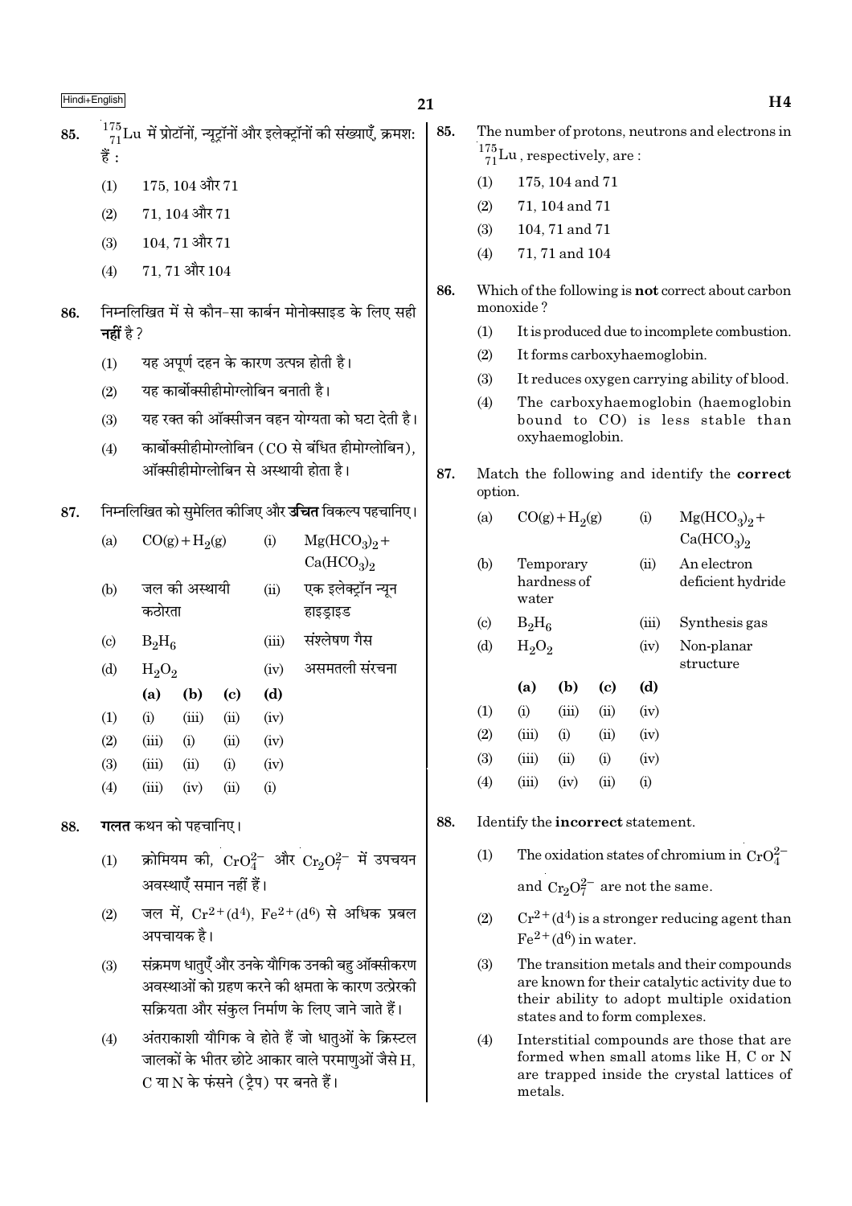85. $^{175}_{71}Lu$ में प्रोटॉनों, न्यूट्रॉनों और इलेक्ट्रॉनों की संख्याएँ, क्रमशः हैं :

(1) 175, 104 और 71

(2) 71, 104 और 71

(3) 104, 71 और 71

(4) 71, 71 और 104

86. निम्नलिखित में से कौन-सा कार्बन मोनोक्साइड के लिए सही **नहीं** है ?

(1) यह अपूर्ण दहन के कारण उत्पन्न होती है।

(2) यह कार्बोक्सीहीमोग्लोबिन बनाती है।

(3) यह रक्त की ऑक्सीजन वहन योग्यता को घटा देती है।

(4) कार्बोक्सीहीमोग्लोबिन (CO से बंधित हीमोग्लोबिन), ऑक्सीहीमोग्लोबिन से अस्थायी होता है।

87. निम्नलिखित को सुमेलित कीजिए और **उचित** विकल्प पहचानिए।

| | | | |
|---|---|---|---|
| (a) | $CO(g) + H_2(g)$ | (i) | $Mg(HCO_3)_2 + Ca(HCO_3)_2$ |
| (b) | जल की अस्थायी कठोरता | (ii) | एक इलेक्ट्रॉन न्यून हाइड्राइड |
| (c) | $B_2H_6$ | (iii) | संश्लेषण गैस |
| (d) | $H_2O_2$ | (iv) | असमतली संरचना |

| | (a) | (b) | (c) | (d) |
|---|---|---|---|---|
| (1) | (i) | (iii) | (ii) | (iv) |
| (2) | (iii) | (i) | (ii) | (iv) |
| (3) | (iii) | (ii) | (i) | (iv) |
| (4) | (iii) | (iv) | (ii) | (i) |

88. **गलत** कथन को पहचानिए।

(1) क्रोमियम की, $CrO_4^{2-}$ और $Cr_2O_7^{2-}$ में उपचयन अवस्थाएँ समान नहीं हैं।

(2) जल में, $Cr^{2+}(d^4)$, $Fe^{2+}(d^6)$ से अधिक प्रबल अपचायक है।

(3) संक्रमण धातुएँ और उनके यौगिक उनकी बहु ऑक्सीकरण अवस्थाओं को ग्रहण करने की क्षमता के कारण उत्प्रेरकी सक्रियता और संकुल निर्माण के लिए जाने जाते हैं।

(4) अंतराकाशी यौगिक वे होते हैं जो धातुओं के क्रिस्टल जालकों के भीतर छोटे आकार वाले परमाणुओं जैसे H, C या N के फंसने (ट्रैप) पर बनते हैं।

85. The number of protons, neutrons and electrons in $^{175}_{71}Lu$, respectively, are :

(1) 175, 104 and 71

(2) 71, 104 and 71

(3) 104, 71 and 71

(4) 71, 71 and 104

86. Which of the following is **not** correct about carbon monoxide ?

(1) It is produced due to incomplete combustion.

(2) It forms carboxyhaemoglobin.

(3) It reduces oxygen carrying ability of blood.

(4) The carboxyhaemoglobin (haemoglobin bound to CO) is less stable than oxyhaemoglobin.

87. Match the following and identify the **correct** option.

| | | | |
|---|---|---|---|
| (a) | $CO(g) + H_2(g)$ | (i) | $Mg(HCO_3)_2 + Ca(HCO_3)_2$ |
| (b) | Temporary hardness of water | (ii) | An electron deficient hydride |
| (c) | $B_2H_6$ | (iii) | Synthesis gas |
| (d) | $H_2O_2$ | (iv) | Non-planar structure |

| | (a) | (b) | (c) | (d) |
|---|---|---|---|---|
| (1) | (i) | (iii) | (ii) | (iv) |
| (2) | (iii) | (i) | (ii) | (iv) |
| (3) | (iii) | (ii) | (i) | (iv) |
| (4) | (iii) | (iv) | (ii) | (i) |

88. Identify the **incorrect** statement.

(1) The oxidation states of chromium in $CrO_4^{2-}$ and $Cr_2O_7^{2-}$ are not the same.

(2) $Cr^{2+}(d^4)$ is a stronger reducing agent than $Fe^{2+}(d^6)$ in water.

(3) The transition metals and their compounds are known for their catalytic activity due to their ability to adopt multiple oxidation states and to form complexes.

(4) Interstitial compounds are those that are formed when small atoms like H, C or N are trapped inside the crystal lattices of metals.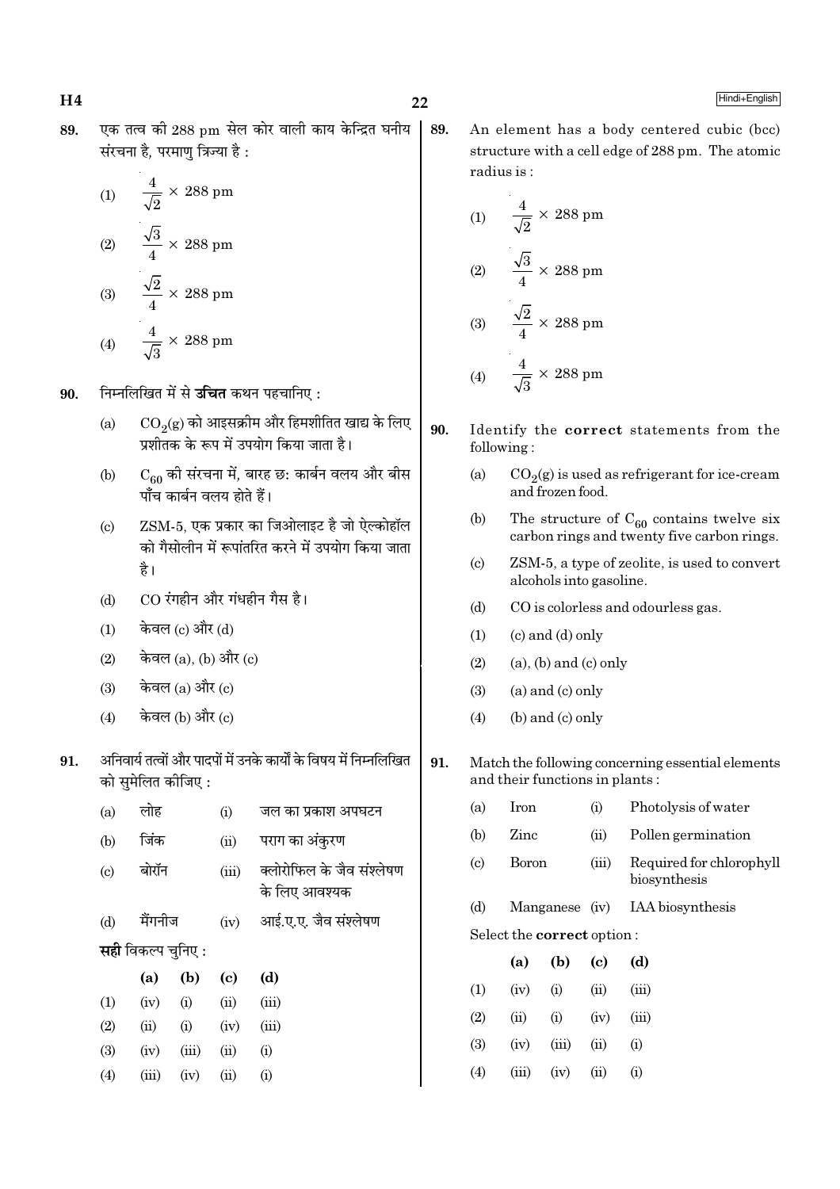89. एक तत्व की 288 pm सेल कोर वाली काय केन्द्रित घनीय संरचना है, परमाणु त्रिज्या है :

(1) $\frac{4}{\sqrt{2}} \times 288$ pm

(2) $\frac{\sqrt{3}}{4} \times 288$ pm

(3) $\frac{\sqrt{2}}{4} \times 288$ pm

(4) $\frac{4}{\sqrt{3}} \times 288$ pm

90. निम्नलिखित में से **उचित** कथन पहचानिए :

(a) $CO_2$(g) को आइसक्रीम और हिमशीतित खाद्य के लिए प्रशीतक के रूप में उपयोग किया जाता है।

(b) $C_{60}$ की संरचना में, बारह छः कार्बन वलय और बीस पाँच कार्बन वलय होते हैं।

(c) ZSM-5, एक प्रकार का जिओलाइट है जो ऐल्कोहॉल को गैसोलीन में रूपांतरित करने में उपयोग किया जाता है।

(d) CO रंगहीन और गंधहीन गैस है।

(1) केवल (c) और (d)

(2) केवल (a), (b) और (c)

(3) केवल (a) और (c)

(4) केवल (b) और (c)

91. अनिवार्य तत्वों और पादपों में उनके कार्यों के विषय में निम्नलिखित को सुमेलित कीजिए :

| | | | |
|---|---|---|---|
| (a) | लोह | (i) | जल का प्रकाश अपघटन |
| (b) | जिंक | (ii) | पराग का अंकुरण |
| (c) | बोरॉन | (iii) | क्लोरोफिल के जैव संश्लेषण के लिए आवश्यक |
| (d) | मैंगनीज | (iv) | आई.ए.ए. जैव संश्लेषण |

**सही** विकल्प चुनिए :

| | (a) | (b) | (c) | (d) |
|---|---|---|---|---|
| (1) | (iv) | (i) | (ii) | (iii) |
| (2) | (ii) | (i) | (iv) | (iii) |
| (3) | (iv) | (iii) | (ii) | (i) |
| (4) | (iii) | (iv) | (ii) | (i) |

89. An element has a body centered cubic (bcc) structure with a cell edge of 288 pm. The atomic radius is :

(1) $\frac{4}{\sqrt{2}} \times 288$ pm

(2) $\frac{\sqrt{3}}{4} \times 288$ pm

(3) $\frac{\sqrt{2}}{4} \times 288$ pm

(4) $\frac{4}{\sqrt{3}} \times 288$ pm

90. Identify the **correct** statements from the following :

(a) $CO_2$(g) is used as refrigerant for ice-cream and frozen food.

(b) The structure of $C_{60}$ contains twelve six carbon rings and twenty five carbon rings.

(c) ZSM-5, a type of zeolite, is used to convert alcohols into gasoline.

(d) CO is colorless and odourless gas.

(1) (c) and (d) only

(2) (a), (b) and (c) only

(3) (a) and (c) only

(4) (b) and (c) only

91. Match the following concerning essential elements and their functions in plants :

| | | | |
|---|---|---|---|
| (a) | Iron | (i) | Photolysis of water |
| (b) | Zinc | (ii) | Pollen germination |
| (c) | Boron | (iii) | Required for chlorophyll biosynthesis |
| (d) | Manganese | (iv) | IAA biosynthesis |

Select the **correct** option :

| | (a) | (b) | (c) | (d) |
|---|---|---|---|---|
| (1) | (iv) | (i) | (ii) | (iii) |
| (2) | (ii) | (i) | (iv) | (iii) |
| (3) | (iv) | (iii) | (ii) | (i) |
| (4) | (iii) | (iv) | (ii) | (i) |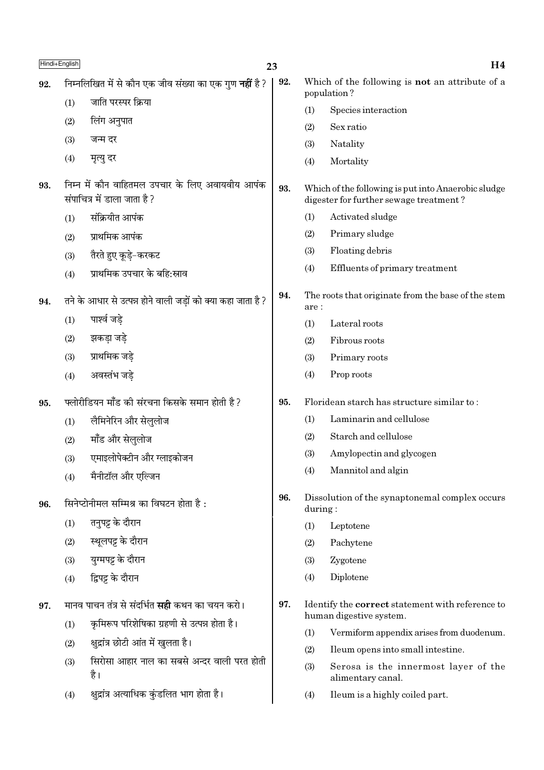92. निम्नलिखित में से कौन एक जीव संख्या का एक गुण **नहीं** है ?

(1) जाति परस्पर क्रिया

(2) लिंग अनुपात

(3) जन्म दर

(4) मृत्यु दर

93. निम्न में कौन वाहितमल उपचार के लिए अवायवीय आपंक संपाचित्र में डाला जाता है ?

(1) संक्रियीत आपंक

(2) प्राथमिक आपंक

(3) तैरते हुए कूड़े-करकट

(4) प्राथमिक उपचार के बहि:स्राव

94. तने के आधार से उत्पन्न होने वाली जड़ों को क्या कहा जाता है ?

(1) पार्श्व जड़े

(2) झकड़ा जड़े

(3) प्राथमिक जड़े

(4) अवस्तंभ जड़े

95. फ्लोरीडियन मॉंड की संरचना किसके समान होती है ?

(1) लैमिनेरिन और सेलुलोज

(2) मॉंड और सेलुलोज

(3) एमाइलोपेक्टीन और ग्लाइकोजन

(4) मैनीटॉल और एल्जिन

96. सिनेप्टोनीमल सम्मिश्र का विघटन होता है :

(1) तनुपट्ट के दौरान

(2) स्थूलपट्ट के दौरान

(3) युग्मपट्ट के दौरान

(4) द्विपट्ट के दौरान

97. मानव पाचन तंत्र से संदर्भित **सही** कथन का चयन करो।

(1) कृमिरूप परिशेषिका ग्रहणी से उत्पन्न होता है।

(2) क्षुद्रांत्र छोटी आंत में खुलता है।

(3) सिरोसा आहार नाल का सबसे अन्दर वाली परत होती है।

(4) क्षुद्रांत्र अत्याधिक कुंडलित भाग होता है।

92. Which of the following is **not** an attribute of a population ?

(1) Species interaction

(2) Sex ratio

(3) Natality

(4) Mortality

93. Which of the following is put into Anaerobic sludge digester for further sewage treatment ?

(1) Activated sludge

(2) Primary sludge

(3) Floating debris

(4) Effluents of primary treatment

94. The roots that originate from the base of the stem are :

(1) Lateral roots

(2) Fibrous roots

(3) Primary roots

(4) Prop roots

95. Floridean starch has structure similar to :

(1) Laminarin and cellulose

(2) Starch and cellulose

(3) Amylopectin and glycogen

(4) Mannitol and algin

96. Dissolution of the synaptonemal complex occurs during :

(1) Leptotene

(2) Pachytene

(3) Zygotene

(4) Diplotene

97. Identify the **correct** statement with reference to human digestive system.

(1) Vermiform appendix arises from duodenum.

(2) Ileum opens into small intestine.

(3) Serosa is the innermost layer of the alimentary canal.

(4) Ileum is a highly coiled part.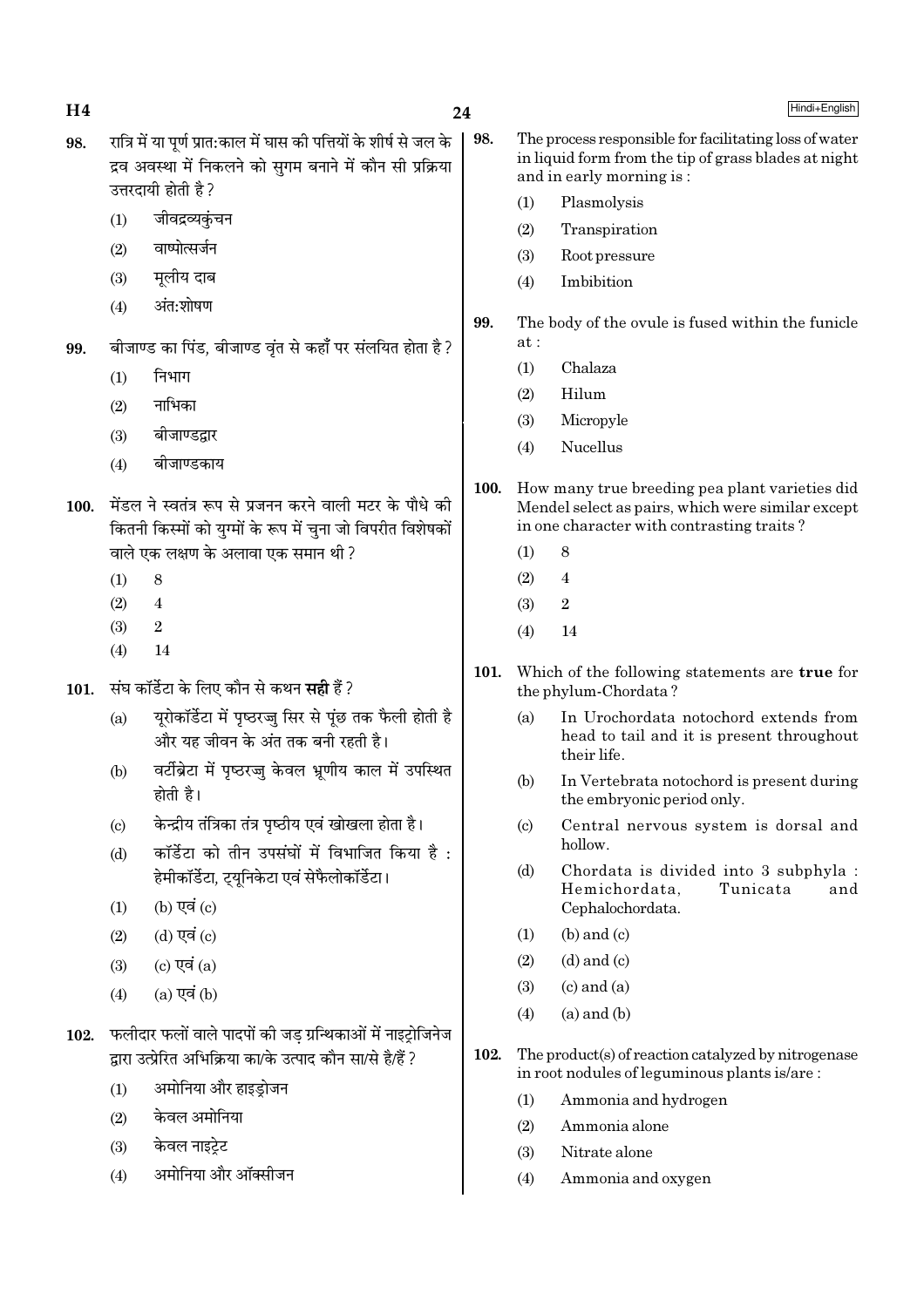98. रात्रि में या पूर्ण प्रात:काल में घास की पत्तियों के शीर्ष से जल के द्रव अवस्था में निकलने को सुगम बनाने में कौन सी प्रक्रिया उत्तरदायी होती है ?

(1) जीवद्रव्यकुंचन
(2) वाष्पोत्सर्जन
(3) मूलीय दाब
(4) अंत:शोषण

99. बीजाण्ड का पिंड, बीजाण्ड वृंत से कहाँ पर संलयित होता है ?

(1) निभाग
(2) नाभिका
(3) बीजाण्डद्वार
(4) बीजाण्डकाय

100. मेंडल ने स्वतंत्र रूप से प्रजनन करने वाली मटर के पौधे की कितनी किस्मों को युग्मों के रूप में चुना जो विपरीत विशेषकों वाले एक लक्षण के अलावा एक समान थी ?

(1) 8
(2) 4
(3) 2
(4) 14

101. संघ कॉर्डेटा के लिए कौन से कथन **सही** हैं ?

(a) यूरोकॉर्डेटा में पृष्ठरज्जु सिर से पूंछ तक फैली होती है और यह जीवन के अंत तक बनी रहती है।
(b) वर्टीब्रेटा में पृष्ठरज्जु केवल भ्रूणीय काल में उपस्थित होती है।
(c) केन्द्रीय तंत्रिका तंत्र पृष्ठीय एवं खोखला होता है।
(d) कॉर्डेटा को तीन उपसंघों में विभाजित किया है : हेमीकॉर्डेटा, ट्यूनिकेटा एवं सेफैलोकॉर्डेटा।

(1) (b) एवं (c)
(2) (d) एवं (c)
(3) (c) एवं (a)
(4) (a) एवं (b)

102. फलीदार फलों वाले पादपों की जड़ ग्रन्थिकाओं में नाइट्रोजिनेज द्वारा उत्प्रेरित अभिक्रिया का/के उत्पाद कौन सा/से है/हैं ?

(1) अमोनिया और हाइड्रोजन
(2) केवल अमोनिया
(3) केवल नाइट्रेट
(4) अमोनिया और ऑक्सीजन

98. The process responsible for facilitating loss of water in liquid form from the tip of grass blades at night and in early morning is :

(1) Plasmolysis
(2) Transpiration
(3) Root pressure
(4) Imbibition

99. The body of the ovule is fused within the funicle at :

(1) Chalaza
(2) Hilum
(3) Micropyle
(4) Nucellus

100. How many true breeding pea plant varieties did Mendel select as pairs, which were similar except in one character with contrasting traits ?

(1) 8
(2) 4
(3) 2
(4) 14

101. Which of the following statements are **true** for the phylum-Chordata ?

(a) In Urochordata notochord extends from head to tail and it is present throughout their life.
(b) In Vertebrata notochord is present during the embryonic period only.
(c) Central nervous system is dorsal and hollow.
(d) Chordata is divided into 3 subphyla : Hemichordata, Tunicata and Cephalochordata.

(1) (b) and (c)
(2) (d) and (c)
(3) (c) and (a)
(4) (a) and (b)

102. The product(s) of reaction catalyzed by nitrogenase in root nodules of leguminous plants is/are :

(1) Ammonia and hydrogen
(2) Ammonia alone
(3) Nitrate alone
(4) Ammonia and oxygen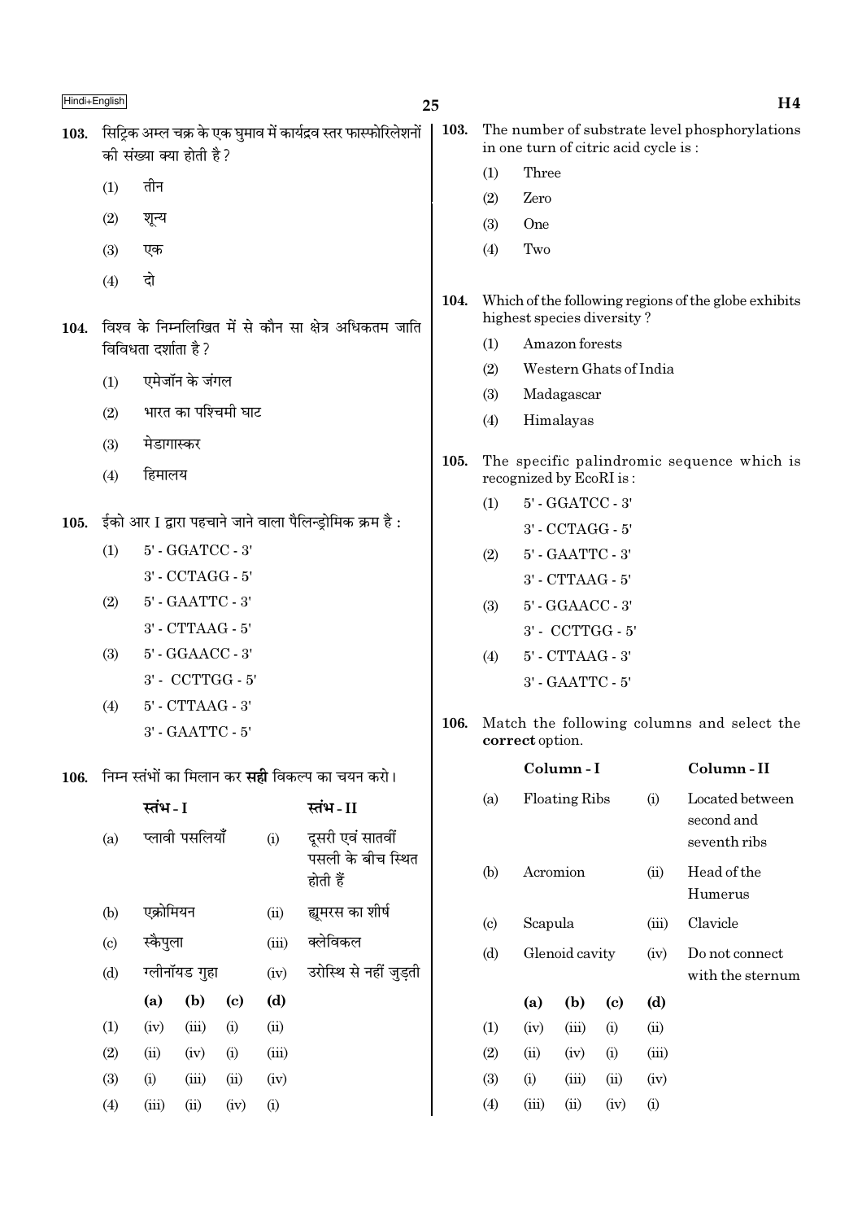**103.** सिट्रिक अम्ल चक्र के एक घुमाव में कार्यद्रव स्तर फास्फोरिलेशनों की संख्या क्या होती है ?

(1) तीन

(2) शून्य

(3) एक

(4) दो

**104.** विश्व के निम्नलिखित में से कौन सा क्षेत्र अधिकतम जाति विविधता दर्शाता है ?

(1) एमेजॉन के जंगल

(2) भारत का पश्चिमी घाट

(3) मेडागास्कर

(4) हिमालय

**105.** ईको आर I द्वारा पहचाने जाने वाला पैलिन्ड्रोमिक क्रम है :

(1) 5' - GGATCC - 3'
3' - CCTAGG - 5'

(2) 5' - GAATTC - 3'
3' - CTTAAG - 5'

(3) 5' - GGAACC - 3'
3' - CCTTGG - 5'

(4) 5' - CTTAAG - 3'
3' - GAATTC - 5'

**106.** निम्न स्तंभों का मिलान कर **सही** विकल्प का चयन करो।

| | स्तंभ - I | | स्तंभ - II |
|---|---|---|---|
| (a) | प्लावी पसलियाँ | (i) | दूसरी एवं सातवीं पसली के बीच स्थित होती हैं |
| (b) | एक्रोमियन | (ii) | ह्यूमरस का शीर्ष |
| (c) | स्कैपुला | (iii) | क्लेविकल |
| (d) | ग्लीनॉयड गुहा | (iv) | उरोस्थि से नहीं जुड़ती |

| | (a) | (b) | (c) | (d) |
|---|---|---|---|---|
| (1) | (iv) | (iii) | (i) | (ii) |
| (2) | (ii) | (iv) | (i) | (iii) |
| (3) | (i) | (iii) | (ii) | (iv) |
| (4) | (iii) | (ii) | (iv) | (i) |

**103.** The number of substrate level phosphorylations in one turn of citric acid cycle is :

(1) Three

(2) Zero

(3) One

(4) Two

**104.** Which of the following regions of the globe exhibits highest species diversity ?

(1) Amazon forests

(2) Western Ghats of India

(3) Madagascar

(4) Himalayas

**105.** The specific palindromic sequence which is recognized by EcoRI is :

(1) 5' - GGATCC - 3'
3' - CCTAGG - 5'

(2) 5' - GAATTC - 3'
3' - CTTAAG - 5'

(3) 5' - GGAACC - 3'
3' - CCTTGG - 5'

(4) 5' - CTTAAG - 3'
3' - GAATTC - 5'

**106.** Match the following columns and select the **correct** option.

| | Column - I | | Column - II |
|---|---|---|---|
| (a) | Floating Ribs | (i) | Located between second and seventh ribs |
| (b) | Acromion | (ii) | Head of the Humerus |
| (c) | Scapula | (iii) | Clavicle |
| (d) | Glenoid cavity | (iv) | Do not connect with the sternum |

| | (a) | (b) | (c) | (d) |
|---|---|---|---|---|
| (1) | (iv) | (iii) | (i) | (ii) |
| (2) | (ii) | (iv) | (i) | (iii) |
| (3) | (i) | (iii) | (ii) | (iv) |
| (4) | (iii) | (ii) | (iv) | (i) |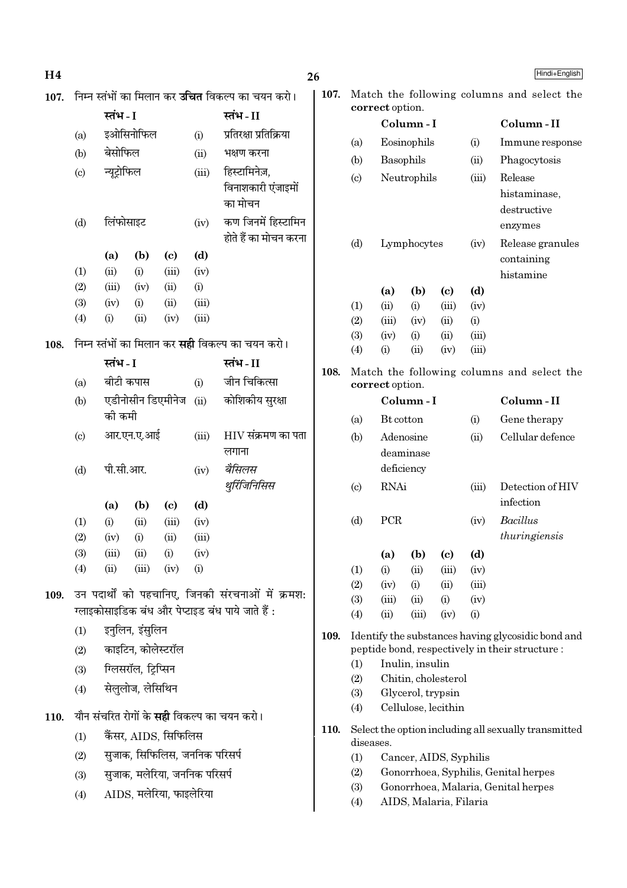107. निम्न स्तंभों का मिलान कर **उचित** विकल्प का चयन करो।

| | स्तंभ - I | | स्तंभ - II |
|---|---|---|---|
| (a) | इओसिनोफिल | (i) | प्रतिरक्षा प्रतिक्रिया |
| (b) | बेसोफिल | (ii) | भक्षण करना |
| (c) | न्यूट्रोफिल | (iii) | हिस्टामिनेज़, विनाशकारी एंजाइमों का मोचन |
| (d) | लिंफोसाइट | (iv) | कण जिनमें हिस्टामिन होते हैं का मोचन करना |

| | (a) | (b) | (c) | (d) |
|---|---|---|---|---|
| (1) | (ii) | (i) | (iii) | (iv) |
| (2) | (iii) | (iv) | (ii) | (i) |
| (3) | (iv) | (i) | (ii) | (iii) |
| (4) | (i) | (ii) | (iv) | (iii) |

108. निम्न स्तंभों का मिलान कर **सही** विकल्प का चयन करो।

| | स्तंभ - I | | स्तंभ - II |
|---|---|---|---|
| (a) | बीटी कपास | (i) | जीन चिकित्सा |
| (b) | एडीनोसीन डिएमीनेज की कमी | (ii) | कोशिकीय सुरक्षा |
| (c) | आर.एन.ए.आई | (iii) | HIV संक्रमण का पता लगाना |
| (d) | पी.सी.आर. | (iv) | *बैसिलस थुरिंजिनिसिस* |

| | (a) | (b) | (c) | (d) |
|---|---|---|---|---|
| (1) | (i) | (ii) | (iii) | (iv) |
| (2) | (iv) | (i) | (ii) | (iii) |
| (3) | (iii) | (ii) | (i) | (iv) |
| (4) | (ii) | (iii) | (iv) | (i) |

109. उन पदार्थों को पहचानिए, जिनकी संरचनाओं में क्रमश: ग्लाइकोसाइडिक बंध और पेप्टाइड बंध पाये जाते हैं :

(1) इनुलिन, इंसुलिन
(2) काइटिन, कोलेस्टरॉल
(3) ग्लिसरॉल, ट्रिप्सिन
(4) सेलुलोज, लेसिथिन

110. यौन संचरित रोगों के **सही** विकल्प का चयन करो।

(1) कैंसर, AIDS, सिफिलिस
(2) सुजाक, सिफिलिस, जननिक परिसर्प
(3) सुजाक, मलेरिया, जननिक परिसर्प
(4) AIDS, मलेरिया, फाइलेरिया

107. Match the following columns and select the **correct** option.

| | Column - I | | Column - II |
|---|---|---|---|
| (a) | Eosinophils | (i) | Immune response |
| (b) | Basophils | (ii) | Phagocytosis |
| (c) | Neutrophils | (iii) | Release histaminase, destructive enzymes |
| (d) | Lymphocytes | (iv) | Release granules containing histamine |

| | (a) | (b) | (c) | (d) |
|---|---|---|---|---|
| (1) | (ii) | (i) | (iii) | (iv) |
| (2) | (iii) | (iv) | (ii) | (i) |
| (3) | (iv) | (i) | (ii) | (iii) |
| (4) | (i) | (ii) | (iv) | (iii) |

108. Match the following columns and select the **correct** option.

| | Column - I | | Column - II |
|---|---|---|---|
| (a) | Bt cotton | (i) | Gene therapy |
| (b) | Adenosine deaminase deficiency | (ii) | Cellular defence |
| (c) | RNAi | (iii) | Detection of HIV infection |
| (d) | PCR | (iv) | *Bacillus thuringiensis* |

| | (a) | (b) | (c) | (d) |
|---|---|---|---|---|
| (1) | (i) | (ii) | (iii) | (iv) |
| (2) | (iv) | (i) | (ii) | (iii) |
| (3) | (iii) | (ii) | (i) | (iv) |
| (4) | (ii) | (iii) | (iv) | (i) |

109. Identify the substances having glycosidic bond and peptide bond, respectively in their structure :

(1) Inulin, insulin
(2) Chitin, cholesterol
(3) Glycerol, trypsin
(4) Cellulose, lecithin

110. Select the option including all sexually transmitted diseases.

(1) Cancer, AIDS, Syphilis
(2) Gonorrhoea, Syphilis, Genital herpes
(3) Gonorrhoea, Malaria, Genital herpes
(4) AIDS, Malaria, Filaria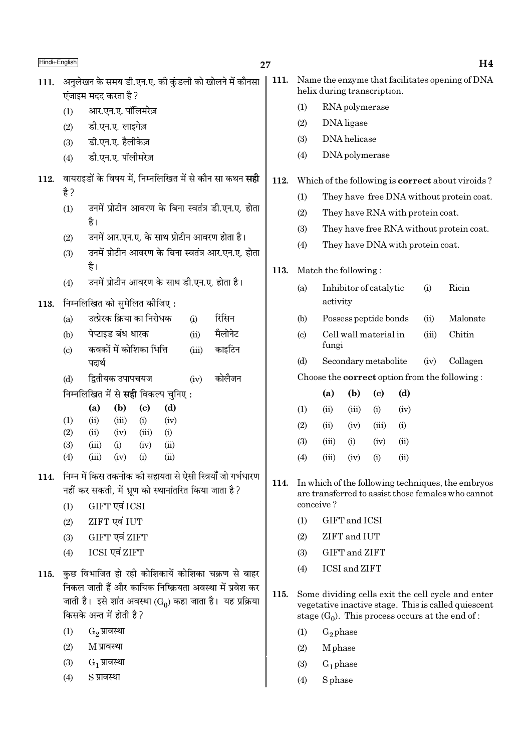111. अनुलेखन के समय डी.एन.ए. की कुंडली को खोलने में कौनसा एंजाइम मदद करता है ?

(1) आर.एन.ए. पॉलिमरेज़

(2) डी.एन.ए. लाइगेज़

(3) डी.एन.ए. हैलीकेज़

(4) डी.एन.ए. पॉलीमरेज़

112. वायराइडों के विषय में, निम्नलिखित में से कौन सा कथन **सही** है ?

(1) उनमें प्रोटीन आवरण के बिना स्वतंत्र डी.एन.ए. होता है।

(2) उनमें आर.एन.ए. के साथ प्रोटीन आवरण होता है।

(3) उनमें प्रोटीन आवरण के बिना स्वतंत्र आर.एन.ए. होता है।

(4) उनमें प्रोटीन आवरण के साथ डी.एन.ए. होता है।

113. निम्नलिखित को सुमेलित कीजिए :

| | | | |
|---|---|---|---|
| (a) | उत्प्रेरक क्रिया का निरोधक | (i) | रिसिन |
| (b) | पेप्टाइड बंध धारक | (ii) | मैलोनेट |
| (c) | कवकों में कोशिका भित्ति पदार्थ | (iii) | काइटिन |
| (d) | द्वितीयक उपापचयज | (iv) | कोलैजन |

निम्नलिखित में से **सही** विकल्प चुनिए :

| | (a) | (b) | (c) | (d) |
|---|---|---|---|---|
| (1) | (ii) | (iii) | (i) | (iv) |
| (2) | (ii) | (iv) | (iii) | (i) |
| (3) | (iii) | (i) | (iv) | (ii) |
| (4) | (iii) | (iv) | (i) | (ii) |

114. निम्न में किस तकनीक की सहायता से ऐसी स्त्रियाँ जो गर्भधारण नहीं कर सकती, में भ्रूण को स्थानांतरित किया जाता है ?

(1) GIFT एवं ICSI

(2) ZIFT एवं IUT

(3) GIFT एवं ZIFT

(4) ICSI एवं ZIFT

115. कुछ विभाजित हो रही कोशिकायें कोशिका चक्रण से बाहर निकल जाती हैं और कायिक निष्क्रियता अवस्था में प्रवेश कर जाती है। इसे शांत अवस्था ($G_0$) कहा जाता है। यह प्रक्रिया किसके अन्त में होती है ?

(1) $G_2$ प्रावस्था

(2) M प्रावस्था

(3) $G_1$ प्रावस्था

(4) S प्रावस्था

111. Name the enzyme that facilitates opening of DNA helix during transcription.

(1) RNA polymerase

(2) DNA ligase

(3) DNA helicase

(4) DNA polymerase

112. Which of the following is **correct** about viroids ?

(1) They have free DNA without protein coat.

(2) They have RNA with protein coat.

(3) They have free RNA without protein coat.

(4) They have DNA with protein coat.

113. Match the following :

| | | | |
|---|---|---|---|
| (a) | Inhibitor of catalytic activity | (i) | Ricin |
| (b) | Possess peptide bonds | (ii) | Malonate |
| (c) | Cell wall material in fungi | (iii) | Chitin |
| (d) | Secondary metabolite | (iv) | Collagen |

Choose the **correct** option from the following :

| | (a) | (b) | (c) | (d) |
|---|---|---|---|---|
| (1) | (ii) | (iii) | (i) | (iv) |
| (2) | (ii) | (iv) | (iii) | (i) |
| (3) | (iii) | (i) | (iv) | (ii) |
| (4) | (iii) | (iv) | (i) | (ii) |

114. In which of the following techniques, the embryos are transferred to assist those females who cannot conceive ?

(1) GIFT and ICSI

(2) ZIFT and IUT

(3) GIFT and ZIFT

(4) ICSI and ZIFT

115. Some dividing cells exit the cell cycle and enter vegetative inactive stage. This is called quiescent stage ($G_0$). This process occurs at the end of :

(1) $G_2$ phase

(2) M phase

(3) $G_1$ phase

(4) S phase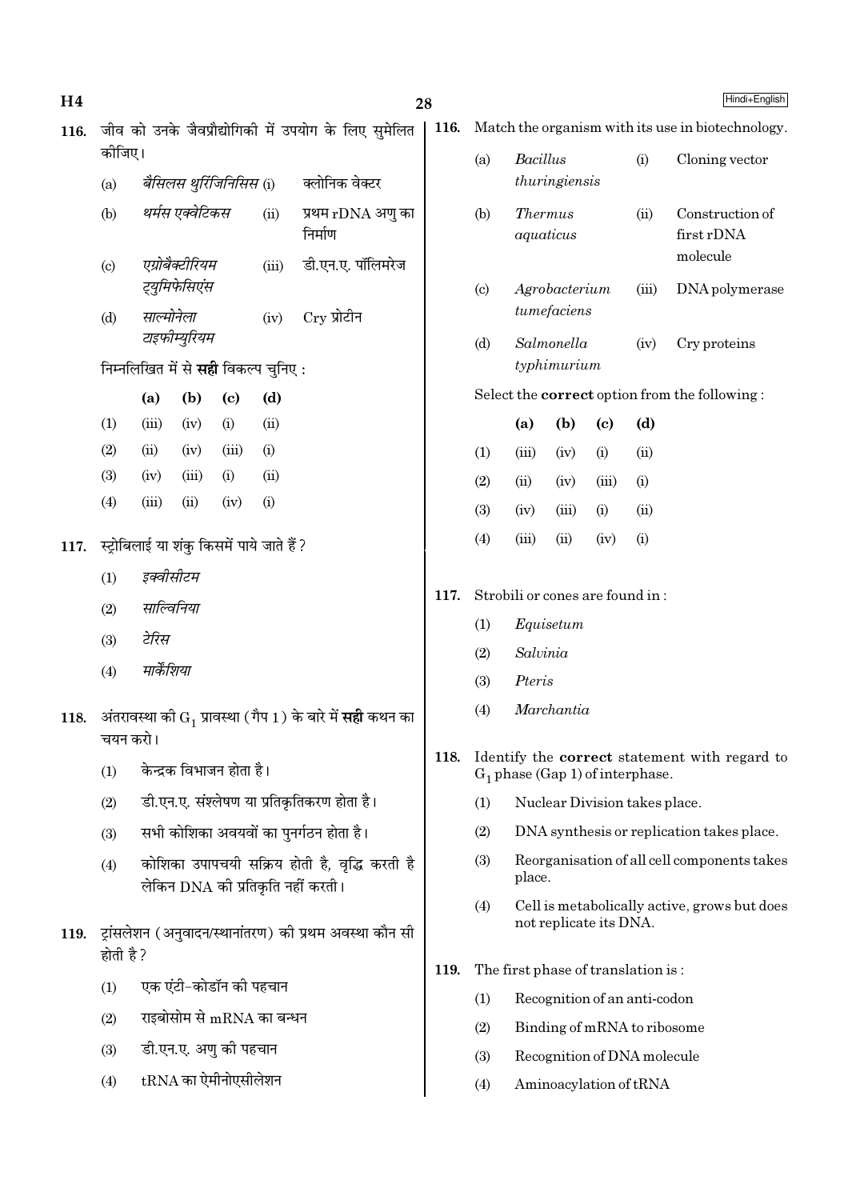116. जीव को उनके जैवप्रौद्योगिकी में उपयोग के लिए सुमेलित कीजिए।

| | | | |
|---|---|---|---|
| (a) | *बैसिलस थुरिंजिनिसिस* | (i) | क्लोनिक वेक्टर |
| (b) | *थर्मस एक्वेटिकस* | (ii) | प्रथम rDNA अणु का निर्माण |
| (c) | *एग्रोबैक्टीरियम ट्युमिफेसिएंस* | (iii) | डी.एन.ए. पॉलिमरेज |
| (d) | *साल्मोनेला टाइफीम्युरियम* | (iv) | Cry प्रोटीन |

निम्नलिखित में से **सही** विकल्प चुनिए :

| | **(a)** | **(b)** | **(c)** | **(d)** |
|---|---|---|---|---|
| (1) | (iii) | (iv) | (i) | (ii) |
| (2) | (ii) | (iv) | (iii) | (i) |
| (3) | (iv) | (iii) | (i) | (ii) |
| (4) | (iii) | (ii) | (iv) | (i) |

117. स्ट्रोबिलाई या शंकु किसमें पाये जाते हैं?

(1) *इक्वीसीटम*

(2) *साल्विनिया*

(3) *टेरिस*

(4) *मार्केशिया*

118. अंतरावस्था की $G_1$ प्रावस्था (गैप 1) के बारे में **सही** कथन का चयन करो।

(1) केन्द्रक विभाजन होता है।

(2) डी.एन.ए. संश्लेषण या प्रतिकृतिकरण होता है।

(3) सभी कोशिका अवयवों का पुनर्गठन होता है।

(4) कोशिका उपापचयी सक्रिय होती है, वृद्धि करती है लेकिन DNA की प्रतिकृति नहीं करती।

119. ट्रांसलेशन (अनुवादन/स्थानांतरण) की प्रथम अवस्था कौन सी होती है?

(1) एक एंटी-कोडॉन की पहचान

(2) राइबोसोम से mRNA का बन्धन

(3) डी.एन.ए. अणु की पहचान

(4) tRNA का ऐमीनोएसीलेशन

116. Match the organism with its use in biotechnology.

| | | | |
|---|---|---|---|
| (a) | *Bacillus thuringiensis* | (i) | Cloning vector |
| (b) | *Thermus aquaticus* | (ii) | Construction of first rDNA molecule |
| (c) | *Agrobacterium tumefaciens* | (iii) | DNA polymerase |
| (d) | *Salmonella typhimurium* | (iv) | Cry proteins |

Select the **correct** option from the following :

| | **(a)** | **(b)** | **(c)** | **(d)** |
|---|---|---|---|---|
| (1) | (iii) | (iv) | (i) | (ii) |
| (2) | (ii) | (iv) | (iii) | (i) |
| (3) | (iv) | (iii) | (i) | (ii) |
| (4) | (iii) | (ii) | (iv) | (i) |

117. Strobili or cones are found in :

(1) *Equisetum*

(2) *Salvinia*

(3) *Pteris*

(4) *Marchantia*

118. Identify the **correct** statement with regard to $G_1$ phase (Gap 1) of interphase.

(1) Nuclear Division takes place.

(2) DNA synthesis or replication takes place.

(3) Reorganisation of all cell components takes place.

(4) Cell is metabolically active, grows but does not replicate its DNA.

119. The first phase of translation is :

(1) Recognition of an anti-codon

(2) Binding of mRNA to ribosome

(3) Recognition of DNA molecule

(4) Aminoacylation of tRNA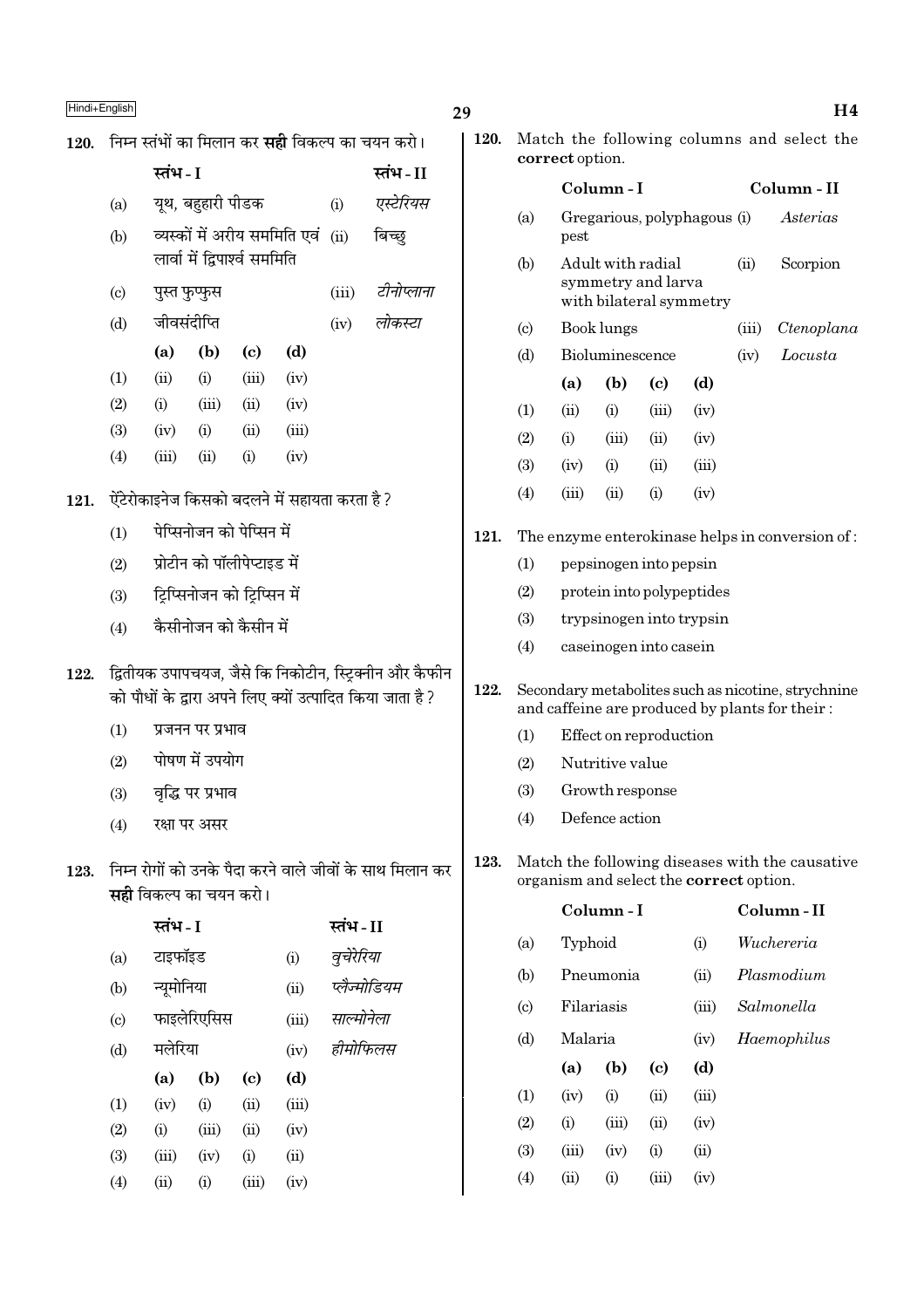120. निम्न स्तंभों का मिलान कर **सही** विकल्प का चयन करो।

| | स्तंभ - I | | स्तंभ - II |
|---|---|---|---|
| (a) | यूथ, बहुहारी पीडक | (i) | *एस्टेरियस* |
| (b) | व्यस्कों में अरीय सममिति एवं लार्वा में द्विपार्श्व सममिति | (ii) | बिच्छु |
| (c) | पुस्त फुप्फुस | (iii) | *टीनोप्लाना* |
| (d) | जीवसंदीप्ति | (iv) | *लोकस्टा* |

| | (a) | (b) | (c) | (d) |
|---|---|---|---|---|
| (1) | (ii) | (i) | (iii) | (iv) |
| (2) | (i) | (iii) | (ii) | (iv) |
| (3) | (iv) | (i) | (ii) | (iii) |
| (4) | (iii) | (ii) | (i) | (iv) |

121. ऐंटेरोकाइनेज किसको बदलने में सहायता करता है ?

(1) पेप्सिनोजन को पेप्सिन में
(2) प्रोटीन को पॉलीपेप्टाइड में
(3) ट्रिप्सिनोजन को ट्रिप्सिन में
(4) कैसीनोजन को कैसीन में

122. द्वितीयक उपापचयज, जैसे कि निकोटीन, स्ट्रिक्नीन और कैफीन को पौधों के द्वारा अपने लिए क्यों उत्पादित किया जाता है ?

(1) प्रजनन पर प्रभाव
(2) पोषण में उपयोग
(3) वृद्धि पर प्रभाव
(4) रक्षा पर असर

123. निम्न रोगों को उनके पैदा करने वाले जीवों के साथ मिलान कर **सही** विकल्प का चयन करो।

| | स्तंभ - I | | स्तंभ - II |
|---|---|---|---|
| (a) | टाइफॉइड | (i) | *वुचेरेरिया* |
| (b) | न्यूमोनिया | (ii) | *प्लैज्मोडियम* |
| (c) | फाइलेरिएसिस | (iii) | *साल्मोनेला* |
| (d) | मलेरिया | (iv) | *हीमोफिलस* |

| | (a) | (b) | (c) | (d) |
|---|---|---|---|---|
| (1) | (iv) | (i) | (ii) | (iii) |
| (2) | (i) | (iii) | (ii) | (iv) |
| (3) | (iii) | (iv) | (i) | (ii) |
| (4) | (ii) | (i) | (iii) | (iv) |

120. Match the following columns and select the **correct** option.

| | Column - I | | Column - II |
|---|---|---|---|
| (a) | Gregarious, polyphagous pest | (i) | *Asterias* |
| (b) | Adult with radial symmetry and larva with bilateral symmetry | (ii) | Scorpion |
| (c) | Book lungs | (iii) | *Ctenoplana* |
| (d) | Bioluminescence | (iv) | *Locusta* |

| | (a) | (b) | (c) | (d) |
|---|---|---|---|---|
| (1) | (ii) | (i) | (iii) | (iv) |
| (2) | (i) | (iii) | (ii) | (iv) |
| (3) | (iv) | (i) | (ii) | (iii) |
| (4) | (iii) | (ii) | (i) | (iv) |

121. The enzyme enterokinase helps in conversion of :

(1) pepsinogen into pepsin
(2) protein into polypeptides
(3) trypsinogen into trypsin
(4) caseinogen into casein

122. Secondary metabolites such as nicotine, strychnine and caffeine are produced by plants for their :

(1) Effect on reproduction
(2) Nutritive value
(3) Growth response
(4) Defence action

123. Match the following diseases with the causative organism and select the **correct** option.

| | Column - I | | Column - II |
|---|---|---|---|
| (a) | Typhoid | (i) | *Wuchereria* |
| (b) | Pneumonia | (ii) | *Plasmodium* |
| (c) | Filariasis | (iii) | *Salmonella* |
| (d) | Malaria | (iv) | *Haemophilus* |

| | (a) | (b) | (c) | (d) |
|---|---|---|---|---|
| (1) | (iv) | (i) | (ii) | (iii) |
| (2) | (i) | (iii) | (ii) | (iv) |
| (3) | (iii) | (iv) | (i) | (ii) |
| (4) | (ii) | (i) | (iii) | (iv) |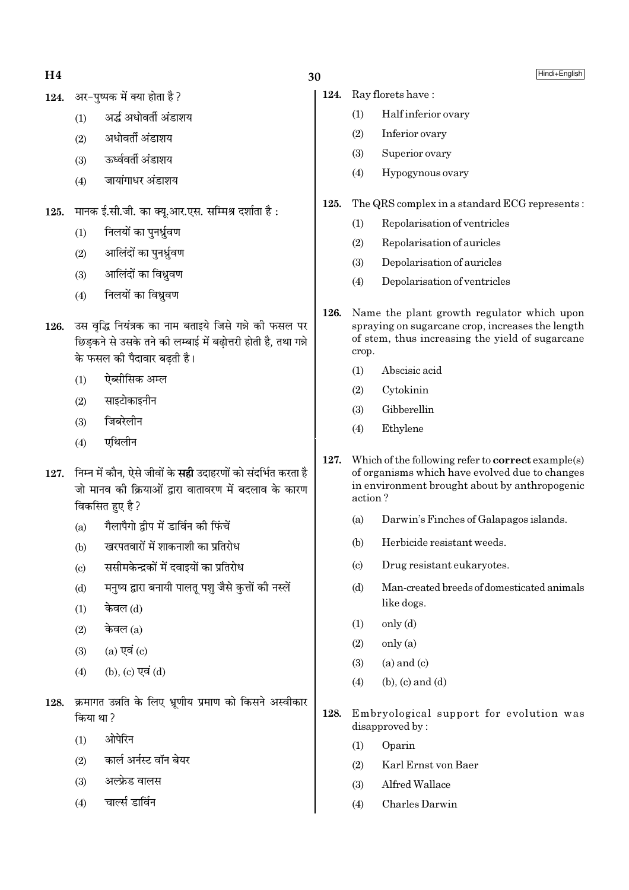**124.** अर-पुष्पक में क्या होता है ?

(1) अर्द्ध अधोवर्ती अंडाशय

(2) अधोवर्ती अंडाशय

(3) ऊर्ध्ववर्ती अंडाशय

(4) जायांगाधर अंडाशय

**125.** मानक ई.सी.जी. का क्यू.आर.एस. सम्मिश्र दर्शाता है :

(1) निलयों का पुनर्ध्रुवण

(2) आलिंदों का पुनर्ध्रुवण

(3) आलिंदों का विध्रुवण

(4) निलयों का विध्रुवण

**126.** उस वृद्धि नियंत्रक का नाम बताइये जिसे गन्ने की फसल पर छिड़कने से उसके तने की लम्बाई में बढ़ोत्तरी होती है, तथा गन्ने के फसल की पैदावार बढ़ती है।

(1) ऐब्सीसिक अम्ल

(2) साइटोकाइनीन

(3) जिबरेलीन

(4) एथिलीन

**127.** निम्न में कौन, ऐसे जीवों के **सही** उदाहरणों को संदर्भित करता है जो मानव की क्रियाओं द्वारा वातावरण में बदलाव के कारण विकसित हुए है ?

(a) गैलापैगो द्वीप में डार्विन की फिंचें

(b) खरपतवारों में शाकनाशी का प्रतिरोध

(c) ससीमकेन्द्रकों में दवाइयों का प्रतिरोध

(d) मनुष्य द्वारा बनायी पालतू पशु जैसे कुत्तों की नस्लें

(1) केवल (d)

(2) केवल (a)

(3) (a) एवं (c)

(4) (b), (c) एवं (d)

**128.** क्रमागत उन्नति के लिए भ्रूणीय प्रमाण को किसने अस्वीकार किया था ?

(1) ओपेरिन

(2) कार्ल अर्नस्ट वॉन बेयर

(3) अल्फ्रेड वालस

(4) चार्ल्स डार्विन

**124.** Ray florets have :

(1) Half inferior ovary

(2) Inferior ovary

(3) Superior ovary

(4) Hypogynous ovary

**125.** The QRS complex in a standard ECG represents :

(1) Repolarisation of ventricles

(2) Repolarisation of auricles

(3) Depolarisation of auricles

(4) Depolarisation of ventricles

**126.** Name the plant growth regulator which upon spraying on sugarcane crop, increases the length of stem, thus increasing the yield of sugarcane crop.

(1) Abscisic acid

(2) Cytokinin

(3) Gibberellin

(4) Ethylene

**127.** Which of the following refer to **correct** example(s) of organisms which have evolved due to changes in environment brought about by anthropogenic action ?

(a) Darwin's Finches of Galapagos islands.

(b) Herbicide resistant weeds.

(c) Drug resistant eukaryotes.

(d) Man-created breeds of domesticated animals like dogs.

(1) only (d)

(2) only (a)

(3) (a) and (c)

(4) (b), (c) and (d)

**128.** Embryological support for evolution was disapproved by :

(1) Oparin

(2) Karl Ernst von Baer

(3) Alfred Wallace

(4) Charles Darwin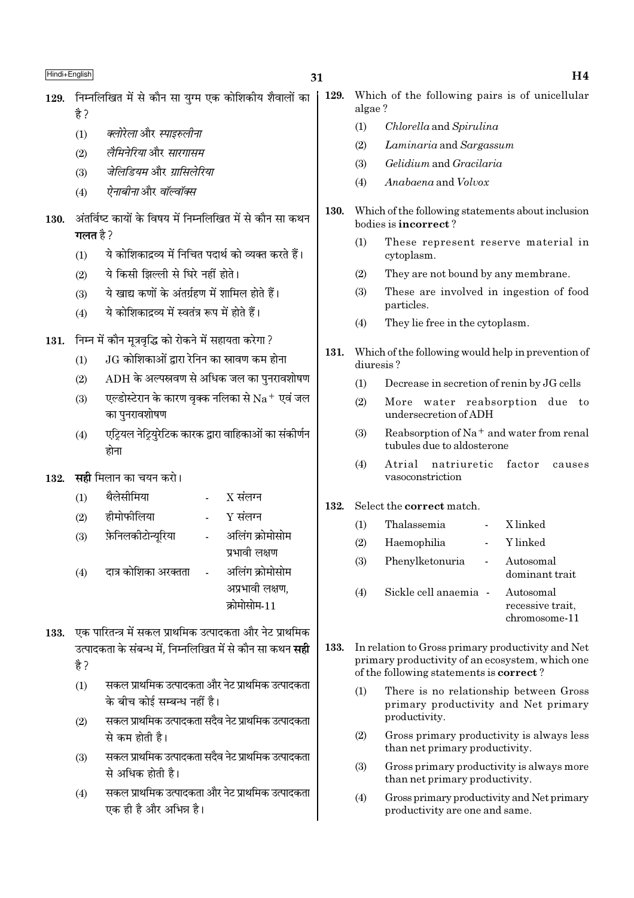129. निम्नलिखित में से कौन सा युग्म एक कोशिकीय शैवालों का है ?

(1) *क्लोरेला* और *स्पाइरुलीना*

(2) *लैमिनेरिया* और *सारगासम*

(3) *जेलिडियम* और *ग्रासिलेरिया*

(4) *ऐनाबीना* और *वॉल्वॉक्स*

130. अंतर्विष्ट कायों के विषय में निम्नलिखित में से कौन सा कथन **गलत** है ?

(1) ये कोशिकाद्रव्य में निचित पदार्थ को व्यक्त करते हैं।

(2) ये किसी झिल्ली से घिरे नहीं होते।

(3) ये खाद्य कणों के अंतर्ग्रहण में शामिल होते हैं।

(4) ये कोशिकाद्रव्य में स्वतंत्र रूप में होते हैं।

131. निम्न में कौन मूत्रवृद्धि को रोकने में सहायता करेगा ?

(1) JG कोशिकाओं द्वारा रेनिन का स्रावण कम होना

(2) ADH के अल्पस्रवण से अधिक जल का पुनरावशोषण

(3) एल्डोस्टेरान के कारण वृक्क नलिका से $Na^+$ एवं जल का पुनरावशोषण

(4) एट्रियल नेट्रियुरेटिक कारक द्वारा वाहिकाओं का संकीर्णन होना

132. **सही** मिलान का चयन करो।

(1) थैलेसीमिया - X संलग्न

(2) हीमोफीलिया - Y संलग्न

(3) फ़ेनिलकीटोन्यूरिया - अलिंग क्रोमोसोम प्रभावी लक्षण

(4) दात्र कोशिका अरक्तता - अलिंग क्रोमोसोम अप्रभावी लक्षण, क्रोमोसोम-11

133. एक पारितन्त्र में सकल प्राथमिक उत्पादकता और नेट प्राथमिक उत्पादकता के संबन्ध में, निम्नलिखित में से कौन सा कथन **सही** है ?

(1) सकल प्राथमिक उत्पादकता और नेट प्राथमिक उत्पादकता के बीच कोई सम्बन्ध नहीं है।

(2) सकल प्राथमिक उत्पादकता सदैव नेट प्राथमिक उत्पादकता से कम होती है।

(3) सकल प्राथमिक उत्पादकता सदैव नेट प्राथमिक उत्पादकता से अधिक होती है।

(4) सकल प्राथमिक उत्पादकता और नेट प्राथमिक उत्पादकता एक ही है और अभिन्न है।

129. Which of the following pairs is of unicellular algae ?

(1) *Chlorella* and *Spirulina*

(2) *Laminaria* and *Sargassum*

(3) *Gelidium* and *Gracilaria*

(4) *Anabaena* and *Volvox*

130. Which of the following statements about inclusion bodies is **incorrect** ?

(1) These represent reserve material in cytoplasm.

(2) They are not bound by any membrane.

(3) These are involved in ingestion of food particles.

(4) They lie free in the cytoplasm.

131. Which of the following would help in prevention of diuresis ?

(1) Decrease in secretion of renin by JG cells

(2) More water reabsorption due to undersecretion of ADH

(3) Reabsorption of $Na^+$ and water from renal tubules due to aldosterone

(4) Atrial natriuretic factor causes vasoconstriction

132. Select the **correct** match.

(1) Thalassemia - X linked

(2) Haemophilia - Y linked

(3) Phenylketonuria - Autosomal dominant trait

(4) Sickle cell anaemia - Autosomal recessive trait, chromosome-11

133. In relation to Gross primary productivity and Net primary productivity of an ecosystem, which one of the following statements is **correct** ?

(1) There is no relationship between Gross primary productivity and Net primary productivity.

(2) Gross primary productivity is always less than net primary productivity.

(3) Gross primary productivity is always more than net primary productivity.

(4) Gross primary productivity and Net primary productivity are one and same.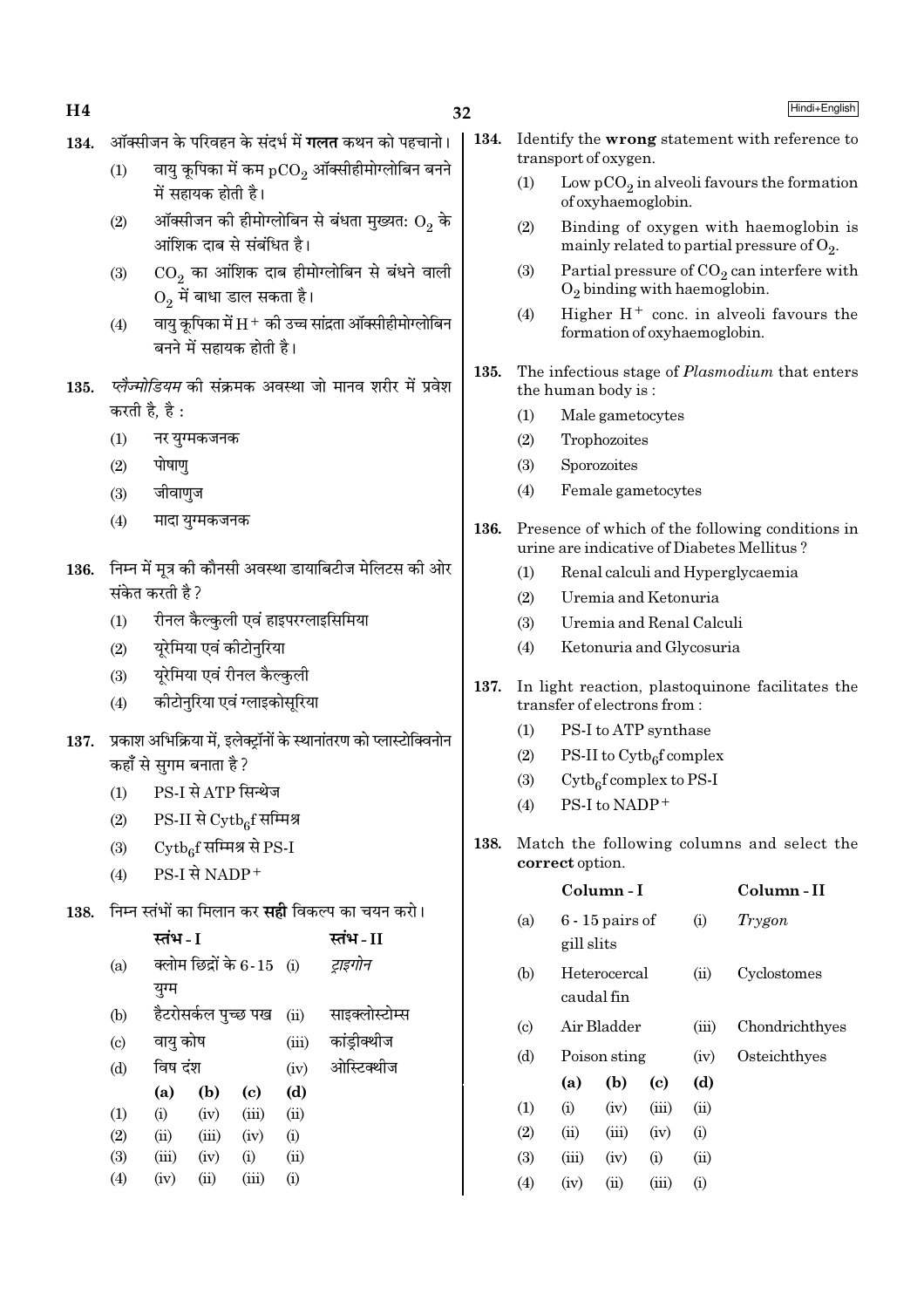134. ऑक्सीजन के परिवहन के संदर्भ में **गलत** कथन को पहचानो।

(1) वायु कूपिका में कम $pCO_2$ ऑक्सीहीमोग्लोबिन बनने में सहायक होती है।

(2) ऑक्सीजन की हीमोग्लोबिन से बंधता मुख्यतः $O_2$ के आंशिक दाब से संबंधित है।

(3) $CO_2$ का आंशिक दाब हीमोग्लोबिन से बंधने वाली $O_2$ में बाधा डाल सकता है।

(4) वायु कूपिका में $H^+$ की उच्च सांद्रता ऑक्सीहीमोग्लोबिन बनने में सहायक होती है।

135. *प्लैज्मोडियम* की संक्रमक अवस्था जो मानव शरीर में प्रवेश करती है, है :

(1) नर युग्मकजनक

(2) पोषाणु

(3) जीवाणुज

(4) मादा युग्मकजनक

136. निम्न में मूत्र की कौनसी अवस्था डायाबिटीज मेलिटस की ओर संकेत करती है?

(1) रीनल कैल्कुली एवं हाइपरग्लाइसिमिया

(2) यूरेमिया एवं कीटोनुरिया

(3) यूरेमिया एवं रीनल कैल्कुली

(4) कीटोनुरिया एवं ग्लाइकोसूरिया

137. प्रकाश अभिक्रिया में, इलेक्ट्रॉनों के स्थानांतरण को प्लास्टोक्विनोन कहाँ से सुगम बनाता है?

(1) PS-I से ATP सिन्थेज

(2) PS-II से $Cytb_6f$ सम्मिश्र

(3) $Cytb_6f$ सम्मिश्र से PS-I

(4) PS-I से $NADP^+$

138. निम्न स्तंभों का मिलान कर **सही** विकल्प का चयन करो।

| | स्तंभ - I | | स्तंभ - II |
|---|---|---|---|
| (a) | क्लोम छिद्रों के 6-15 युग्म | (i) | *ट्राइगोन* |
| (b) | हैटरोसर्कल पुच्छ पख | (ii) | साइक्लोस्टोम्स |
| (c) | वायु कोष | (iii) | कांड्रीक्थीज |
| (d) | विष दंश | (iv) | ओस्टिक्थीज |

| | (a) | (b) | (c) | (d) |
|---|---|---|---|---|
| (1) | (i) | (iv) | (iii) | (ii) |
| (2) | (ii) | (iii) | (iv) | (i) |
| (3) | (iii) | (iv) | (i) | (ii) |
| (4) | (iv) | (ii) | (iii) | (i) |

134. Identify the **wrong** statement with reference to transport of oxygen.

(1) Low $pCO_2$ in alveoli favours the formation of oxyhaemoglobin.

(2) Binding of oxygen with haemoglobin is mainly related to partial pressure of $O_2$.

(3) Partial pressure of $CO_2$ can interfere with $O_2$ binding with haemoglobin.

(4) Higher $H^+$ conc. in alveoli favours the formation of oxyhaemoglobin.

135. The infectious stage of *Plasmodium* that enters the human body is :

(1) Male gametocytes

(2) Trophozoites

(3) Sporozoites

(4) Female gametocytes

136. Presence of which of the following conditions in urine are indicative of Diabetes Mellitus?

(1) Renal calculi and Hyperglycaemia

(2) Uremia and Ketonuria

(3) Uremia and Renal Calculi

(4) Ketonuria and Glycosuria

137. In light reaction, plastoquinone facilitates the transfer of electrons from :

(1) PS-I to ATP synthase

(2) PS-II to $Cytb_6f$ complex

(3) $Cytb_6f$ complex to PS-I

(4) PS-I to $NADP^+$

138. Match the following columns and select the **correct** option.

| | Column - I | | Column - II |
|---|---|---|---|
| (a) | 6 - 15 pairs of gill slits | (i) | *Trygon* |
| (b) | Heterocercal caudal fin | (ii) | Cyclostomes |
| (c) | Air Bladder | (iii) | Chondrichthyes |
| (d) | Poison sting | (iv) | Osteichthyes |

| | (a) | (b) | (c) | (d) |
|---|---|---|---|---|
| (1) | (i) | (iv) | (iii) | (ii) |
| (2) | (ii) | (iii) | (iv) | (i) |
| (3) | (iii) | (iv) | (i) | (ii) |
| (4) | (iv) | (ii) | (iii) | (i) |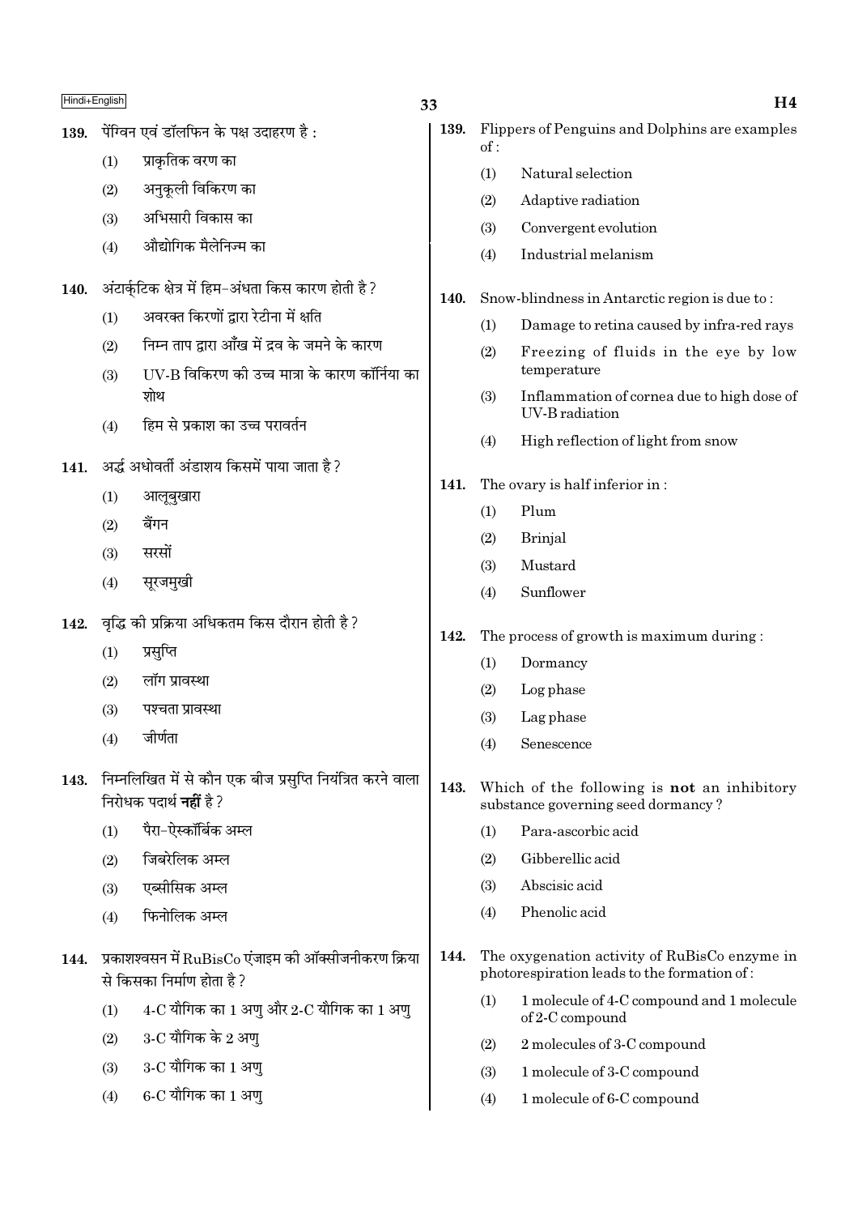139. पेंग्विन एवं डॉलफिन के पक्ष उदाहरण है :

(1) प्राकृतिक वरण का

(2) अनुकूली विकिरण का

(3) अभिसारी विकास का

(4) औद्योगिक मैलेनिज्म का

140. अंटार्कटिक क्षेत्र में हिम-अंधता किस कारण होती है ?

(1) अवरक्त किरणों द्वारा रेटीना में क्षति

(2) निम्न ताप द्वारा आँख में द्रव के जमने के कारण

(3) UV-B विकिरण की उच्च मात्रा के कारण कॉर्निया का शोथ

(4) हिम से प्रकाश का उच्च परावर्तन

141. अर्द्ध अधोवर्ती अंडाशय किसमें पाया जाता है ?

(1) आलूबुखारा

(2) बैंगन

(3) सरसों

(4) सूरजमुखी

142. वृद्धि की प्रक्रिया अधिकतम किस दौरान होती है ?

(1) प्रसुप्ति

(2) लॉग प्रावस्था

(3) पश्चता प्रावस्था

(4) जीर्णता

143. निम्नलिखित में से कौन एक बीज प्रसुप्ति नियंत्रित करने वाला निरोधक पदार्थ **नहीं** है ?

(1) पैरा-ऐस्कॉर्बिक अम्ल

(2) जिबरेलिक अम्ल

(3) एब्सीसिक अम्ल

(4) फिनोलिक अम्ल

144. प्रकाशश्वसन में RuBisCo एंजाइम की ऑक्सीजनीकरण क्रिया से किसका निर्माण होता है ?

(1) 4-C यौगिक का 1 अणु और 2-C यौगिक का 1 अणु

(2) 3-C यौगिक के 2 अणु

(3) 3-C यौगिक का 1 अणु

(4) 6-C यौगिक का 1 अणु

139. Flippers of Penguins and Dolphins are examples of :

(1) Natural selection

(2) Adaptive radiation

(3) Convergent evolution

(4) Industrial melanism

140. Snow-blindness in Antarctic region is due to :

(1) Damage to retina caused by infra-red rays

(2) Freezing of fluids in the eye by low temperature

(3) Inflammation of cornea due to high dose of UV-B radiation

(4) High reflection of light from snow

141. The ovary is half inferior in :

(1) Plum

(2) Brinjal

(3) Mustard

(4) Sunflower

142. The process of growth is maximum during :

(1) Dormancy

(2) Log phase

(3) Lag phase

(4) Senescence

143. Which of the following is **not** an inhibitory substance governing seed dormancy ?

(1) Para-ascorbic acid

(2) Gibberellic acid

(3) Abscisic acid

(4) Phenolic acid

144. The oxygenation activity of RuBisCo enzyme in photorespiration leads to the formation of :

(1) 1 molecule of 4-C compound and 1 molecule of 2-C compound

(2) 2 molecules of 3-C compound

(3) 1 molecule of 3-C compound

(4) 1 molecule of 6-C compound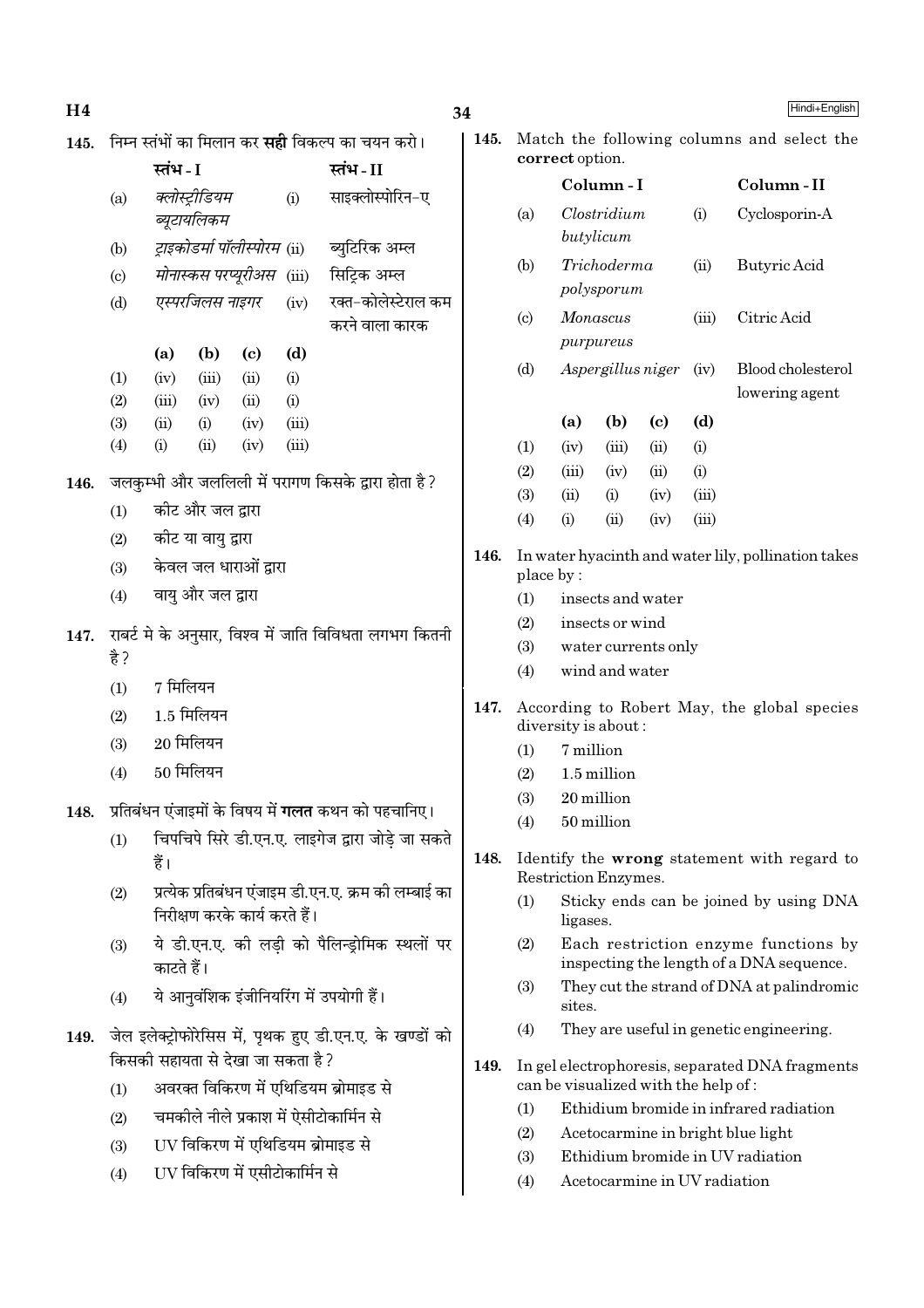145. निम्न स्तंभों का मिलान कर **सही** विकल्प का चयन करो।

| | स्तंभ - I | | स्तंभ - II |
|---|---|---|---|
| (a) | *क्लोस्ट्रीडियम ब्यूटायलिकम* | (i) | साइक्लोस्पोरिन-ए |
| (b) | *ट्राइकोडर्मा पॉलीस्पोरम* | (ii) | ब्युटिरिक अम्ल |
| (c) | *मोनास्कस परप्यूरीअस* | (iii) | सिट्रिक अम्ल |
| (d) | *एस्परजिलस नाइगर* | (iv) | रक्त-कोलेस्टेराल कम करने वाला कारक |

| | (a) | (b) | (c) | (d) |
|---|---|---|---|---|
| (1) | (iv) | (iii) | (ii) | (i) |
| (2) | (iii) | (iv) | (ii) | (i) |
| (3) | (ii) | (i) | (iv) | (iii) |
| (4) | (i) | (ii) | (iv) | (iii) |

146. जलकुम्भी और जललिली में परागण किसके द्वारा होता है?

(1) कीट और जल द्वारा
(2) कीट या वायु द्वारा
(3) केवल जल धाराओं द्वारा
(4) वायु और जल द्वारा

147. राबर्ट मे के अनुसार, विश्व में जाति विविधता लगभग कितनी है?

(1) 7 मिलियन
(2) 1.5 मिलियन
(3) 20 मिलियन
(4) 50 मिलियन

148. प्रतिबंधन एंजाइमों के विषय में **गलत** कथन को पहचानिए।

(1) चिपचिपे सिरे डी.एन.ए. लाइगेज द्वारा जोड़े जा सकते हैं।
(2) प्रत्येक प्रतिबंधन एंजाइम डी.एन.ए. क्रम की लम्बाई का निरीक्षण करके कार्य करते हैं।
(3) ये डी.एन.ए. की लड़ी को पैलिन्ड्रोमिक स्थलों पर काटते हैं।
(4) ये आनुवंशिक इंजीनियरिंग में उपयोगी हैं।

149. जेल इलेक्ट्रोफोरेसिस में, पृथक हुए डी.एन.ए. के खण्डों को किसकी सहायता से देखा जा सकता है?

(1) अवरक्त विकिरण में एथिडियम ब्रोमाइड से
(2) चमकीले नीले प्रकाश में ऐसीटोकार्मिन से
(3) UV विकिरण में एथिडियम ब्रोमाइड से
(4) UV विकिरण में एसीटोकार्मिन से

145. Match the following columns and select the **correct** option.

| | Column - I | | Column - II |
|---|---|---|---|
| (a) | *Clostridium butylicum* | (i) | Cyclosporin-A |
| (b) | *Trichoderma polysporum* | (ii) | Butyric Acid |
| (c) | *Monascus purpureus* | (iii) | Citric Acid |
| (d) | *Aspergillus niger* | (iv) | Blood cholesterol lowering agent |

| | (a) | (b) | (c) | (d) |
|---|---|---|---|---|
| (1) | (iv) | (iii) | (ii) | (i) |
| (2) | (iii) | (iv) | (ii) | (i) |
| (3) | (ii) | (i) | (iv) | (iii) |
| (4) | (i) | (ii) | (iv) | (iii) |

146. In water hyacinth and water lily, pollination takes place by :

(1) insects and water
(2) insects or wind
(3) water currents only
(4) wind and water

147. According to Robert May, the global species diversity is about :

(1) 7 million
(2) 1.5 million
(3) 20 million
(4) 50 million

148. Identify the **wrong** statement with regard to Restriction Enzymes.

(1) Sticky ends can be joined by using DNA ligases.
(2) Each restriction enzyme functions by inspecting the length of a DNA sequence.
(3) They cut the strand of DNA at palindromic sites.
(4) They are useful in genetic engineering.

149. In gel electrophoresis, separated DNA fragments can be visualized with the help of :

(1) Ethidium bromide in infrared radiation
(2) Acetocarmine in bright blue light
(3) Ethidium bromide in UV radiation
(4) Acetocarmine in UV radiation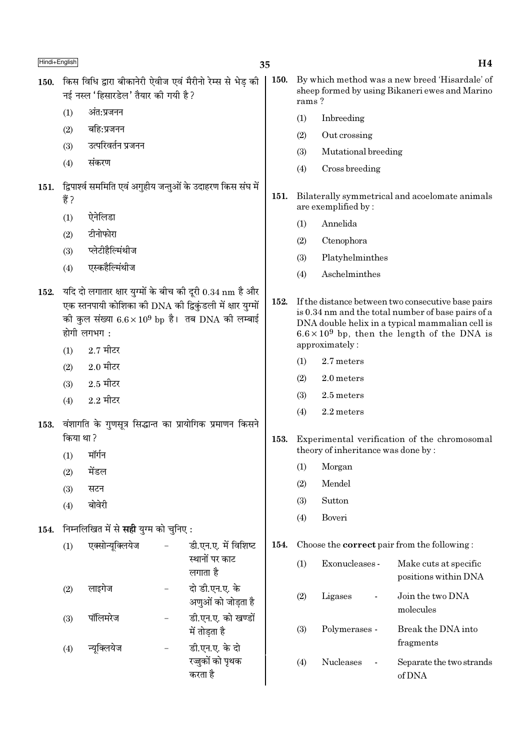150. किस विधि द्वारा बीकानेरी ऐवीज एवं मैरीनो रेम्स से भेड़ की नई नस्ल 'हिसारडेल' तैयार की गयी है ?

(1) अंतःप्रजनन

(2) बहिःप्रजनन

(3) उत्परिवर्तन प्रजनन

(4) संकरण

151. द्विपार्श्व सममिति एवं अगुहीय जन्तुओं के उदाहरण किस संघ में हैं ?

(1) ऐनेलिडा

(2) टीनोफोरा

(3) प्लेटीहैल्मिंथीज

(4) एस्कहैल्मिंथीज

152. यदि दो लगातार क्षार युग्मों के बीच की दूरी 0.34 nm है और एक स्तनपायी कोशिका की DNA की द्विकुंडली में क्षार युग्मों की कुल संख्या $6.6 \times 10^9$ bp है। तब DNA की लम्बाई होगी लगभग :

(1) 2.7 मीटर

(2) 2.0 मीटर

(3) 2.5 मीटर

(4) 2.2 मीटर

153. वंशागति के गुणसूत्र सिद्धान्त का प्रायोगिक प्रमाणन किसने किया था ?

(1) मॉर्गन

(2) मेंडल

(3) सटन

(4) बोवेरी

154. निम्नलिखित में से **सही** युग्म को चुनिए :

(1) एक्सोन्यूक्लियेज – डी.एन.ए. में विशिष्ट स्थानों पर काट लगाता है

(2) लाइगेज – दो डी.एन.ए. के अणुओं को जोड़ता है

(3) पॉलिमरेज – डी.एन.ए. को खण्डों में तोड़ता है

(4) न्यूक्लियेज – डी.एन.ए. के दो रज्जुकों को पृथक करता है

150. By which method was a new breed 'Hisardale' of sheep formed by using Bikaneri ewes and Marino rams ?

(1) Inbreeding

(2) Out crossing

(3) Mutational breeding

(4) Cross breeding

151. Bilaterally symmetrical and acoelomate animals are exemplified by :

(1) Annelida

(2) Ctenophora

(3) Platyhelminthes

(4) Aschelminthes

152. If the distance between two consecutive base pairs is 0.34 nm and the total number of base pairs of a DNA double helix in a typical mammalian cell is $6.6 \times 10^9$ bp, then the length of the DNA is approximately :

(1) 2.7 meters

(2) 2.0 meters

(3) 2.5 meters

(4) 2.2 meters

153. Experimental verification of the chromosomal theory of inheritance was done by :

(1) Morgan

(2) Mendel

(3) Sutton

(4) Boveri

154. Choose the **correct** pair from the following :

(1) Exonucleases - Make cuts at specific positions within DNA

(2) Ligases - Join the two DNA molecules

(3) Polymerases - Break the DNA into fragments

(4) Nucleases - Separate the two strands of DNA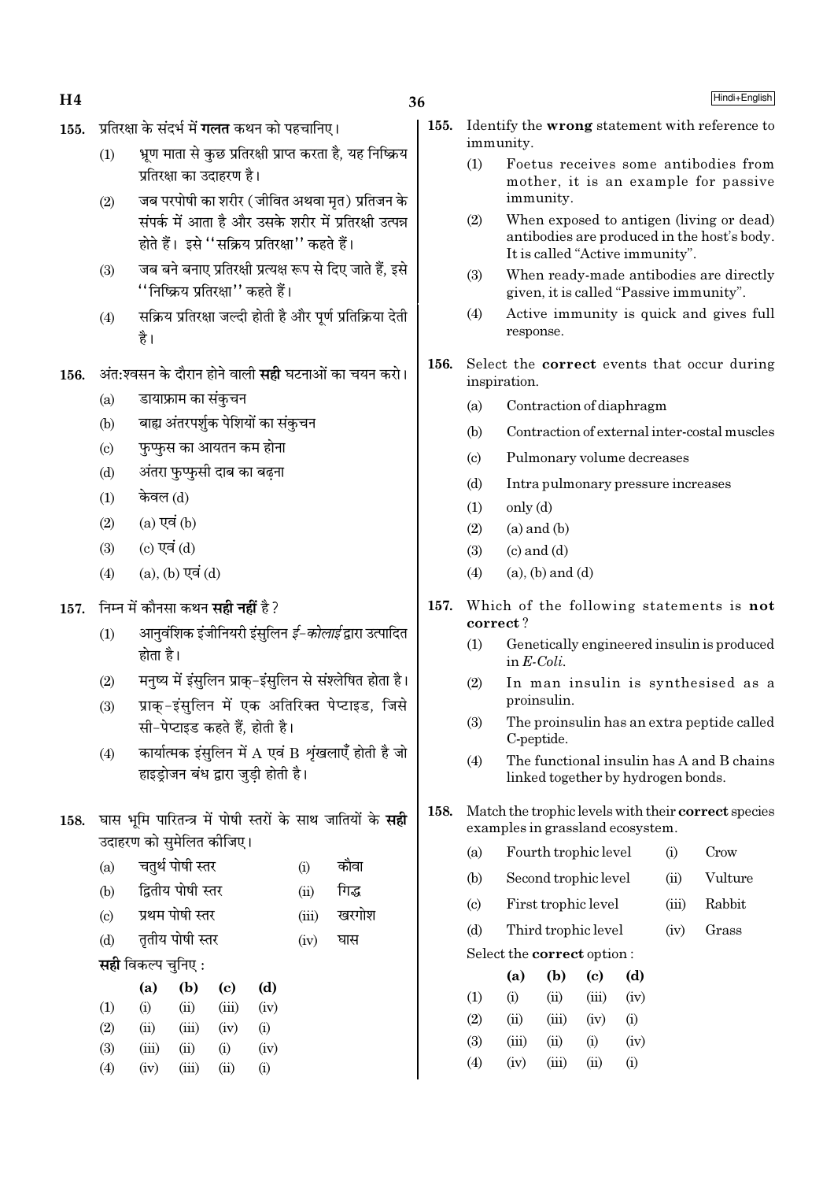155. प्रतिरक्षा के संदर्भ में **गलत** कथन को पहचानिए।

(1) भ्रूण माता से कुछ प्रतिरक्षी प्राप्त करता है, यह निष्क्रिय प्रतिरक्षा का उदाहरण है।

(2) जब परपोषी का शरीर (जीवित अथवा मृत) प्रतिजन के संपर्क में आता है और उसके शरीर में प्रतिरक्षी उत्पन्न होते हैं। इसे "सक्रिय प्रतिरक्षा" कहते हैं।

(3) जब बने बनाए प्रतिरक्षी प्रत्यक्ष रूप से दिए जाते हैं, इसे "निष्क्रिय प्रतिरक्षा" कहते हैं।

(4) सक्रिय प्रतिरक्षा जल्दी होती है और पूर्ण प्रतिक्रिया देती है।

156. अंत:श्वसन के दौरान होने वाली **सही** घटनाओं का चयन करो।

(a) डायाफ्राम का संकुचन

(b) बाह्य अंतरपर्शुक पेशियों का संकुचन

(c) फुप्फुस का आयतन कम होना

(d) अंतरा फुप्फुसी दाब का बढ़ना

(1) केवल (d)

(2) (a) एवं (b)

(3) (c) एवं (d)

(4) (a), (b) एवं (d)

157. निम्न में कौनसा कथन **सही नहीं** है?

(1) आनुवंशिक इंजीनियरी इंसुलिन *ई-कोलाई* द्वारा उत्पादित होता है।

(2) मनुष्य में इंसुलिन प्राक्-इंसुलिन से संश्लेषित होता है।

(3) प्राक्-इंसुलिन में एक अतिरिक्त पेप्टाइड, जिसे सी-पेप्टाइड कहते हैं, होती है।

(4) कार्यात्मक इंसुलिन में A एवं B शृंखलाएँ होती है जो हाइड्रोजन बंध द्वारा जुड़ी होती है।

158. घास भूमि पारितन्त्र में पोषी स्तरों के साथ जातियों के **सही** उदाहरण को सुमेलित कीजिए।

| | | | |
|---|---|---|---|
| (a) | चतुर्थ पोषी स्तर | (i) | कौवा |
| (b) | द्वितीय पोषी स्तर | (ii) | गिद्ध |
| (c) | प्रथम पोषी स्तर | (iii) | खरगोश |
| (d) | तृतीय पोषी स्तर | (iv) | घास |

**सही** विकल्प चुनिए :

| | (a) | (b) | (c) | (d) |
|---|---|---|---|---|
| (1) | (i) | (ii) | (iii) | (iv) |
| (2) | (ii) | (iii) | (iv) | (i) |
| (3) | (iii) | (ii) | (i) | (iv) |
| (4) | (iv) | (iii) | (ii) | (i) |

155. Identify the **wrong** statement with reference to immunity.

(1) Foetus receives some antibodies from mother, it is an example for passive immunity.

(2) When exposed to antigen (living or dead) antibodies are produced in the host's body. It is called "Active immunity".

(3) When ready-made antibodies are directly given, it is called "Passive immunity".

(4) Active immunity is quick and gives full response.

156. Select the **correct** events that occur during inspiration.

(a) Contraction of diaphragm

(b) Contraction of external inter-costal muscles

(c) Pulmonary volume decreases

(d) Intra pulmonary pressure increases

(1) only (d)

(2) (a) and (b)

(3) (c) and (d)

(4) (a), (b) and (d)

157. Which of the following statements is **not correct**?

(1) Genetically engineered insulin is produced in *E-Coli*.

(2) In man insulin is synthesised as a proinsulin.

(3) The proinsulin has an extra peptide called C-peptide.

(4) The functional insulin has A and B chains linked together by hydrogen bonds.

158. Match the trophic levels with their **correct** species examples in grassland ecosystem.

| | | | |
|---|---|---|---|
| (a) | Fourth trophic level | (i) | Crow |
| (b) | Second trophic level | (ii) | Vulture |
| (c) | First trophic level | (iii) | Rabbit |
| (d) | Third trophic level | (iv) | Grass |

Select the **correct** option :

| | (a) | (b) | (c) | (d) |
|---|---|---|---|---|
| (1) | (i) | (ii) | (iii) | (iv) |
| (2) | (ii) | (iii) | (iv) | (i) |
| (3) | (iii) | (ii) | (i) | (iv) |
| (4) | (iv) | (iii) | (ii) | (i) |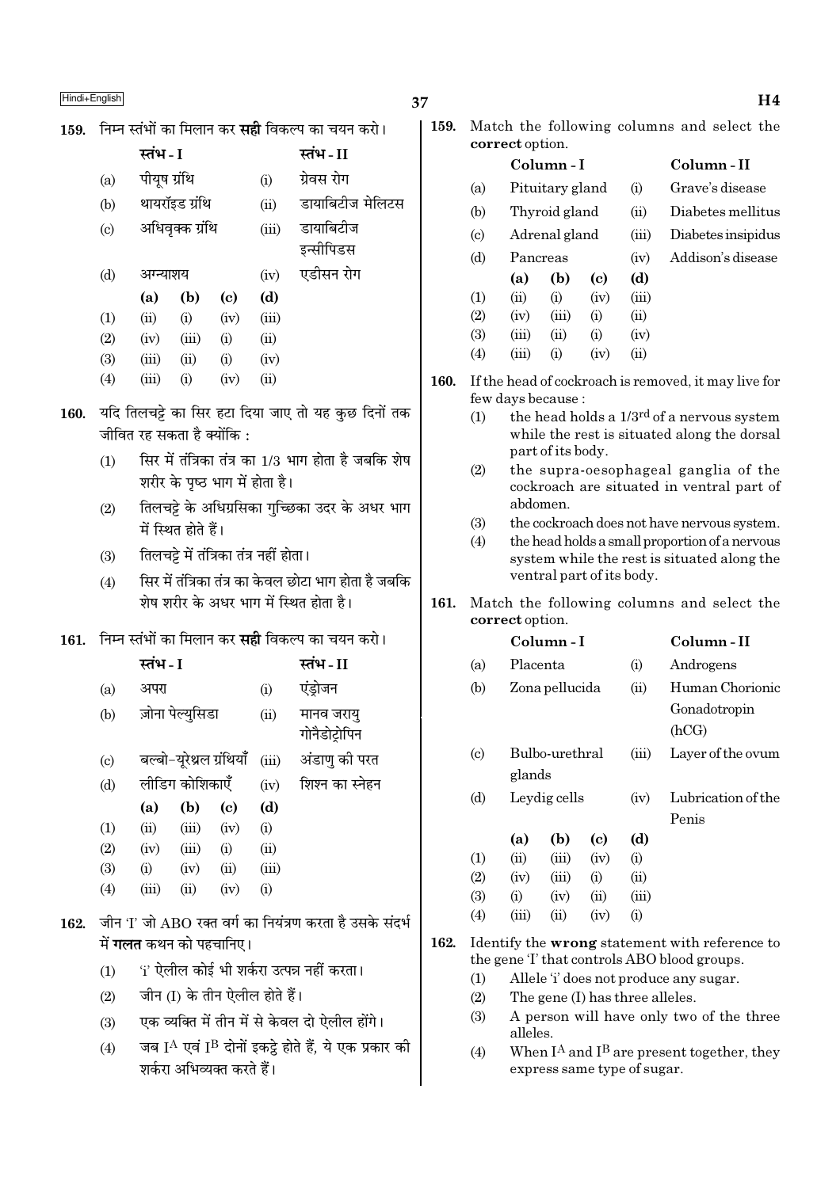159. निम्न स्तंभों का मिलान कर **सही** विकल्प का चयन करो।

| | स्तंभ - I | | स्तंभ - II |
|---|---|---|---|
| (a) | पीयूष ग्रंथि | (i) | ग्रेवस रोग |
| (b) | थायरॉइड ग्रंथि | (ii) | डायाबिटीज मेलिटस |
| (c) | अधिवृक्क ग्रंथि | (iii) | डायाबिटीज इन्सीपिडस |
| (d) | अग्न्याशय | (iv) | एडीसन रोग |

| | (a) | (b) | (c) | (d) |
|---|---|---|---|---|
| (1) | (ii) | (i) | (iv) | (iii) |
| (2) | (iv) | (iii) | (i) | (ii) |
| (3) | (iii) | (ii) | (i) | (iv) |
| (4) | (iii) | (i) | (iv) | (ii) |

160. यदि तिलचट्टे का सिर हटा दिया जाए तो यह कुछ दिनों तक जीवित रह सकता है क्योंकि :

(1) सिर में तंत्रिका तंत्र का 1/3 भाग होता है जबकि शेष शरीर के पृष्ठ भाग में होता है।

(2) तिलचट्टे के अधिग्रसिका गुच्छिका उदर के अधर भाग में स्थित होते हैं।

(3) तिलचट्टे में तंत्रिका तंत्र नहीं होता।

(4) सिर में तंत्रिका तंत्र का केवल छोटा भाग होता है जबकि शेष शरीर के अधर भाग में स्थित होता है।

161. निम्न स्तंभों का मिलान कर **सही** विकल्प का चयन करो।

| | स्तंभ - I | | स्तंभ - II |
|---|---|---|---|
| (a) | अपरा | (i) | एंड्रोजन |
| (b) | ज़ोना पेल्युसिडा | (ii) | मानव जरायु गोनैडोट्रोपिन |
| (c) | बल्बो-यूरेथ्रल ग्रंथियाँ | (iii) | अंडाणु की परत |
| (d) | लीडिग कोशिकाएँ | (iv) | शिश्न का स्नेहन |

| | (a) | (b) | (c) | (d) |
|---|---|---|---|---|
| (1) | (ii) | (iii) | (iv) | (i) |
| (2) | (iv) | (iii) | (i) | (ii) |
| (3) | (i) | (iv) | (ii) | (iii) |
| (4) | (iii) | (ii) | (iv) | (i) |

162. जीन 'I' जो ABO रक्त वर्ग का नियंत्रण करता है उसके संदर्भ में **गलत** कथन को पहचानिए।

(1) 'i' ऐलील कोई भी शर्करा उत्पन्न नहीं करता।

(2) जीन (I) के तीन ऐलील होते हैं।

(3) एक व्यक्ति में तीन में से केवल दो ऐलील होंगे।

(4) जब $I^A$ एवं $I^B$ दोनों इकट्ठे होते हैं, ये एक प्रकार की शर्करा अभिव्यक्त करते हैं।

159. Match the following columns and select the **correct** option.

| | Column - I | | Column - II |
|---|---|---|---|
| (a) | Pituitary gland | (i) | Grave's disease |
| (b) | Thyroid gland | (ii) | Diabetes mellitus |
| (c) | Adrenal gland | (iii) | Diabetes insipidus |
| (d) | Pancreas | (iv) | Addison's disease |

| | (a) | (b) | (c) | (d) |
|---|---|---|---|---|
| (1) | (ii) | (i) | (iv) | (iii) |
| (2) | (iv) | (iii) | (i) | (ii) |
| (3) | (iii) | (ii) | (i) | (iv) |
| (4) | (iii) | (i) | (iv) | (ii) |

160. If the head of cockroach is removed, it may live for few days because :

(1) the head holds a 1/3rd of a nervous system while the rest is situated along the dorsal part of its body.

(2) the supra-oesophageal ganglia of the cockroach are situated in ventral part of abdomen.

(3) the cockroach does not have nervous system.

(4) the head holds a small proportion of a nervous system while the rest is situated along the ventral part of its body.

161. Match the following columns and select the **correct** option.

| | Column - I | | Column - II |
|---|---|---|---|
| (a) | Placenta | (i) | Androgens |
| (b) | Zona pellucida | (ii) | Human Chorionic Gonadotropin (hCG) |
| (c) | Bulbo-urethral glands | (iii) | Layer of the ovum |
| (d) | Leydig cells | (iv) | Lubrication of the Penis |

| | (a) | (b) | (c) | (d) |
|---|---|---|---|---|
| (1) | (ii) | (iii) | (iv) | (i) |
| (2) | (iv) | (iii) | (i) | (ii) |
| (3) | (i) | (iv) | (ii) | (iii) |
| (4) | (iii) | (ii) | (iv) | (i) |

162. Identify the **wrong** statement with reference to the gene 'I' that controls ABO blood groups.

(1) Allele 'i' does not produce any sugar.

(2) The gene (I) has three alleles.

(3) A person will have only two of the three alleles.

(4) When $I^A$ and $I^B$ are present together, they express same type of sugar.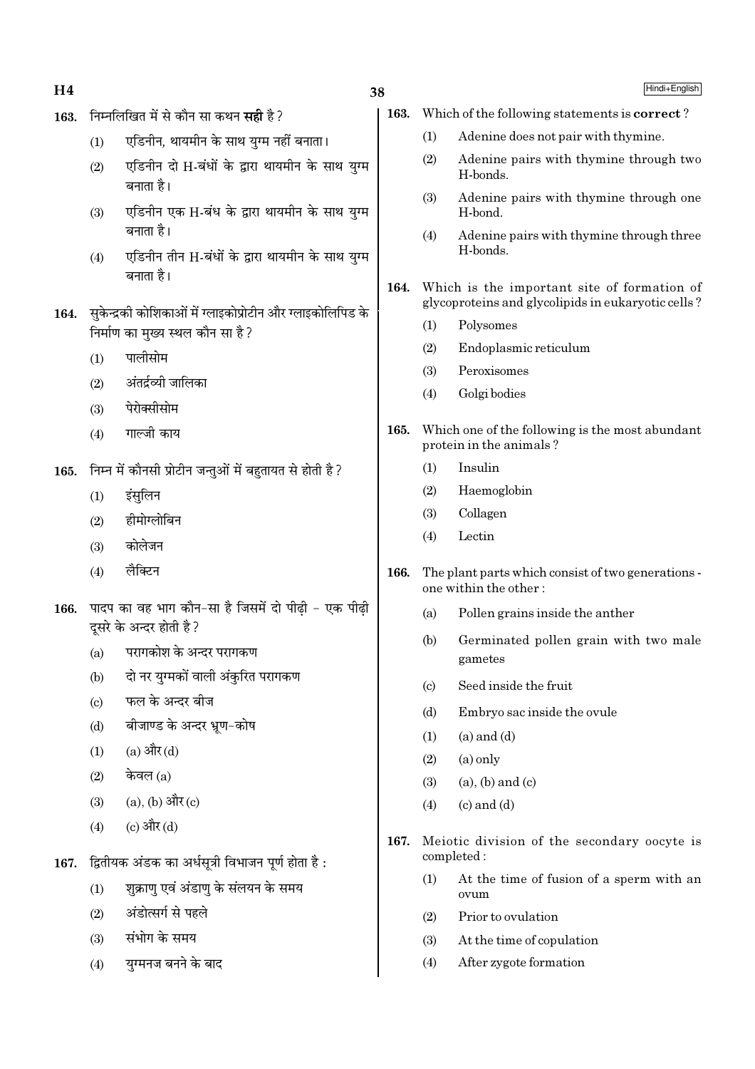163. निम्नलिखित में से कौन सा कथन **सही** है ?

(1) एडिनीन, थायमीन के साथ युग्म नहीं बनाता।

(2) एडिनीन दो H-बंधों के द्वारा थायमीन के साथ युग्म बनाता है।

(3) एडिनीन एक H-बंध के द्वारा थायमीन के साथ युग्म बनाता है।

(4) एडिनीन तीन H-बंधों के द्वारा थायमीन के साथ युग्म बनाता है।

164. सुकेन्द्रकी कोशिकाओं में ग्लाइकोप्रोटीन और ग्लाइकोलिपिड के निर्माण का मुख्य स्थल कौन सा है ?

(1) पालीसोम

(2) अंतर्द्रव्यी जालिका

(3) पेरोक्सीसोम

(4) गाल्जी काय

165. निम्न में कौनसी प्रोटीन जन्तुओं में बहुतायत से होती है ?

(1) इंसुलिन

(2) हीमोग्लोबिन

(3) कोलेजन

(4) लैक्टिन

166. पादप का वह भाग कौन-सा है जिसमें दो पीढ़ी - एक पीढ़ी दूसरे के अन्दर होती है ?

(a) परागकोश के अन्दर परागकण

(b) दो नर युग्मकों वाली अंकुरित परागकण

(c) फल के अन्दर बीज

(d) बीजाण्ड के अन्दर भ्रूण-कोष

(1) (a) और (d)

(2) केवल (a)

(3) (a), (b) और (c)

(4) (c) और (d)

167. द्वितीयक अंडक का अर्धसूत्री विभाजन पूर्ण होता है :

(1) शुक्राणु एवं अंडाणु के संलयन के समय

(2) अंडोत्सर्ग से पहले

(3) संभोग के समय

(4) युग्मनज बनने के बाद

163. Which of the following statements is **correct** ?

(1) Adenine does not pair with thymine.

(2) Adenine pairs with thymine through two H-bonds.

(3) Adenine pairs with thymine through one H-bond.

(4) Adenine pairs with thymine through three H-bonds.

164. Which is the important site of formation of glycoproteins and glycolipids in eukaryotic cells ?

(1) Polysomes

(2) Endoplasmic reticulum

(3) Peroxisomes

(4) Golgi bodies

165. Which one of the following is the most abundant protein in the animals ?

(1) Insulin

(2) Haemoglobin

(3) Collagen

(4) Lectin

166. The plant parts which consist of two generations - one within the other :

(a) Pollen grains inside the anther

(b) Germinated pollen grain with two male gametes

(c) Seed inside the fruit

(d) Embryo sac inside the ovule

(1) (a) and (d)

(2) (a) only

(3) (a), (b) and (c)

(4) (c) and (d)

167. Meiotic division of the secondary oocyte is completed :

(1) At the time of fusion of a sperm with an ovum

(2) Prior to ovulation

(3) At the time of copulation

(4) After zygote formation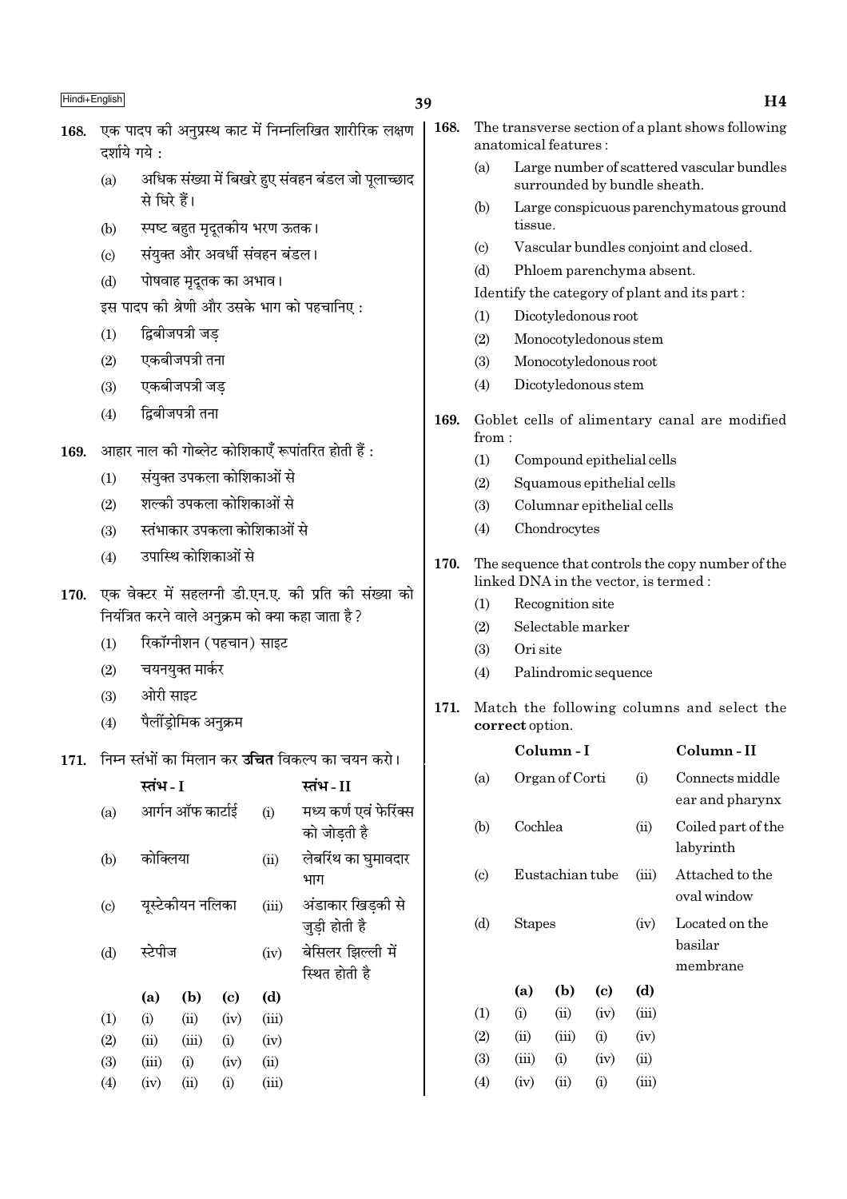168. एक पादप की अनुप्रस्थ काट में निम्नलिखित शारीरिक लक्षण दर्शाये गये :

(a) अधिक संख्या में बिखरे हुए संवहन बंडल जो पूलाच्छाद से घिरे हैं।

(b) स्पष्ट बहुत मृदूतकीय भरण ऊतक।

(c) संयुक्त और अवर्धी संवहन बंडल।

(d) पोषवाह मृदूतक का अभाव।

इस पादप की श्रेणी और उसके भाग को पहचानिए :

(1) द्विबीजपत्री जड़

(2) एकबीजपत्री तना

(3) एकबीजपत्री जड़

(4) द्विबीजपत्री तना

169. आहार नाल की गोब्लेट कोशिकाएँ रूपांतरित होती हैं :

(1) संयुक्त उपकला कोशिकाओं से

(2) शल्की उपकला कोशिकाओं से

(3) स्तंभाकार उपकला कोशिकाओं से

(4) उपास्थि कोशिकाओं से

170. एक वेक्टर में सहलग्नी डी.एन.ए. की प्रति की संख्या को नियंत्रित करने वाले अनुक्रम को क्या कहा जाता है?

(1) रिकॉग्नीशन (पहचान) साइट

(2) चयनयुक्त मार्कर

(3) ओरी साइट

(4) पैलींड्रोमिक अनुक्रम

171. निम्न स्तंभों का मिलान कर **उचित** विकल्प का चयन करो।

| | स्तंभ - I | | स्तंभ - II |
|---|---|---|---|
| (a) | आर्गन ऑफ कार्टाई | (i) | मध्य कर्ण एवं फेरिंक्स को जोड़ती है |
| (b) | कोक्लिया | (ii) | लेबरिंथ का घुमावदार भाग |
| (c) | यूस्टेकीयन नलिका | (iii) | अंडाकार खिड़की से जुड़ी होती है |
| (d) | स्टेपीज | (iv) | बेसिलर झिल्ली में स्थित होती है |

| | (a) | (b) | (c) | (d) |
|---|---|---|---|---|
| (1) | (i) | (ii) | (iv) | (iii) |
| (2) | (ii) | (iii) | (i) | (iv) |
| (3) | (iii) | (i) | (iv) | (ii) |
| (4) | (iv) | (ii) | (i) | (iii) |

168. The transverse section of a plant shows following anatomical features :

(a) Large number of scattered vascular bundles surrounded by bundle sheath.

(b) Large conspicuous parenchymatous ground tissue.

(c) Vascular bundles conjoint and closed.

(d) Phloem parenchyma absent.

Identify the category of plant and its part :

(1) Dicotyledonous root

(2) Monocotyledonous stem

(3) Monocotyledonous root

(4) Dicotyledonous stem

169. Goblet cells of alimentary canal are modified from :

(1) Compound epithelial cells

(2) Squamous epithelial cells

(3) Columnar epithelial cells

(4) Chondrocytes

170. The sequence that controls the copy number of the linked DNA in the vector, is termed :

(1) Recognition site

(2) Selectable marker

(3) Ori site

(4) Palindromic sequence

171. Match the following columns and select the **correct** option.

| | Column - I | | Column - II |
|---|---|---|---|
| (a) | Organ of Corti | (i) | Connects middle ear and pharynx |
| (b) | Cochlea | (ii) | Coiled part of the labyrinth |
| (c) | Eustachian tube | (iii) | Attached to the oval window |
| (d) | Stapes | (iv) | Located on the basilar membrane |

| | (a) | (b) | (c) | (d) |
|---|---|---|---|---|
| (1) | (i) | (ii) | (iv) | (iii) |
| (2) | (ii) | (iii) | (i) | (iv) |
| (3) | (iii) | (i) | (iv) | (ii) |
| (4) | (iv) | (ii) | (i) | (iii) |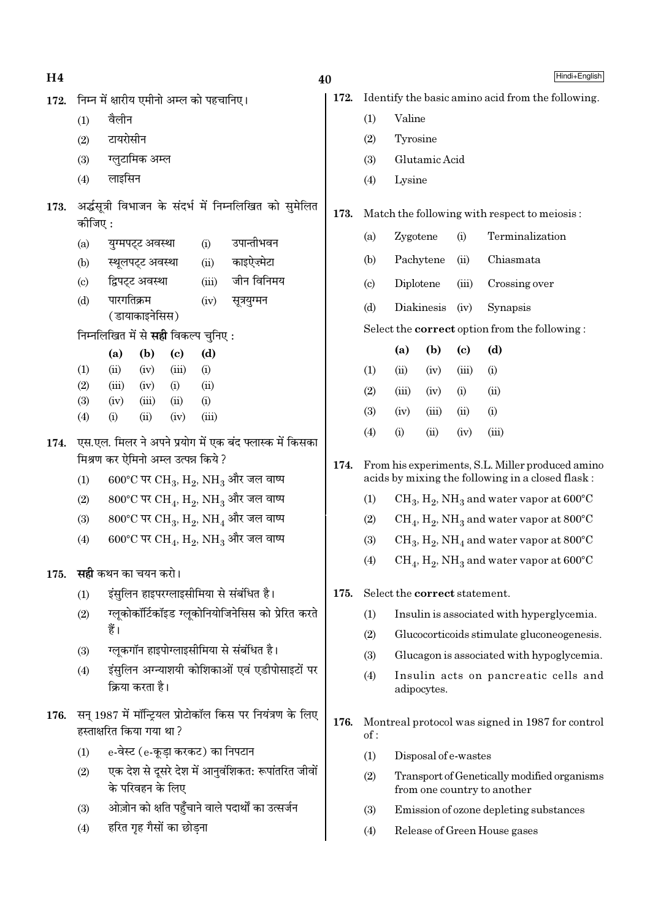172. निम्न में क्षारीय एमीनो अम्ल को पहचानिए।

(1) वैलीन
(2) टायरोसीन
(3) ग्लुटामिक अम्ल
(4) लाइसिन

173. अर्द्धसूत्री विभाजन के संदर्भ में निम्नलिखित को सुमेलित कीजिए :

| | | | |
|---|---|---|---|
| (a) | युग्मपट्ट अवस्था | (i) | उपान्तीभवन |
| (b) | स्थूलपट्ट अवस्था | (ii) | काइऐज़्मेटा |
| (c) | द्विपट्ट अवस्था | (iii) | जीन विनिमय |
| (d) | पारगतिक्रम (डायाकाइनेसिस) | (iv) | सूत्रयुग्मन |

निम्नलिखित में से **सही** विकल्प चुनिए :

| | (a) | (b) | (c) | (d) |
|---|---|---|---|---|
| (1) | (ii) | (iv) | (iii) | (i) |
| (2) | (iii) | (iv) | (i) | (ii) |
| (3) | (iv) | (iii) | (ii) | (i) |
| (4) | (i) | (ii) | (iv) | (iii) |

174. एस.एल. मिलर ने अपने प्रयोग में एक बंद फ्लास्क में किसका मिश्रण कर ऐमिनो अम्ल उत्पन्न किये ?

(1) 600°C पर $CH_3$, $H_2$, $NH_3$ और जल वाष्प
(2) 800°C पर $CH_4$, $H_2$, $NH_3$ और जल वाष्प
(3) 800°C पर $CH_3$, $H_2$, $NH_4$ और जल वाष्प
(4) 600°C पर $CH_4$, $H_2$, $NH_3$ और जल वाष्प

175. **सही** कथन का चयन करो।

(1) इंसुलिन हाइपरग्लाइसीमिया से संबंधित है।
(2) ग्लूकोकॉर्टिकॉइड ग्लूकोनियोजिनेसिस को प्रेरित करते हैं।
(3) ग्लूकगॉन हाइपोग्लाइसीमिया से संबंधित है।
(4) इंसुलिन अग्न्याशयी कोशिकाओं एवं एडीपोसाइटों पर क्रिया करता है।

176. सन् 1987 में मॉन्ट्रियल प्रोटोकॉल किस पर नियंत्रण के लिए हस्ताक्षरित किया गया था ?

(1) e-वेस्ट (e-कूड़ा करकट) का निपटान
(2) एक देश से दूसरे देश में आनुवंशिकत: रूपांतरित जीवों के परिवहन के लिए
(3) ओज़ोन को क्षति पहुँचाने वाले पदार्थों का उत्सर्जन
(4) हरित गृह गैसों का छोड़ना

172. Identify the basic amino acid from the following.

(1) Valine
(2) Tyrosine
(3) Glutamic Acid
(4) Lysine

173. Match the following with respect to meiosis :

| | | | |
|---|---|---|---|
| (a) | Zygotene | (i) | Terminalization |
| (b) | Pachytene | (ii) | Chiasmata |
| (c) | Diplotene | (iii) | Crossing over |
| (d) | Diakinesis | (iv) | Synapsis |

Select the **correct** option from the following :

| | (a) | (b) | (c) | (d) |
|---|---|---|---|---|
| (1) | (ii) | (iv) | (iii) | (i) |
| (2) | (iii) | (iv) | (i) | (ii) |
| (3) | (iv) | (iii) | (ii) | (i) |
| (4) | (i) | (ii) | (iv) | (iii) |

174. From his experiments, S.L. Miller produced amino acids by mixing the following in a closed flask :

(1) $CH_3$, $H_2$, $NH_3$ and water vapor at 600°C
(2) $CH_4$, $H_2$, $NH_3$ and water vapor at 800°C
(3) $CH_3$, $H_2$, $NH_4$ and water vapor at 800°C
(4) $CH_4$, $H_2$, $NH_3$ and water vapor at 600°C

175. Select the **correct** statement.

(1) Insulin is associated with hyperglycemia.
(2) Glucocorticoids stimulate gluconeogenesis.
(3) Glucagon is associated with hypoglycemia.
(4) Insulin acts on pancreatic cells and adipocytes.

176. Montreal protocol was signed in 1987 for control of :

(1) Disposal of e-wastes
(2) Transport of Genetically modified organisms from one country to another
(3) Emission of ozone depleting substances
(4) Release of Green House gases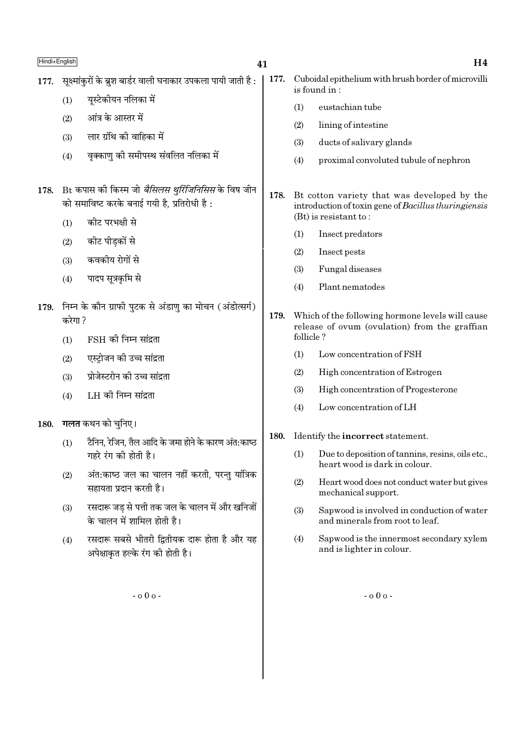177. सूक्ष्मांकुरों के ब्रुश बार्डर वाली घनाकार उपकला पायी जाती है :

(1) यूस्टेकीयन नलिका में

(2) आंत्र के आस्तर में

(3) लार ग्रंथि की वाहिका में

(4) वृक्काणु की समीपस्थ संवलित नलिका में

178. Bt कपास की किस्म जो *बैसिलस थुरिंजिनिसिस* के विष जीन को समाविष्ट करके बनाई गयी है, प्रतिरोधी है :

(1) कीट परभक्षी से

(2) कीट पीड़कों से

(3) कवकीय रोगों से

(4) पादप सूत्रकृमि से

179. निम्न के कौन ग्राफी पुटक से अंडाणु का मोचन (अंडोत्सर्ग) करेगा ?

(1) FSH की निम्न सांद्रता

(2) एस्ट्रोजन की उच्च सांद्रता

(3) प्रोजेस्टरोन की उच्च सांद्रता

(4) LH की निम्न सांद्रता

180. **गलत** कथन को चुनिए।

(1) टैनिन, रेजिन, तैल आदि के जमा होने के कारण अंत:काष्ठ गहरे रंग की होती है।

(2) अंत:काष्ठ जल का चालन नहीं करती, परन्तु यांत्रिक सहायता प्रदान करती है।

(3) रसदारू जड़ से पत्ती तक जल के चालन में और खनिजों के चालन में शामिल होती है।

(4) रसदारू सबसे भीतरी द्वितीयक दारू होता है और यह अपेक्षाकृत हल्के रंग की होती है।

- o 0 o -

177. Cuboidal epithelium with brush border of microvilli is found in :

(1) eustachian tube

(2) lining of intestine

(3) ducts of salivary glands

(4) proximal convoluted tubule of nephron

178. Bt cotton variety that was developed by the introduction of toxin gene of *Bacillus thuringiensis* (Bt) is resistant to :

(1) Insect predators

(2) Insect pests

(3) Fungal diseases

(4) Plant nematodes

179. Which of the following hormone levels will cause release of ovum (ovulation) from the graffian follicle ?

(1) Low concentration of FSH

(2) High concentration of Estrogen

(3) High concentration of Progesterone

(4) Low concentration of LH

180. Identify the **incorrect** statement.

(1) Due to deposition of tannins, resins, oils etc., heart wood is dark in colour.

(2) Heart wood does not conduct water but gives mechanical support.

(3) Sapwood is involved in conduction of water and minerals from root to leaf.

(4) Sapwood is the innermost secondary xylem and is lighter in colour.

- o 0 o -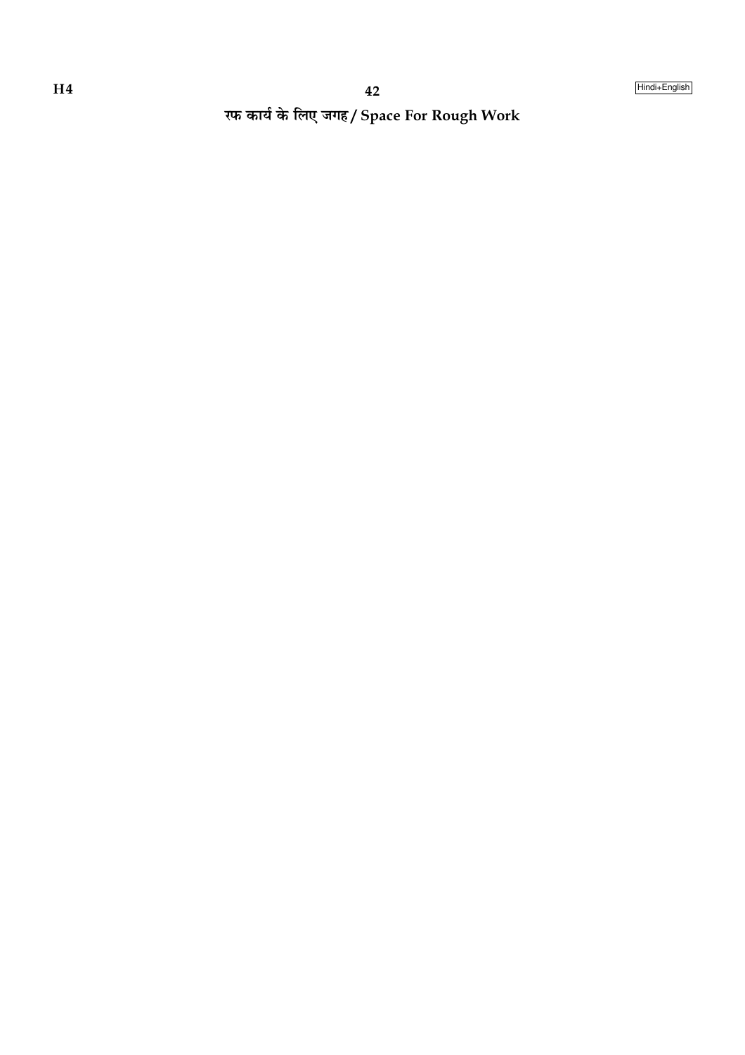रफ कार्य के लिए जगह / Space For Rough Work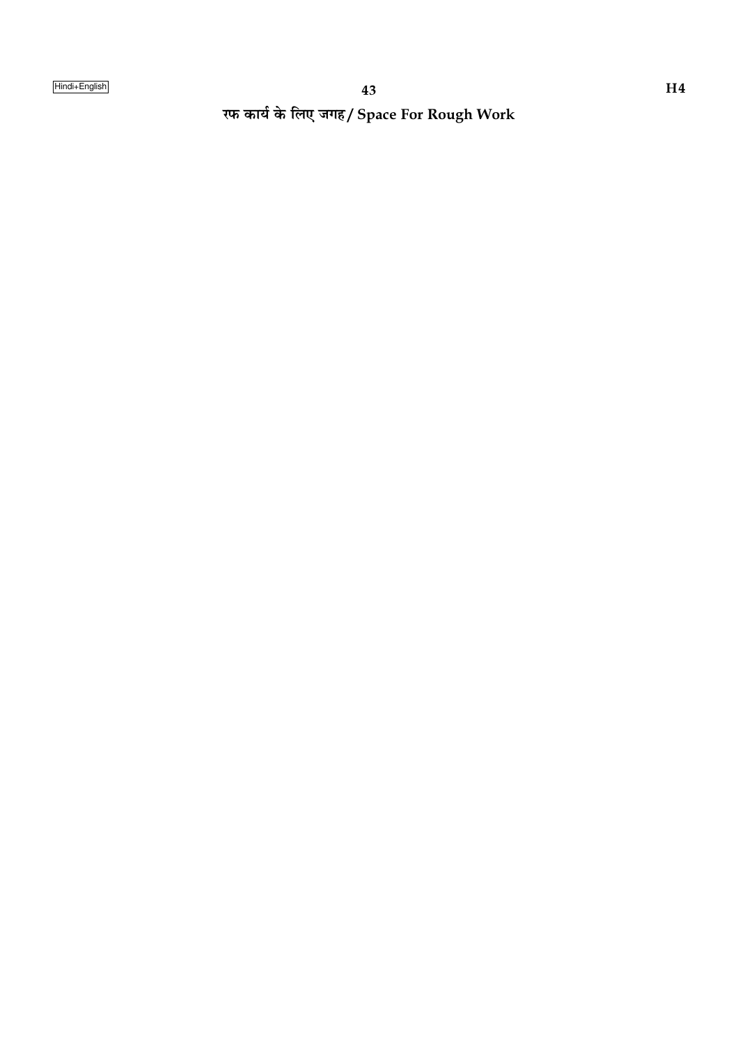रफ कार्य के लिए जगह/ Space For Rough Work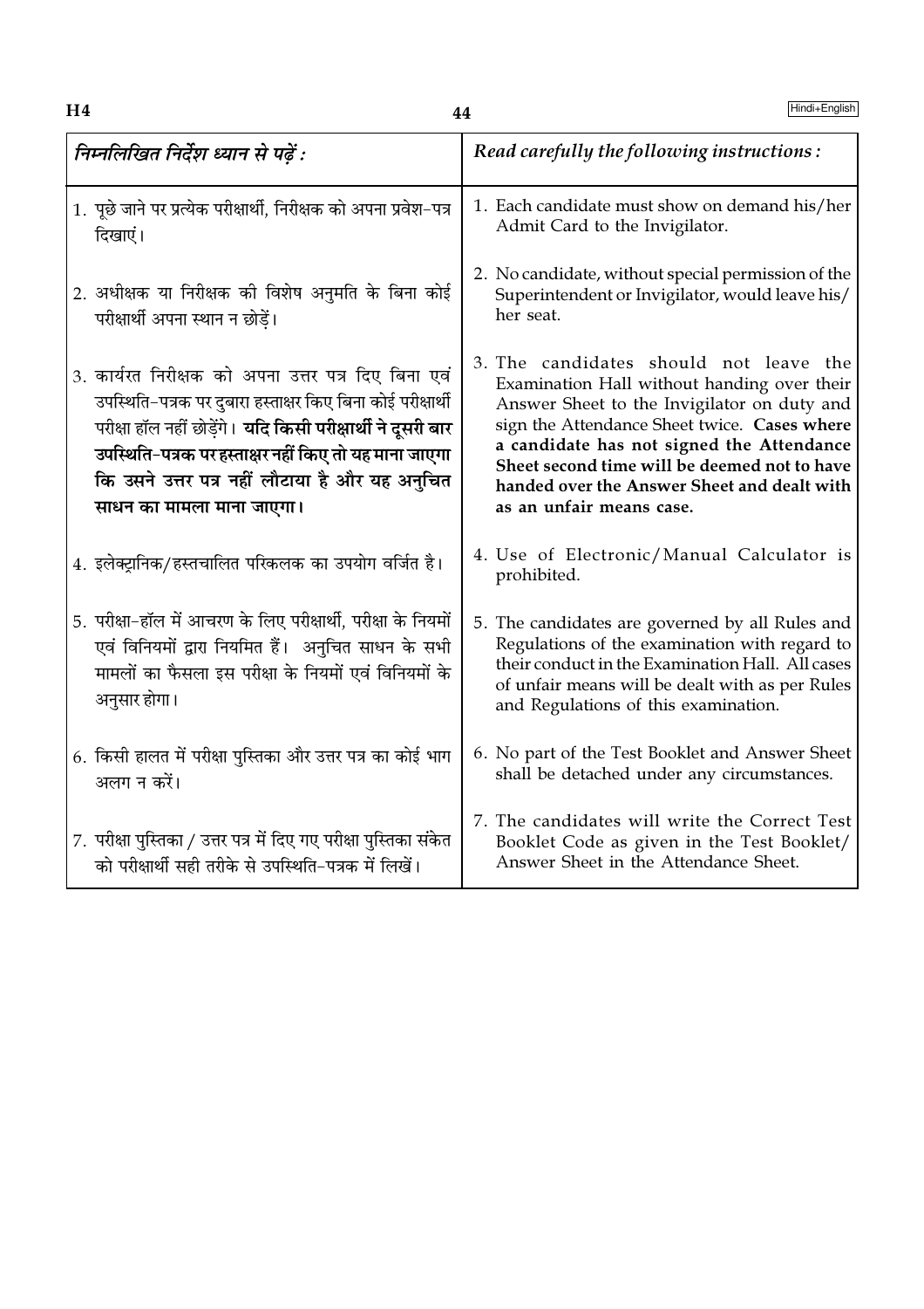| *निम्नलिखित निर्देश ध्यान से पढ़ें :* | *Read carefully the following instructions :* |
| --- | --- |
| 1. पूछे जाने पर प्रत्येक परीक्षार्थी, निरीक्षक को अपना प्रवेश-पत्र दिखाएं। | 1. Each candidate must show on demand his/her Admit Card to the Invigilator. |
| 2. अधीक्षक या निरीक्षक की विशेष अनुमति के बिना कोई परीक्षार्थी अपना स्थान न छोड़ें। | 2. No candidate, without special permission of the Superintendent or Invigilator, would leave his/her seat. |
| 3. कार्यरत निरीक्षक को अपना उत्तर पत्र दिए बिना एवं उपस्थिति-पत्रक पर दुबारा हस्ताक्षर किए बिना कोई परीक्षार्थी परीक्षा हॉल नहीं छोड़ेंगे। **यदि किसी परीक्षार्थी ने दूसरी बार उपस्थिति-पत्रक पर हस्ताक्षर नहीं किए तो यह माना जाएगा कि उसने उत्तर पत्र नहीं लौटाया है और यह अनुचित साधन का मामला माना जाएगा।** | 3. The candidates should not leave the Examination Hall without handing over their Answer Sheet to the Invigilator on duty and sign the Attendance Sheet twice. **Cases where a candidate has not signed the Attendance Sheet second time will be deemed not to have handed over the Answer Sheet and dealt with as an unfair means case.** |
| 4. इलेक्ट्रानिक/हस्तचालित परिकलक का उपयोग वर्जित है। | 4. Use of Electronic/Manual Calculator is prohibited. |
| 5. परीक्षा-हॉल में आचरण के लिए परीक्षार्थी, परीक्षा के नियमों एवं विनियमों द्वारा नियमित हैं। अनुचित साधन के सभी मामलों का फैसला इस परीक्षा के नियमों एवं विनियमों के अनुसार होगा। | 5. The candidates are governed by all Rules and Regulations of the examination with regard to their conduct in the Examination Hall. All cases of unfair means will be dealt with as per Rules and Regulations of this examination. |
| 6. किसी हालत में परीक्षा पुस्तिका और उत्तर पत्र का कोई भाग अलग न करें। | 6. No part of the Test Booklet and Answer Sheet shall be detached under any circumstances. |
| 7. परीक्षा पुस्तिका / उत्तर पत्र में दिए गए परीक्षा पुस्तिका संकेत को परीक्षार्थी सही तरीके से उपस्थिति-पत्रक में लिखें। | 7. The candidates will write the Correct Test Booklet Code as given in the Test Booklet/ Answer Sheet in the Attendance Sheet. |